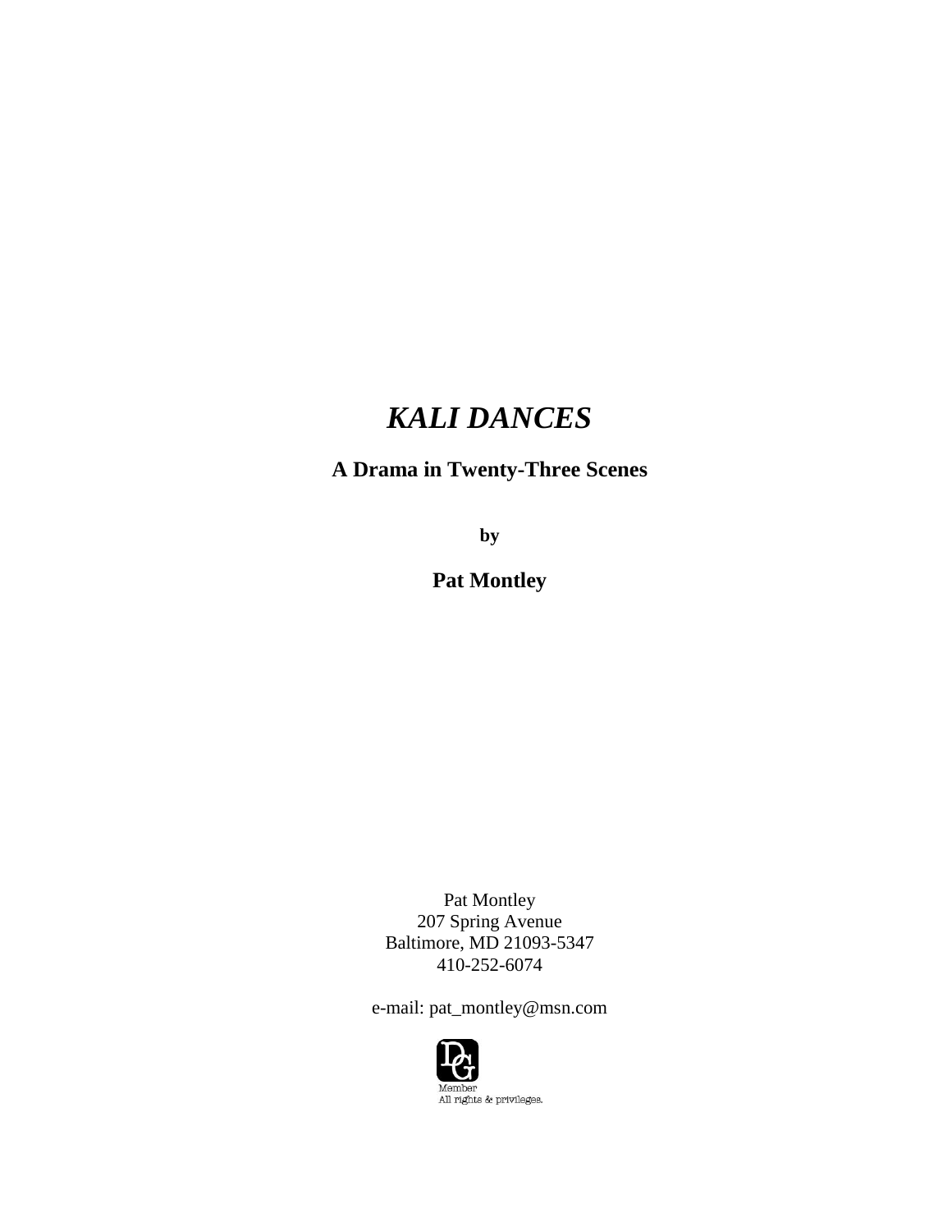# *KALI DANCES*

**A Drama in Twenty-Three Scenes**

**by**

**Pat Montley**

Pat Montley
207 Spring Avenue
Baltimore, MD 21093-5347
410-252-6074

e-mail: pat_montley@msn.com

Member
All rights & privileges.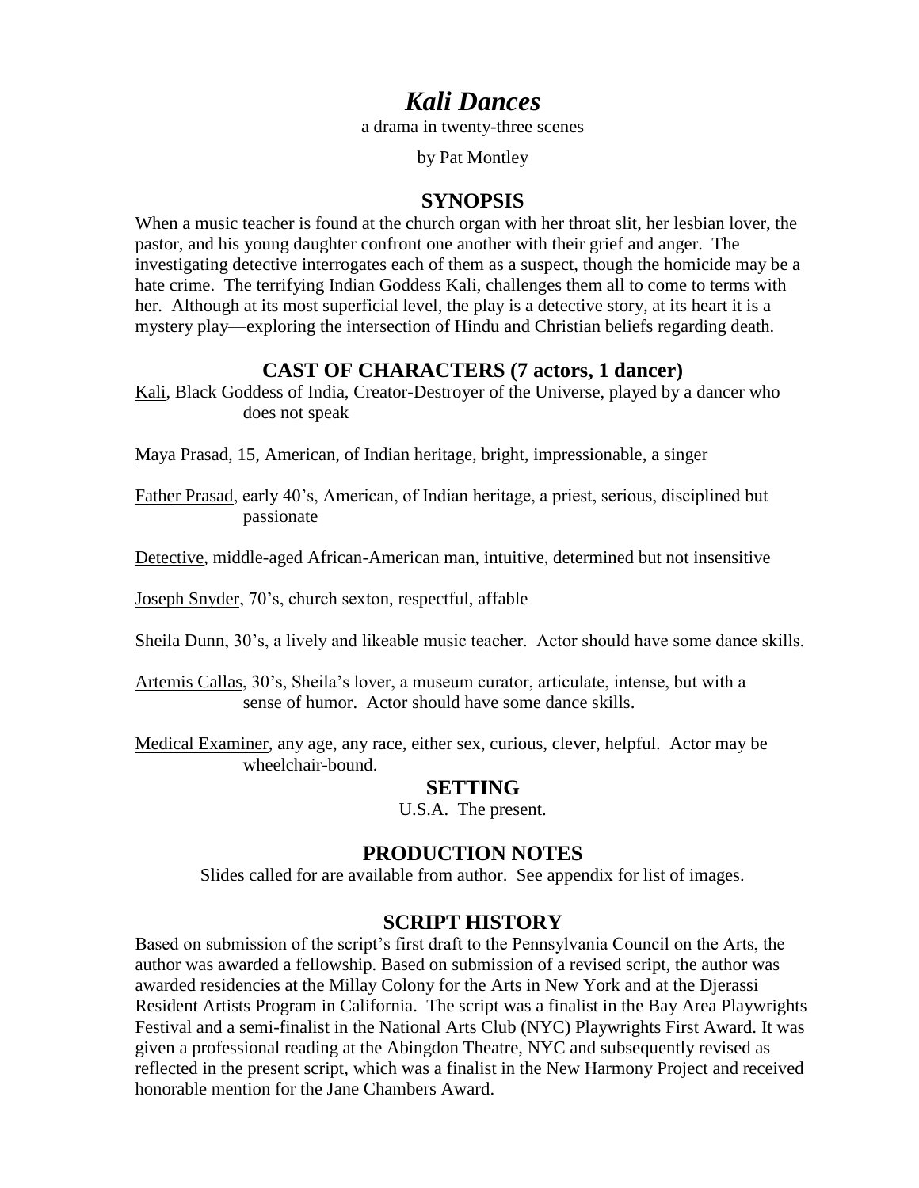# *Kali Dances*

a drama in twenty-three scenes

by Pat Montley

## SYNOPSIS

When a music teacher is found at the church organ with her throat slit, her lesbian lover, the pastor, and his young daughter confront one another with their grief and anger. The investigating detective interrogates each of them as a suspect, though the homicide may be a hate crime. The terrifying Indian Goddess Kali, challenges them all to come to terms with her. Although at its most superficial level, the play is a detective story, at its heart it is a mystery play—exploring the intersection of Hindu and Christian beliefs regarding death.

## CAST OF CHARACTERS (7 actors, 1 dancer)

Kali, Black Goddess of India, Creator-Destroyer of the Universe, played by a dancer who does not speak

Maya Prasad, 15, American, of Indian heritage, bright, impressionable, a singer

Father Prasad, early 40's, American, of Indian heritage, a priest, serious, disciplined but passionate

Detective, middle-aged African-American man, intuitive, determined but not insensitive

Joseph Snyder, 70's, church sexton, respectful, affable

Sheila Dunn, 30's, a lively and likeable music teacher. Actor should have some dance skills.

Artemis Callas, 30's, Sheila's lover, a museum curator, articulate, intense, but with a sense of humor. Actor should have some dance skills.

Medical Examiner, any age, any race, either sex, curious, clever, helpful. Actor may be wheelchair-bound.

## SETTING

U.S.A. The present.

## PRODUCTION NOTES

Slides called for are available from author. See appendix for list of images.

## SCRIPT HISTORY

Based on submission of the script's first draft to the Pennsylvania Council on the Arts, the author was awarded a fellowship. Based on submission of a revised script, the author was awarded residencies at the Millay Colony for the Arts in New York and at the Djerassi Resident Artists Program in California. The script was a finalist in the Bay Area Playwrights Festival and a semi-finalist in the National Arts Club (NYC) Playwrights First Award. It was given a professional reading at the Abingdon Theatre, NYC and subsequently revised as reflected in the present script, which was a finalist in the New Harmony Project and received honorable mention for the Jane Chambers Award.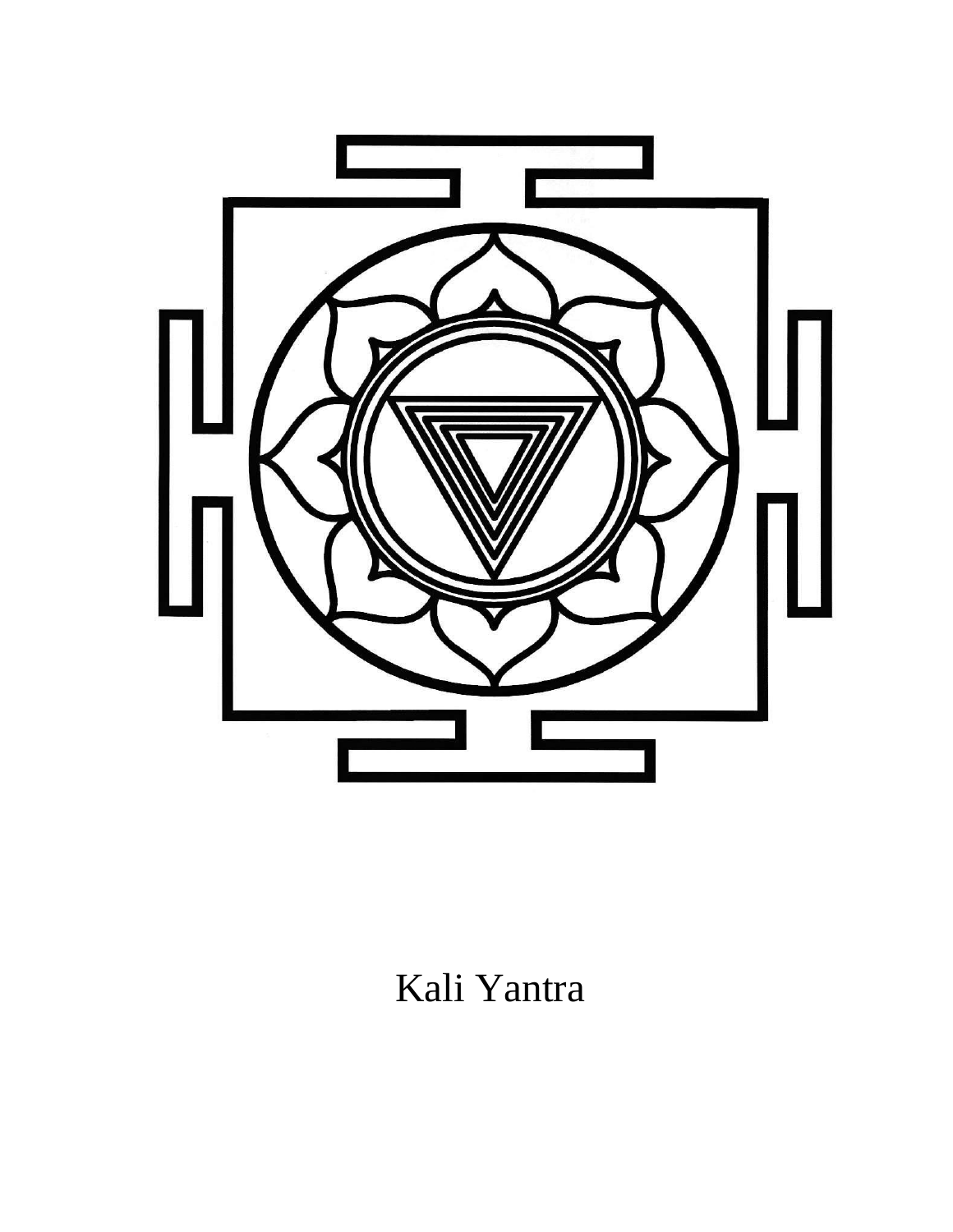Kali Yantra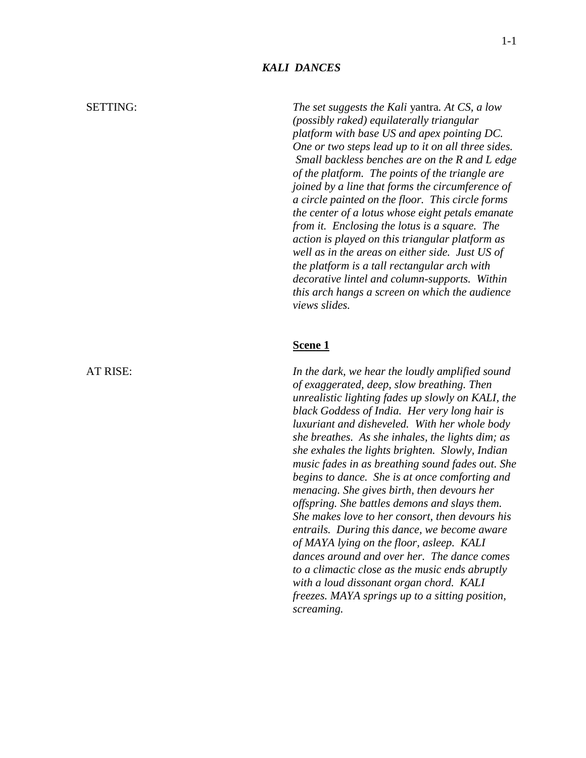***KALI DANCES***

SETTING: *The set suggests the Kali* yantra*. At CS, a low (possibly raked) equilaterally triangular platform with base US and apex pointing DC. One or two steps lead up to it on all three sides. Small backless benches are on the R and L edge of the platform. The points of the triangle are joined by a line that forms the circumference of a circle painted on the floor. This circle forms the center of a lotus whose eight petals emanate from it. Enclosing the lotus is a square. The action is played on this triangular platform as well as in the areas on either side. Just US of the platform is a tall rectangular arch with decorative lintel and column-supports. Within this arch hangs a screen on which the audience views slides.*

## <u>Scene 1</u>

AT RISE: *In the dark, we hear the loudly amplified sound of exaggerated, deep, slow breathing. Then unrealistic lighting fades up slowly on KALI, the black Goddess of India. Her very long hair is luxuriant and disheveled. With her whole body she breathes. As she inhales, the lights dim; as she exhales the lights brighten. Slowly, Indian music fades in as breathing sound fades out. She begins to dance. She is at once comforting and menacing. She gives birth, then devours her offspring. She battles demons and slays them. She makes love to her consort, then devours his entrails. During this dance, we become aware of MAYA lying on the floor, asleep. KALI dances around and over her. The dance comes to a climactic close as the music ends abruptly with a loud dissonant organ chord. KALI freezes. MAYA springs up to a sitting position, screaming.*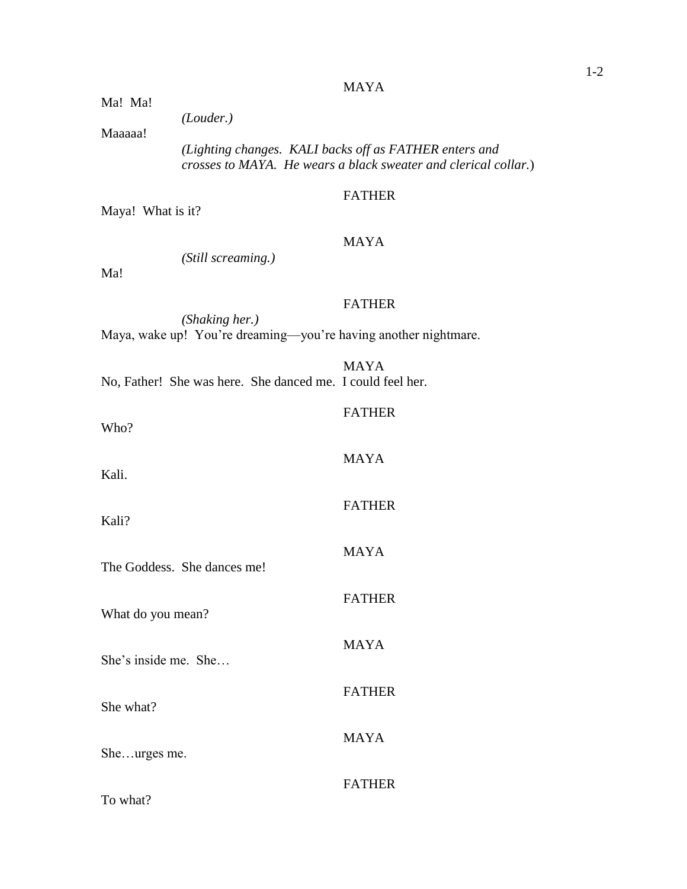MAYA

Ma! Ma!

*(Louder.)*

Maaaaa!

*(Lighting changes. KALI backs off as FATHER enters and crosses to MAYA. He wears a black sweater and clerical collar.)*

FATHER

Maya! What is it?

MAYA

*(Still screaming.)*

Ma!

FATHER

*(Shaking her.)*

Maya, wake up! You're dreaming—you're having another nightmare.

MAYA

No, Father! She was here. She danced me. I could feel her.

FATHER

Who?

MAYA

Kali.

FATHER

Kali?

MAYA

The Goddess. She dances me!

FATHER

What do you mean?

MAYA

She's inside me. She…

FATHER

She what?

MAYA

She…urges me.

FATHER

To what?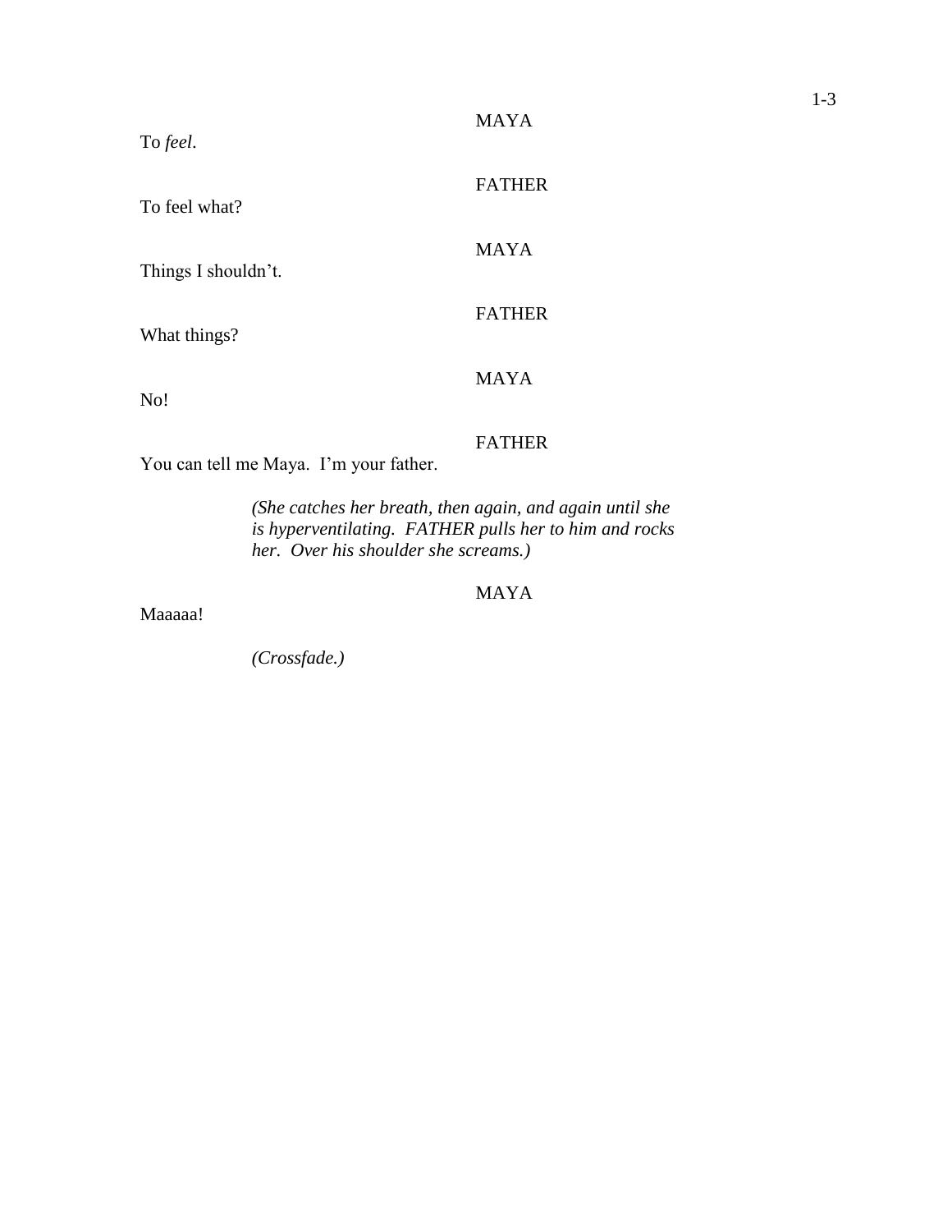MAYA

To *feel*.

FATHER

To feel what?

MAYA

Things I shouldn't.

FATHER

What things?

MAYA

No!

FATHER

You can tell me Maya. I'm your father.

*(She catches her breath, then again, and again until she is hyperventilating. FATHER pulls her to him and rocks her. Over his shoulder she screams.)*

MAYA

Maaaaa!

*(Crossfade.)*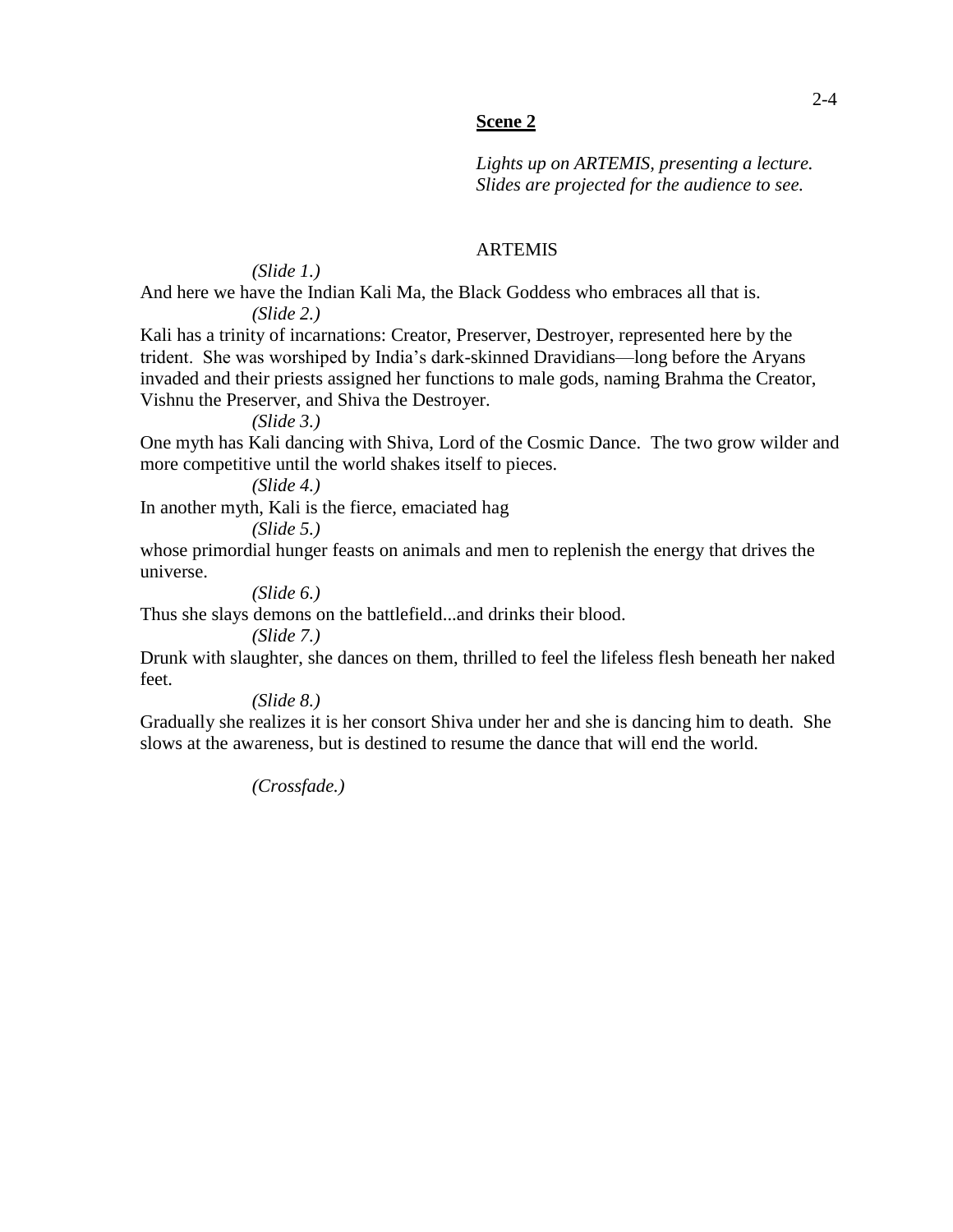**Scene 2**

*Lights up on ARTEMIS, presenting a lecture. Slides are projected for the audience to see.*

ARTEMIS

*(Slide 1.)*

And here we have the Indian Kali Ma, the Black Goddess who embraces all that is.

*(Slide 2.)*

Kali has a trinity of incarnations: Creator, Preserver, Destroyer, represented here by the trident. She was worshiped by India's dark-skinned Dravidians—long before the Aryans invaded and their priests assigned her functions to male gods, naming Brahma the Creator, Vishnu the Preserver, and Shiva the Destroyer.

*(Slide 3.)*

One myth has Kali dancing with Shiva, Lord of the Cosmic Dance. The two grow wilder and more competitive until the world shakes itself to pieces.

*(Slide 4.)*

In another myth, Kali is the fierce, emaciated hag

*(Slide 5.)*

whose primordial hunger feasts on animals and men to replenish the energy that drives the universe.

*(Slide 6.)*

Thus she slays demons on the battlefield...and drinks their blood.

*(Slide 7.)*

Drunk with slaughter, she dances on them, thrilled to feel the lifeless flesh beneath her naked feet.

*(Slide 8.)*

Gradually she realizes it is her consort Shiva under her and she is dancing him to death. She slows at the awareness, but is destined to resume the dance that will end the world.

*(Crossfade.)*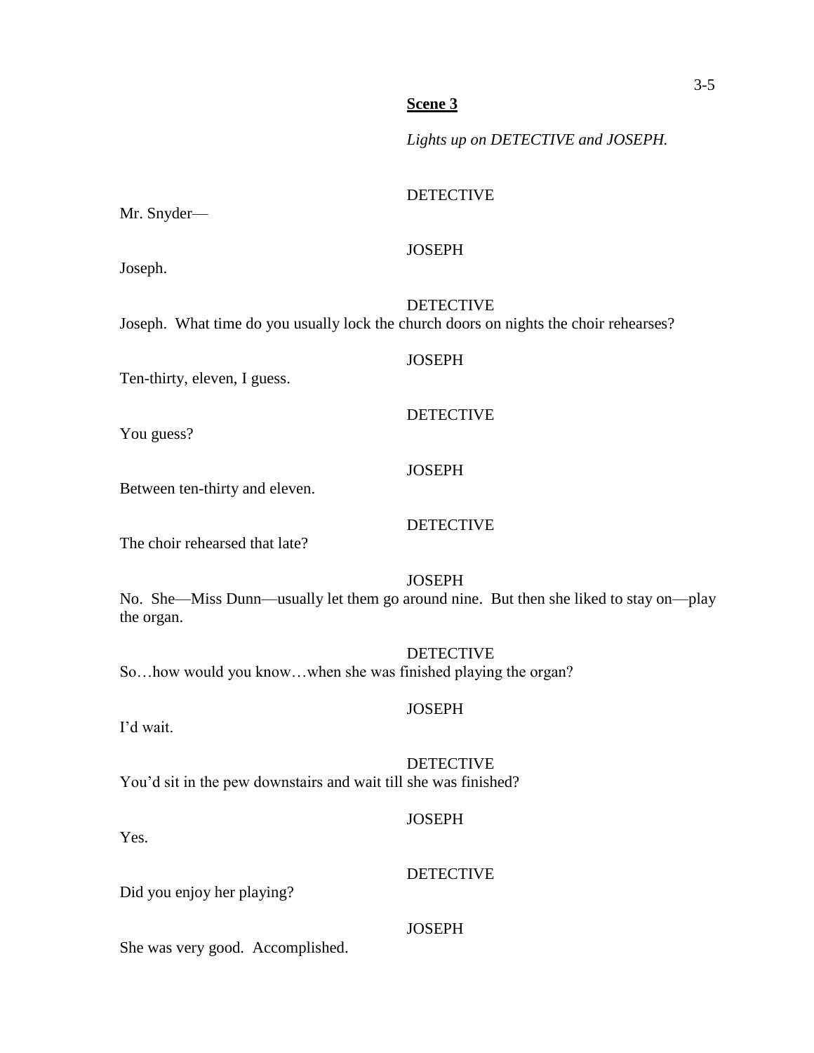**Scene 3**

*Lights up on DETECTIVE and JOSEPH.*

DETECTIVE

Mr. Snyder—

JOSEPH

Joseph.

DETECTIVE

Joseph. What time do you usually lock the church doors on nights the choir rehearses?

JOSEPH

Ten-thirty, eleven, I guess.

DETECTIVE

You guess?

JOSEPH

Between ten-thirty and eleven.

DETECTIVE

The choir rehearsed that late?

JOSEPH

No. She—Miss Dunn—usually let them go around nine. But then she liked to stay on—play the organ.

DETECTIVE

So…how would you know…when she was finished playing the organ?

JOSEPH

I'd wait.

DETECTIVE

You'd sit in the pew downstairs and wait till she was finished?

JOSEPH

Yes.

DETECTIVE

Did you enjoy her playing?

JOSEPH

She was very good. Accomplished.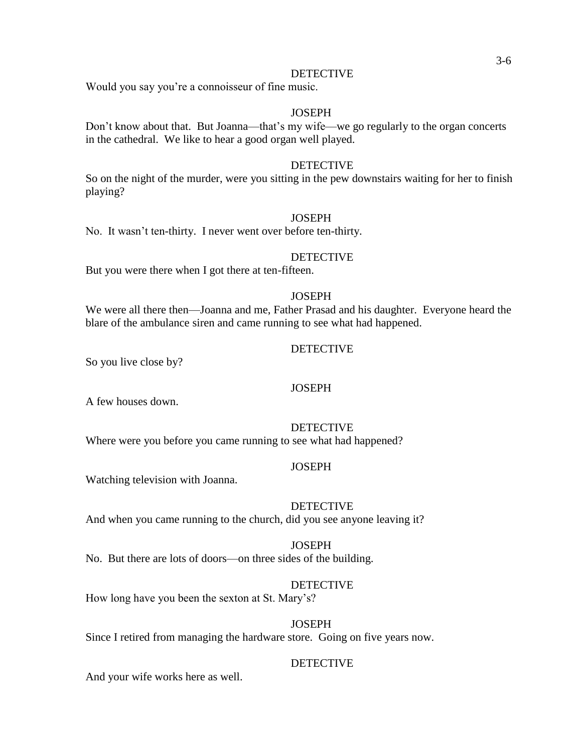DETECTIVE

Would you say you're a connoisseur of fine music.

JOSEPH

Don't know about that. But Joanna—that's my wife—we go regularly to the organ concerts in the cathedral. We like to hear a good organ well played.

DETECTIVE

So on the night of the murder, were you sitting in the pew downstairs waiting for her to finish playing?

JOSEPH

No. It wasn't ten-thirty. I never went over before ten-thirty.

DETECTIVE

But you were there when I got there at ten-fifteen.

JOSEPH

We were all there then—Joanna and me, Father Prasad and his daughter. Everyone heard the blare of the ambulance siren and came running to see what had happened.

DETECTIVE

So you live close by?

JOSEPH

A few houses down.

DETECTIVE

Where were you before you came running to see what had happened?

JOSEPH

Watching television with Joanna.

DETECTIVE

And when you came running to the church, did you see anyone leaving it?

JOSEPH

No. But there are lots of doors—on three sides of the building.

DETECTIVE

How long have you been the sexton at St. Mary's?

JOSEPH

Since I retired from managing the hardware store. Going on five years now.

DETECTIVE

And your wife works here as well.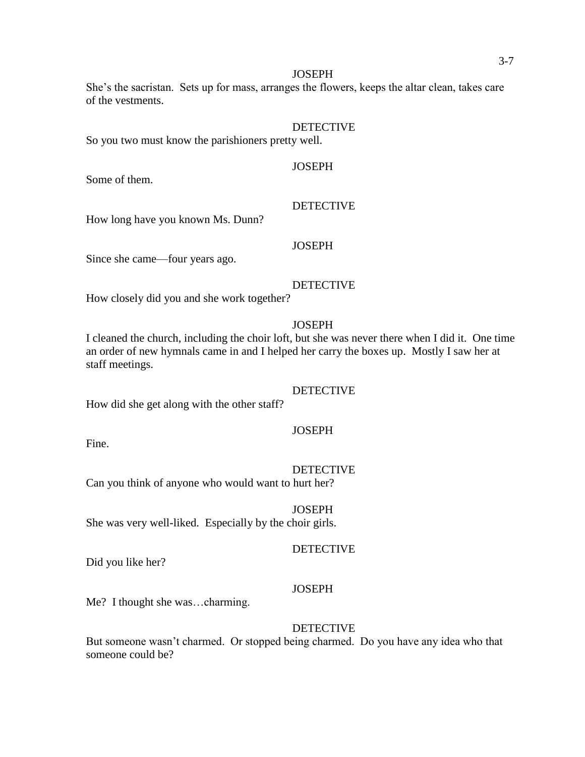JOSEPH

She's the sacristan. Sets up for mass, arranges the flowers, keeps the altar clean, takes care of the vestments.

DETECTIVE

So you two must know the parishioners pretty well.

JOSEPH

Some of them.

DETECTIVE

How long have you known Ms. Dunn?

JOSEPH

Since she came—four years ago.

DETECTIVE

How closely did you and she work together?

JOSEPH

I cleaned the church, including the choir loft, but she was never there when I did it. One time an order of new hymnals came in and I helped her carry the boxes up. Mostly I saw her at staff meetings.

DETECTIVE

How did she get along with the other staff?

JOSEPH

Fine.

DETECTIVE

Can you think of anyone who would want to hurt her?

JOSEPH

She was very well-liked. Especially by the choir girls.

DETECTIVE

Did you like her?

JOSEPH

Me? I thought she was…charming.

DETECTIVE

But someone wasn't charmed. Or stopped being charmed. Do you have any idea who that someone could be?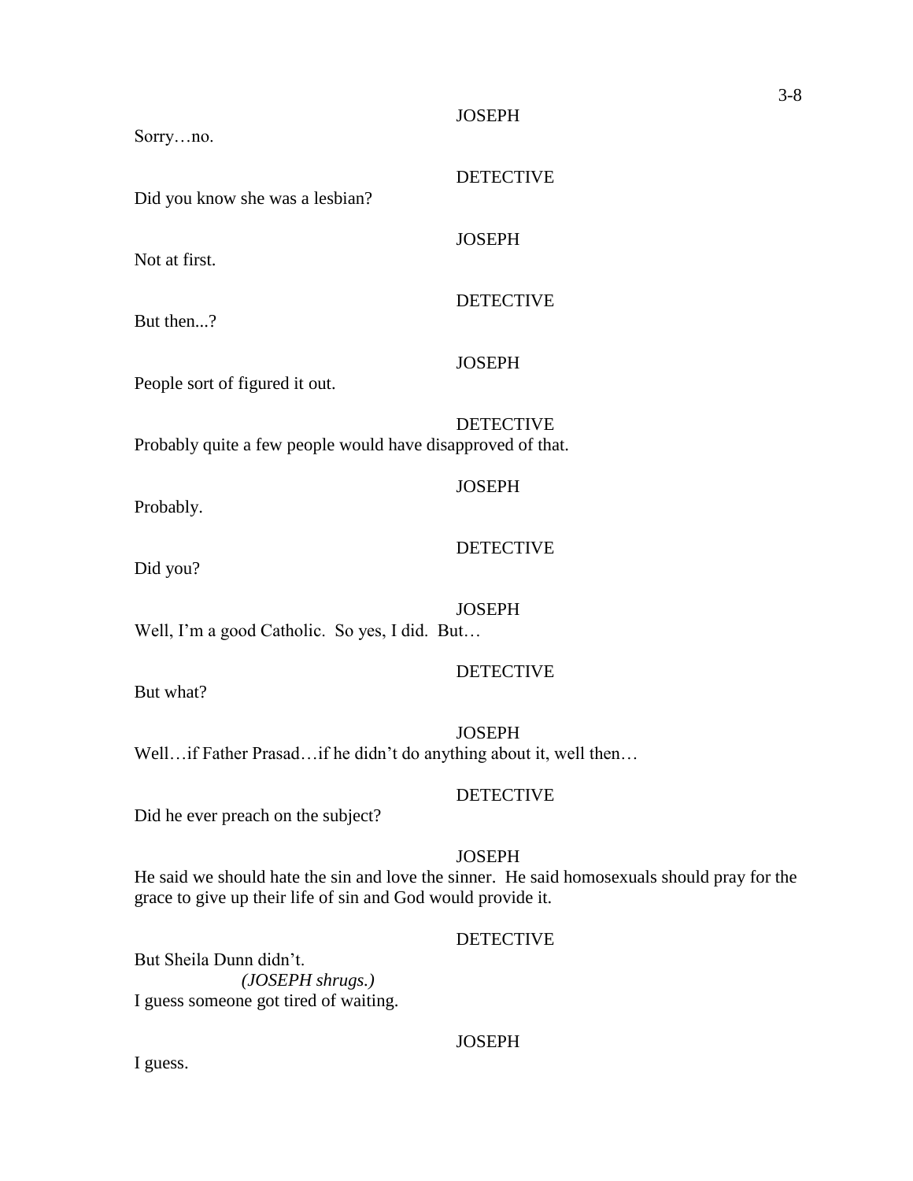JOSEPH

Sorry…no.

DETECTIVE

Did you know she was a lesbian?

JOSEPH

Not at first.

DETECTIVE

But then...?

JOSEPH

People sort of figured it out.

DETECTIVE

Probably quite a few people would have disapproved of that.

JOSEPH

Probably.

DETECTIVE

Did you?

JOSEPH

Well, I'm a good Catholic. So yes, I did. But…

DETECTIVE

But what?

JOSEPH

Well…if Father Prasad…if he didn't do anything about it, well then…

DETECTIVE

Did he ever preach on the subject?

JOSEPH

He said we should hate the sin and love the sinner. He said homosexuals should pray for the grace to give up their life of sin and God would provide it.

DETECTIVE

But Sheila Dunn didn't.

*(JOSEPH shrugs.)*

I guess someone got tired of waiting.

JOSEPH

I guess.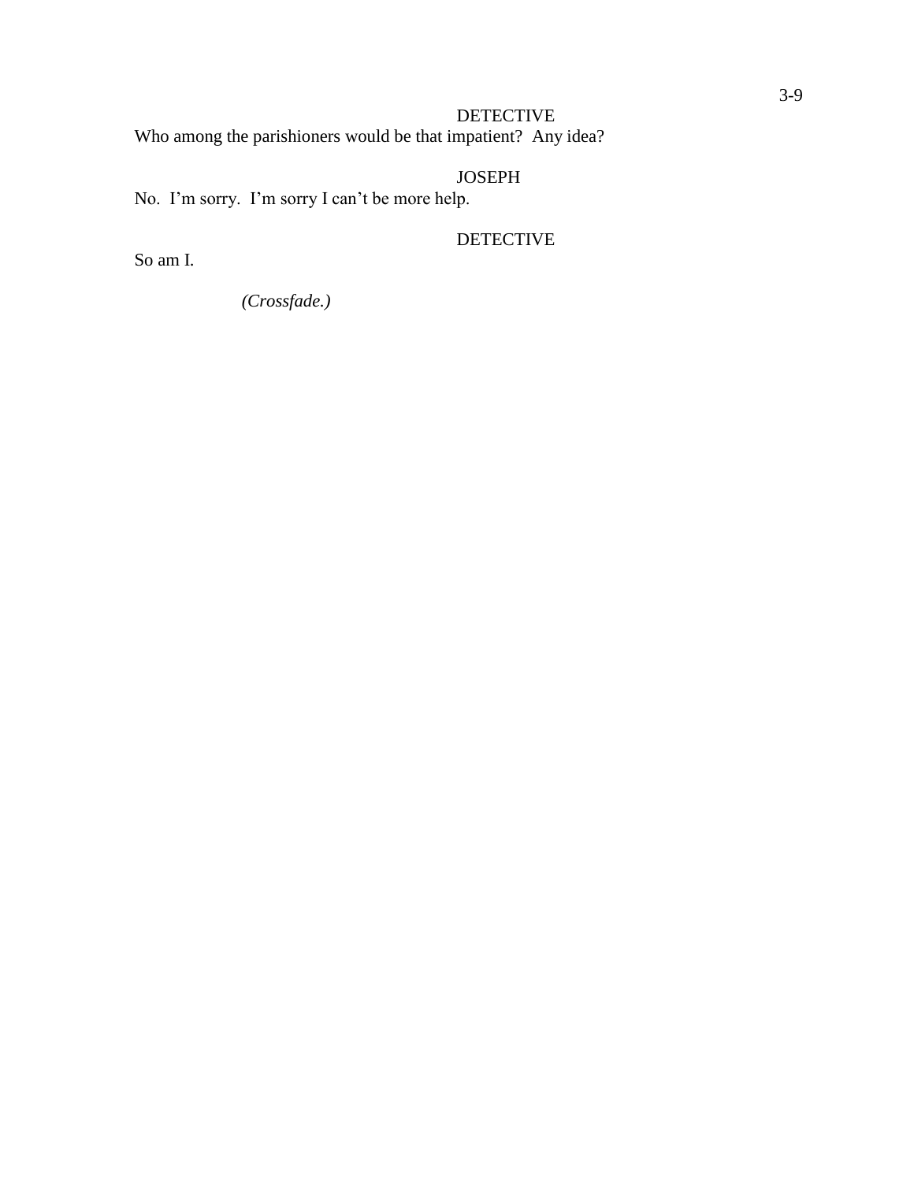DETECTIVE

Who among the parishioners would be that impatient?  Any idea?

JOSEPH

No.  I'm sorry.  I'm sorry I can't be more help.

DETECTIVE

So am I.

*(Crossfade.)*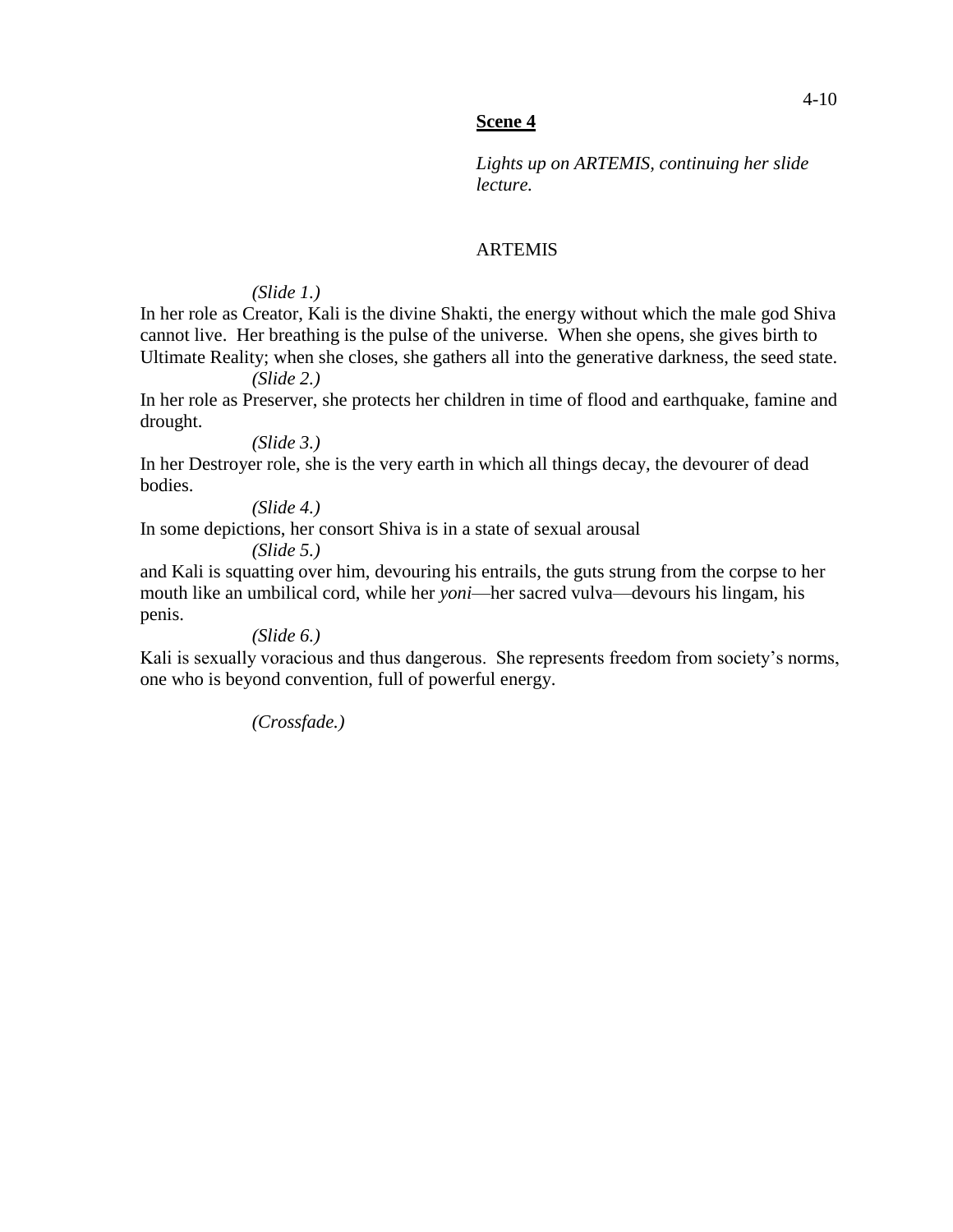**Scene 4**

*Lights up on ARTEMIS, continuing her slide lecture.*

ARTEMIS

*(Slide 1.)*

In her role as Creator, Kali is the divine Shakti, the energy without which the male god Shiva cannot live. Her breathing is the pulse of the universe. When she opens, she gives birth to Ultimate Reality; when she closes, she gathers all into the generative darkness, the seed state.

*(Slide 2.)*

In her role as Preserver, she protects her children in time of flood and earthquake, famine and drought.

*(Slide 3.)*

In her Destroyer role, she is the very earth in which all things decay, the devourer of dead bodies.

*(Slide 4.)*

In some depictions, her consort Shiva is in a state of sexual arousal

*(Slide 5.)*

and Kali is squatting over him, devouring his entrails, the guts strung from the corpse to her mouth like an umbilical cord, while her *yoni*—her sacred vulva—devours his lingam, his penis.

*(Slide 6.)*

Kali is sexually voracious and thus dangerous. She represents freedom from society's norms, one who is beyond convention, full of powerful energy.

*(Crossfade.)*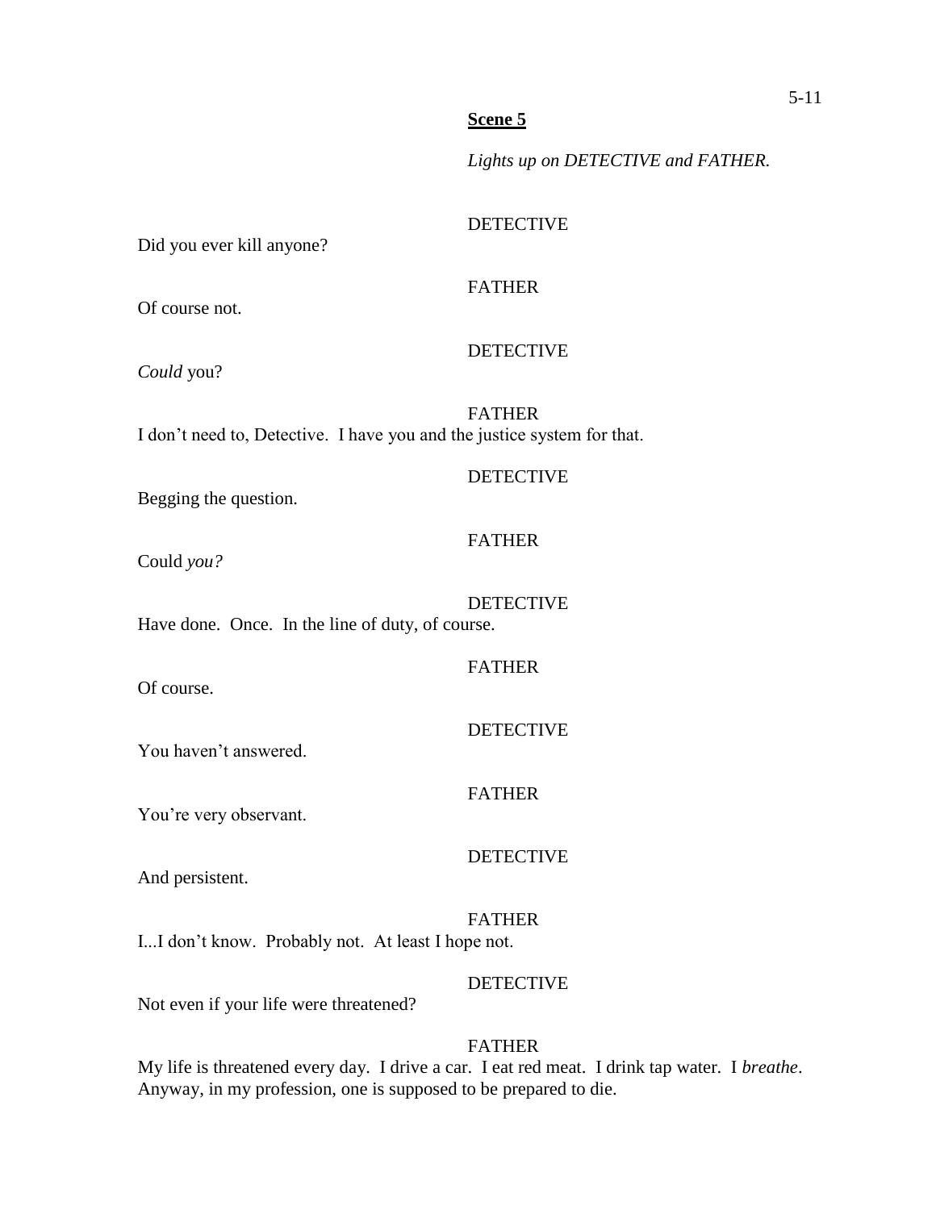**Scene 5**

*Lights up on DETECTIVE and FATHER.*

DETECTIVE

Did you ever kill anyone?

FATHER

Of course not.

DETECTIVE

*Could* you?

FATHER

I don't need to, Detective. I have you and the justice system for that.

DETECTIVE

Begging the question.

FATHER

Could *you?*

DETECTIVE

Have done. Once. In the line of duty, of course.

FATHER

Of course.

DETECTIVE

You haven't answered.

FATHER

You're very observant.

DETECTIVE

And persistent.

FATHER

I...I don't know. Probably not. At least I hope not.

DETECTIVE

Not even if your life were threatened?

FATHER

My life is threatened every day. I drive a car. I eat red meat. I drink tap water. I *breathe*. Anyway, in my profession, one is supposed to be prepared to die.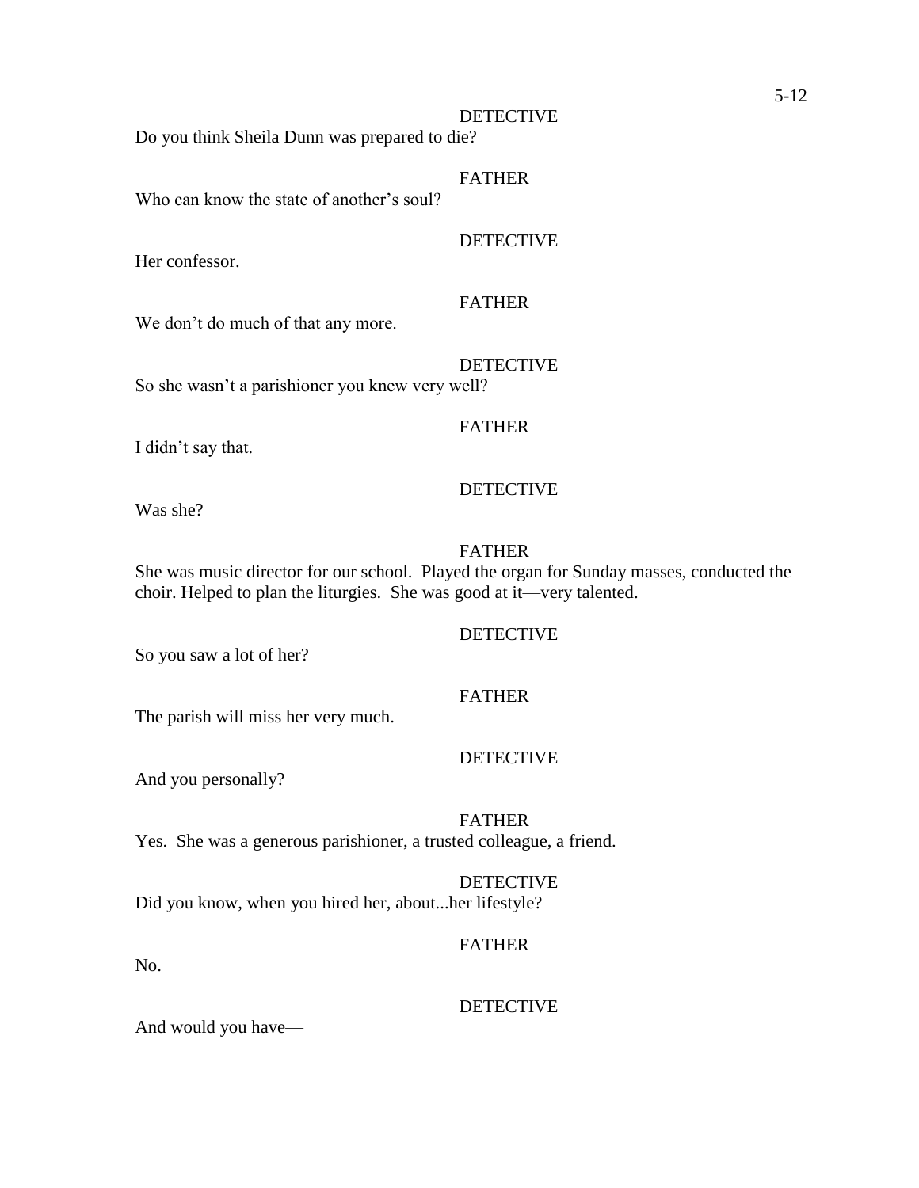DETECTIVE

Do you think Sheila Dunn was prepared to die?

FATHER

Who can know the state of another's soul?

DETECTIVE

Her confessor.

FATHER

We don't do much of that any more.

DETECTIVE

So she wasn't a parishioner you knew very well?

FATHER

I didn't say that.

DETECTIVE

Was she?

FATHER

She was music director for our school. Played the organ for Sunday masses, conducted the choir. Helped to plan the liturgies. She was good at it—very talented.

DETECTIVE

So you saw a lot of her?

FATHER

The parish will miss her very much.

DETECTIVE

And you personally?

FATHER

Yes. She was a generous parishioner, a trusted colleague, a friend.

DETECTIVE

Did you know, when you hired her, about...her lifestyle?

FATHER

No.

DETECTIVE

And would you have—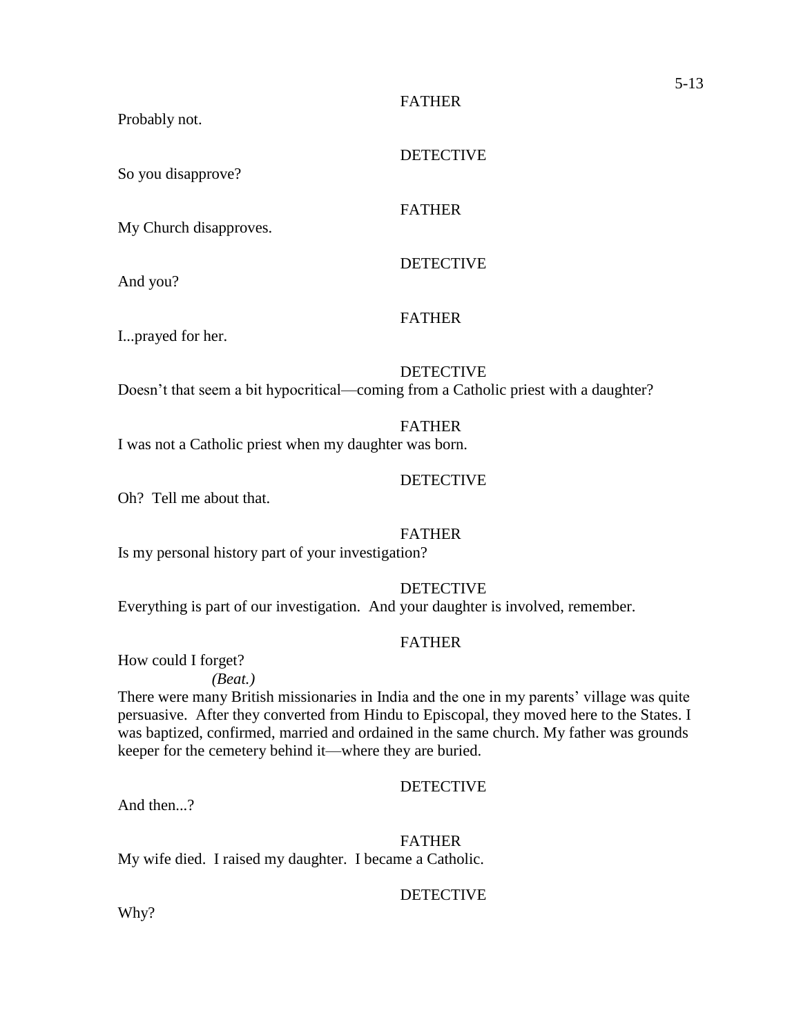FATHER

Probably not.

DETECTIVE

So you disapprove?

FATHER

My Church disapproves.

DETECTIVE

And you?

FATHER

I...prayed for her.

DETECTIVE

Doesn't that seem a bit hypocritical—coming from a Catholic priest with a daughter?

FATHER

I was not a Catholic priest when my daughter was born.

DETECTIVE

Oh? Tell me about that.

FATHER

Is my personal history part of your investigation?

DETECTIVE

Everything is part of our investigation. And your daughter is involved, remember.

FATHER

How could I forget?

*(Beat.)*

There were many British missionaries in India and the one in my parents' village was quite persuasive. After they converted from Hindu to Episcopal, they moved here to the States. I was baptized, confirmed, married and ordained in the same church. My father was grounds keeper for the cemetery behind it—where they are buried.

DETECTIVE

And then...?

FATHER

My wife died. I raised my daughter. I became a Catholic.

DETECTIVE

Why?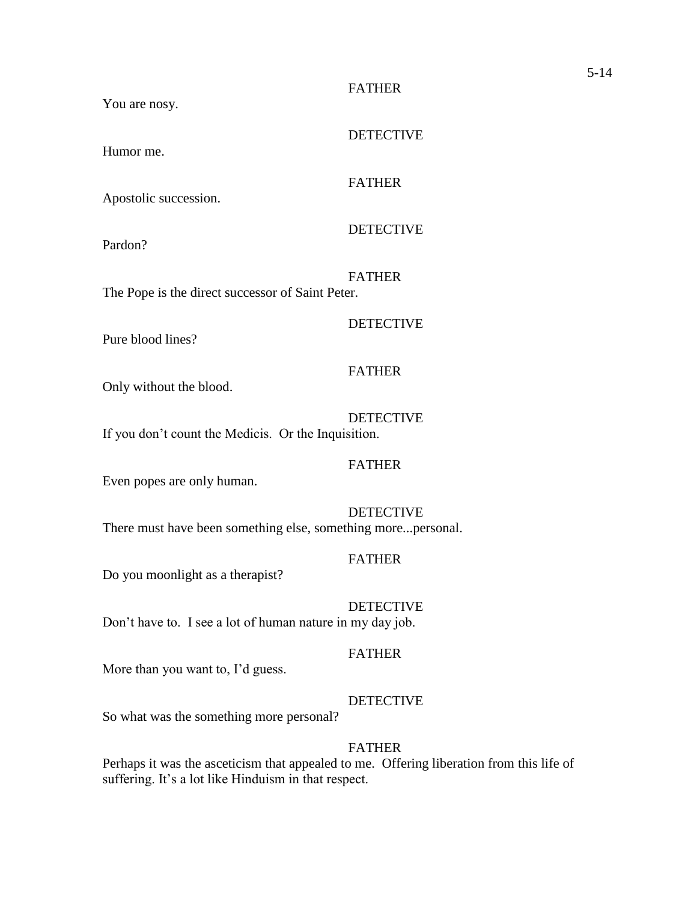FATHER

You are nosy.

DETECTIVE

Humor me.

FATHER

Apostolic succession.

DETECTIVE

Pardon?

FATHER

The Pope is the direct successor of Saint Peter.

DETECTIVE

Pure blood lines?

FATHER

Only without the blood.

DETECTIVE

If you don't count the Medicis. Or the Inquisition.

FATHER

Even popes are only human.

DETECTIVE

There must have been something else, something more...personal.

FATHER

Do you moonlight as a therapist?

DETECTIVE

Don't have to. I see a lot of human nature in my day job.

FATHER

More than you want to, I'd guess.

DETECTIVE

So what was the something more personal?

FATHER

Perhaps it was the asceticism that appealed to me. Offering liberation from this life of suffering. It's a lot like Hinduism in that respect.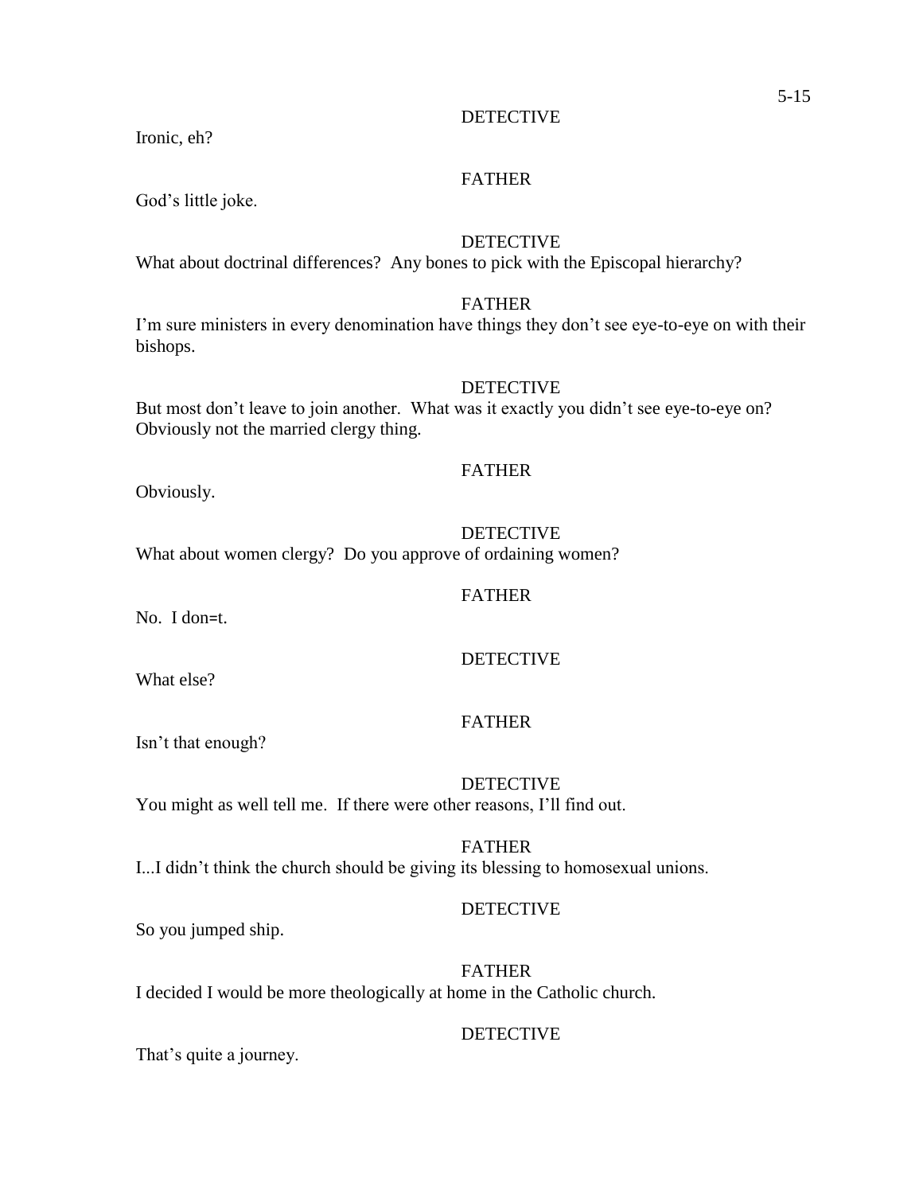DETECTIVE

Ironic, eh?

FATHER

God's little joke.

DETECTIVE

What about doctrinal differences? Any bones to pick with the Episcopal hierarchy?

FATHER

I'm sure ministers in every denomination have things they don't see eye-to-eye on with their bishops.

DETECTIVE

But most don't leave to join another. What was it exactly you didn't see eye-to-eye on? Obviously not the married clergy thing.

FATHER

Obviously.

DETECTIVE

What about women clergy? Do you approve of ordaining women?

FATHER

No. I don=t.

DETECTIVE

What else?

FATHER

Isn't that enough?

DETECTIVE

You might as well tell me. If there were other reasons, I'll find out.

FATHER

I...I didn't think the church should be giving its blessing to homosexual unions.

DETECTIVE

So you jumped ship.

FATHER

I decided I would be more theologically at home in the Catholic church.

DETECTIVE

That's quite a journey.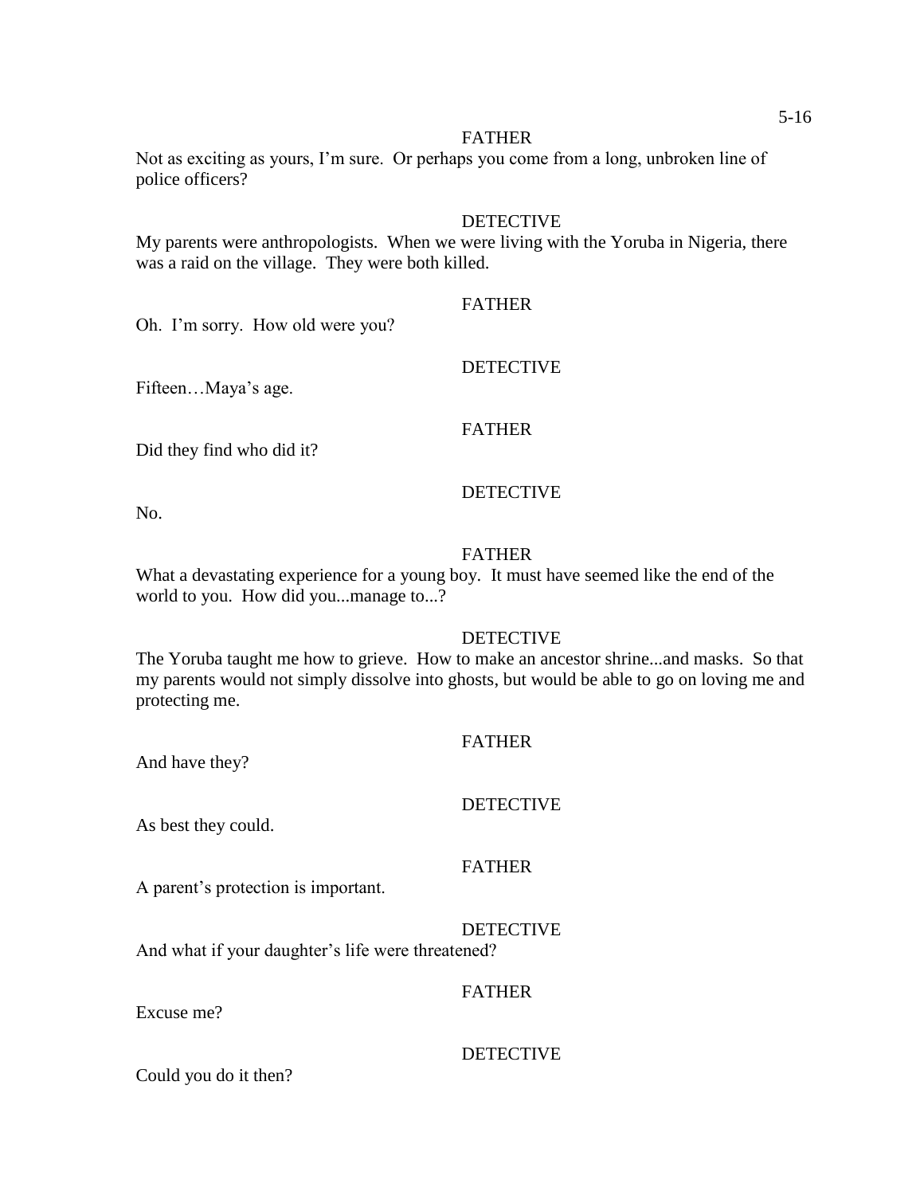FATHER

Not as exciting as yours, I'm sure. Or perhaps you come from a long, unbroken line of police officers?

DETECTIVE

My parents were anthropologists. When we were living with the Yoruba in Nigeria, there was a raid on the village. They were both killed.

FATHER

Oh. I'm sorry. How old were you?

DETECTIVE

Fifteen…Maya's age.

FATHER

Did they find who did it?

DETECTIVE

No.

FATHER

What a devastating experience for a young boy. It must have seemed like the end of the world to you. How did you...manage to...?

DETECTIVE

The Yoruba taught me how to grieve. How to make an ancestor shrine...and masks. So that my parents would not simply dissolve into ghosts, but would be able to go on loving me and protecting me.

FATHER

And have they?

DETECTIVE

As best they could.

FATHER

A parent's protection is important.

DETECTIVE

And what if your daughter's life were threatened?

FATHER

Excuse me?

DETECTIVE

Could you do it then?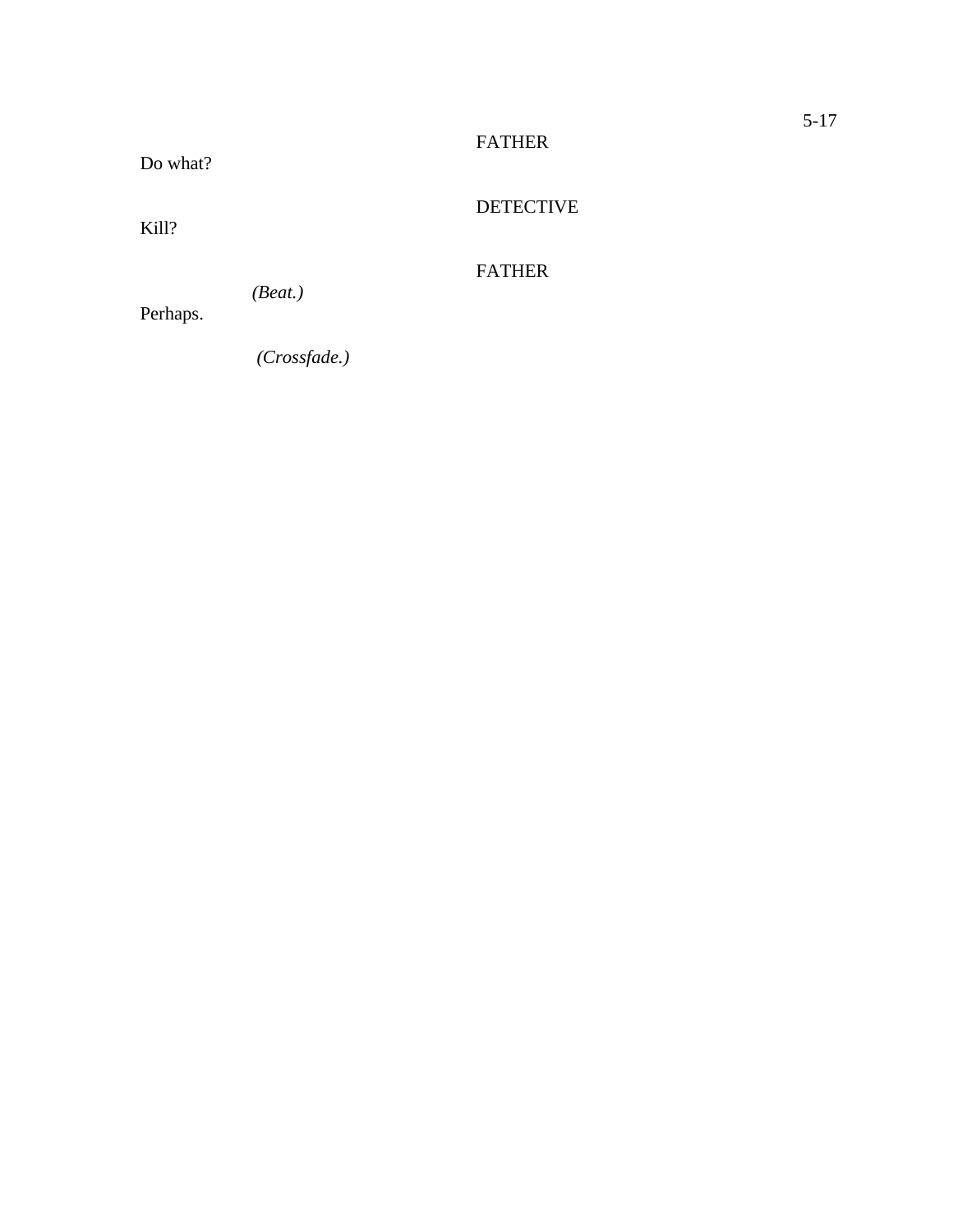FATHER

Do what?

DETECTIVE

Kill?

FATHER

*(Beat.)*

Perhaps.

*(Crossfade.)*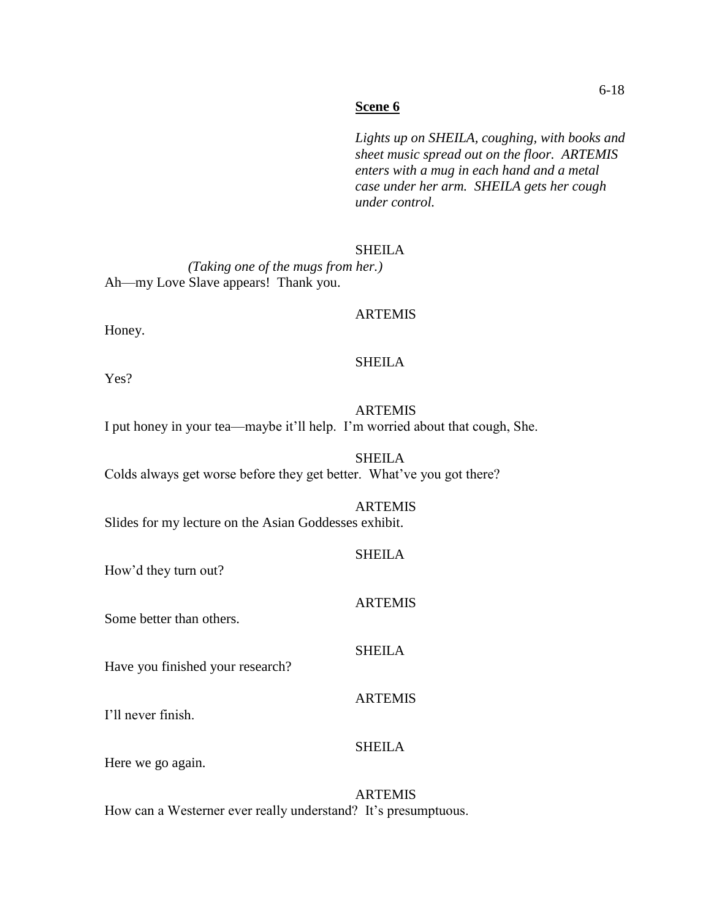**Scene 6**

*Lights up on SHEILA, coughing, with books and sheet music spread out on the floor. ARTEMIS enters with a mug in each hand and a metal case under her arm. SHEILA gets her cough under control.*

SHEILA

*(Taking one of the mugs from her.)*

Ah—my Love Slave appears! Thank you.

ARTEMIS

Honey.

SHEILA

Yes?

ARTEMIS

I put honey in your tea—maybe it'll help. I'm worried about that cough, She.

SHEILA

Colds always get worse before they get better. What've you got there?

ARTEMIS

Slides for my lecture on the Asian Goddesses exhibit.

SHEILA

How'd they turn out?

ARTEMIS

Some better than others.

SHEILA

Have you finished your research?

ARTEMIS

I'll never finish.

SHEILA

Here we go again.

ARTEMIS

How can a Westerner ever really understand? It's presumptuous.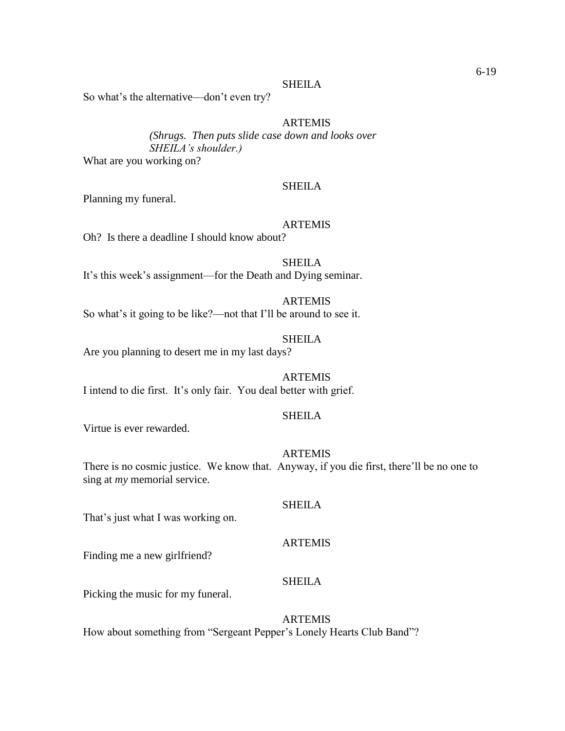SHEILA

So what's the alternative—don't even try?

ARTEMIS

*(Shrugs. Then puts slide case down and looks over SHEILA's shoulder.)*

What are you working on?

SHEILA

Planning my funeral.

ARTEMIS

Oh? Is there a deadline I should know about?

SHEILA

It's this week's assignment—for the Death and Dying seminar.

ARTEMIS

So what's it going to be like?—not that I'll be around to see it.

SHEILA

Are you planning to desert me in my last days?

ARTEMIS

I intend to die first. It's only fair. You deal better with grief.

SHEILA

Virtue is ever rewarded.

ARTEMIS

There is no cosmic justice. We know that. Anyway, if you die first, there'll be no one to sing at *my* memorial service.

SHEILA

That's just what I was working on.

ARTEMIS

Finding me a new girlfriend?

SHEILA

Picking the music for my funeral.

ARTEMIS

How about something from "Sergeant Pepper's Lonely Hearts Club Band"?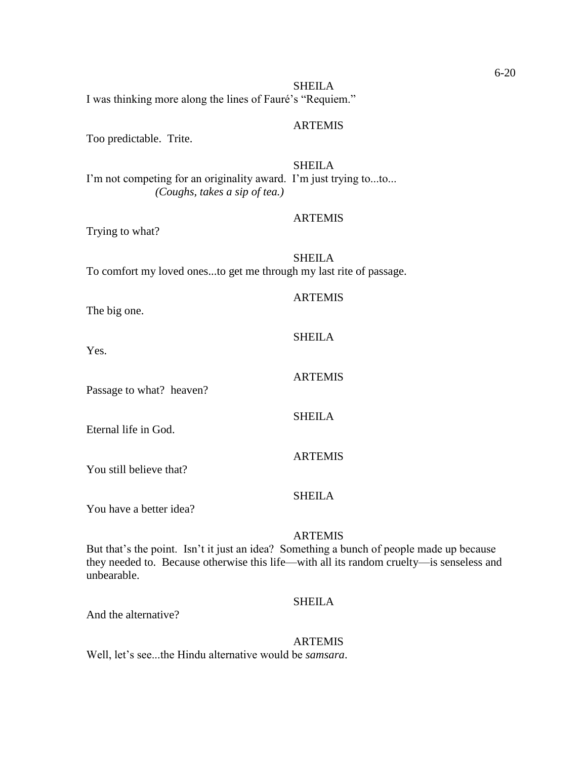SHEILA

I was thinking more along the lines of Fauré's "Requiem."

ARTEMIS

Too predictable. Trite.

SHEILA

I'm not competing for an originality award. I'm just trying to...to...

*(Coughs, takes a sip of tea.)*

ARTEMIS

Trying to what?

SHEILA

To comfort my loved ones...to get me through my last rite of passage.

ARTEMIS

The big one.

SHEILA

Yes.

ARTEMIS

Passage to what? heaven?

SHEILA

Eternal life in God.

ARTEMIS

You still believe that?

SHEILA

You have a better idea?

ARTEMIS

But that's the point. Isn't it just an idea? Something a bunch of people made up because they needed to. Because otherwise this life—with all its random cruelty—is senseless and unbearable.

SHEILA

And the alternative?

ARTEMIS

Well, let's see...the Hindu alternative would be *samsara*.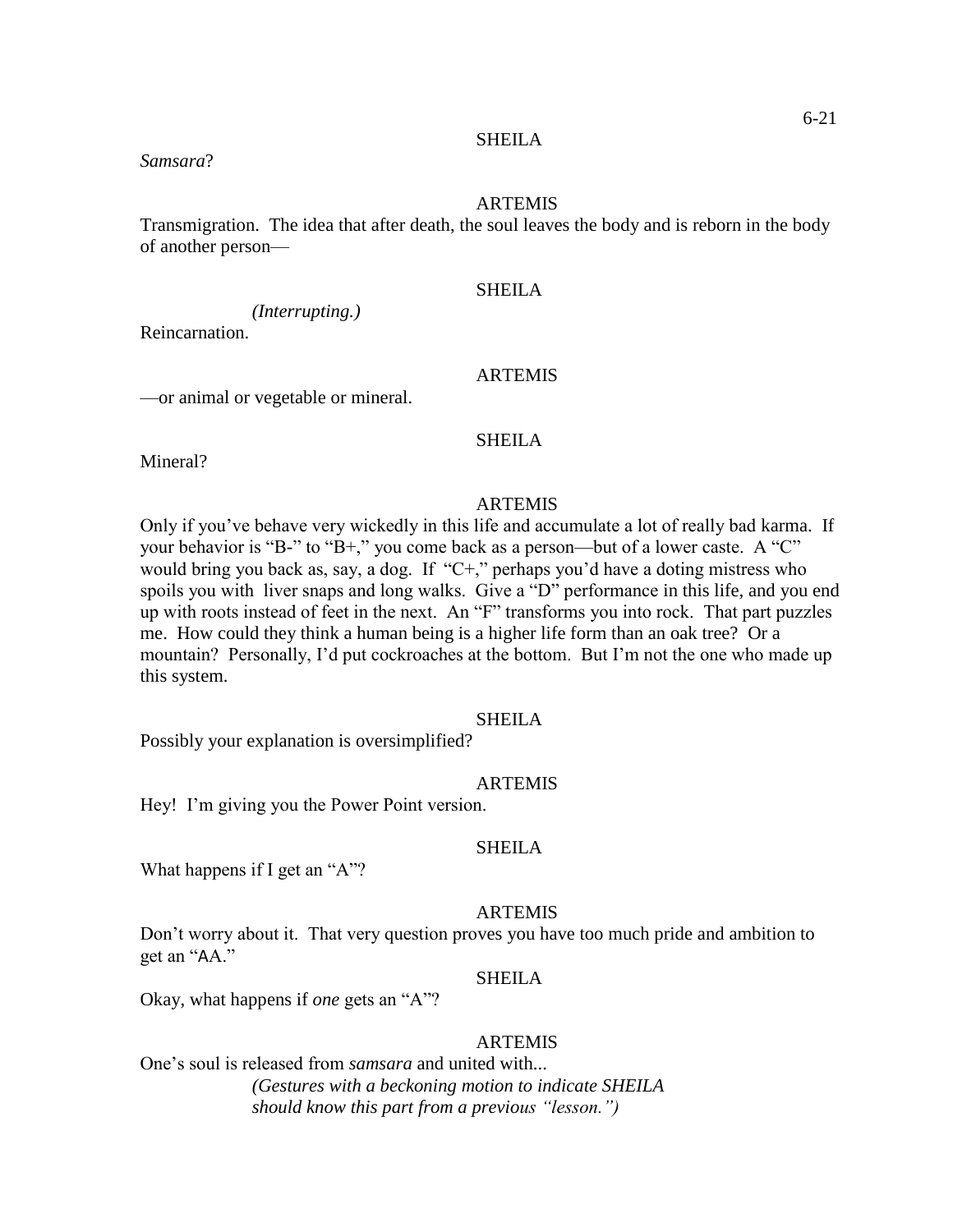SHEILA

*Samsara*?

ARTEMIS

Transmigration.  The idea that after death, the soul leaves the body and is reborn in the body of another person—

SHEILA

*(Interrupting.)*

Reincarnation.

ARTEMIS

—or animal or vegetable or mineral.

SHEILA

Mineral?

ARTEMIS

Only if you've behave very wickedly in this life and accumulate a lot of really bad karma.  If your behavior is "B-" to "B+," you come back as a person—but of a lower caste.  A "C" would bring you back as, say, a dog.  If "C+," perhaps you'd have a doting mistress who spoils you with liver snaps and long walks.  Give a "D" performance in this life, and you end up with roots instead of feet in the next.  An "F" transforms you into rock.  That part puzzles me.  How could they think a human being is a higher life form than an oak tree?  Or a mountain?  Personally, I'd put cockroaches at the bottom.  But I'm not the one who made up this system.

SHEILA

Possibly your explanation is oversimplified?

ARTEMIS

Hey!  I'm giving you the Power Point version.

SHEILA

What happens if I get an "A"?

ARTEMIS

Don't worry about it.  That very question proves you have too much pride and ambition to get an "AA."

SHEILA

Okay, what happens if *one* gets an "A"?

ARTEMIS

One's soul is released from *samsara* and united with...

*(Gestures with a beckoning motion to indicate SHEILA should know this part from a previous "lesson.")*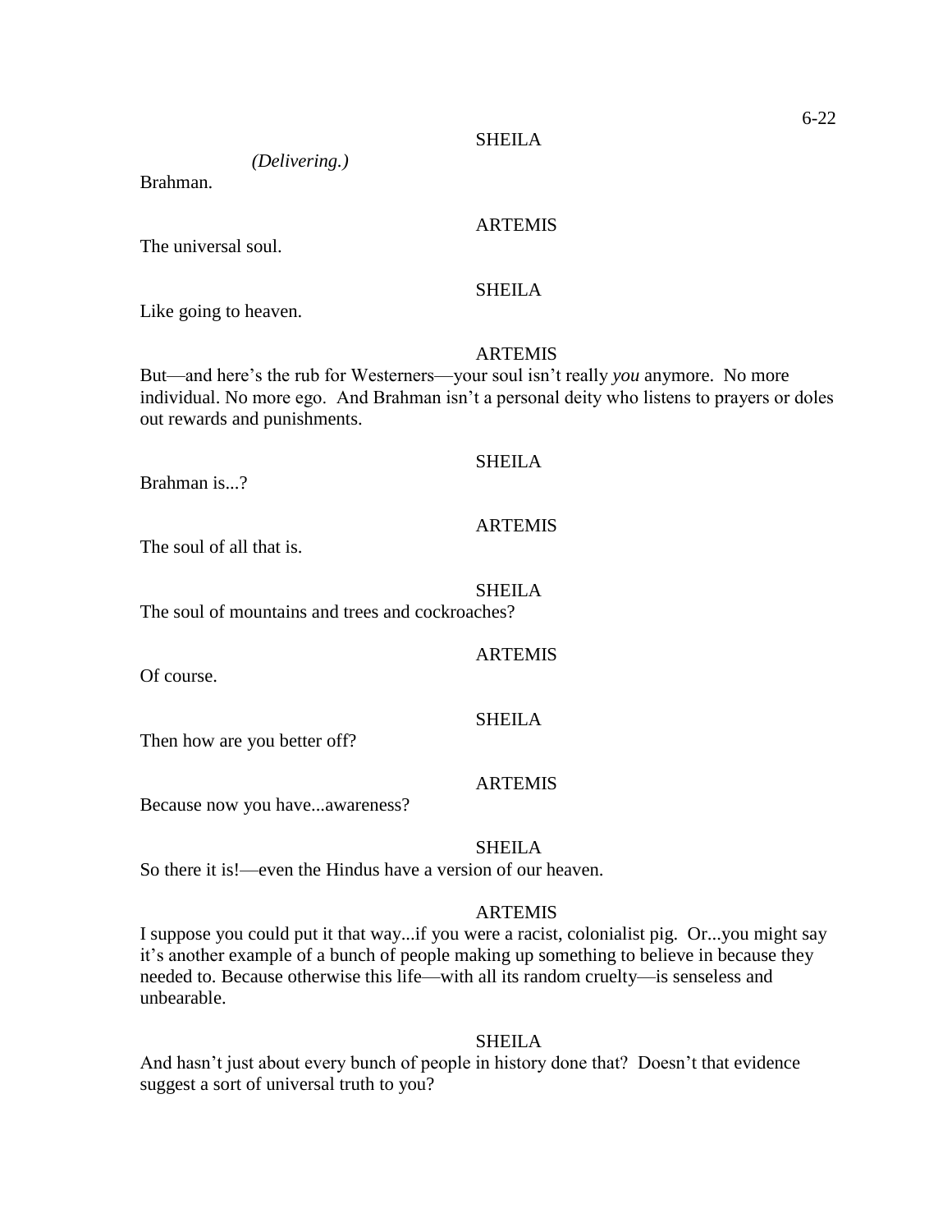SHEILA

*(Delivering.)*

Brahman.

ARTEMIS

The universal soul.

SHEILA

Like going to heaven.

ARTEMIS

But—and here's the rub for Westerners—your soul isn't really *you* anymore. No more individual. No more ego. And Brahman isn't a personal deity who listens to prayers or doles out rewards and punishments.

SHEILA

Brahman is...?

ARTEMIS

The soul of all that is.

SHEILA

The soul of mountains and trees and cockroaches?

ARTEMIS

Of course.

SHEILA

Then how are you better off?

ARTEMIS

Because now you have...awareness?

SHEILA

So there it is!—even the Hindus have a version of our heaven.

ARTEMIS

I suppose you could put it that way...if you were a racist, colonialist pig. Or...you might say it's another example of a bunch of people making up something to believe in because they needed to. Because otherwise this life—with all its random cruelty—is senseless and unbearable.

SHEILA

And hasn't just about every bunch of people in history done that? Doesn't that evidence suggest a sort of universal truth to you?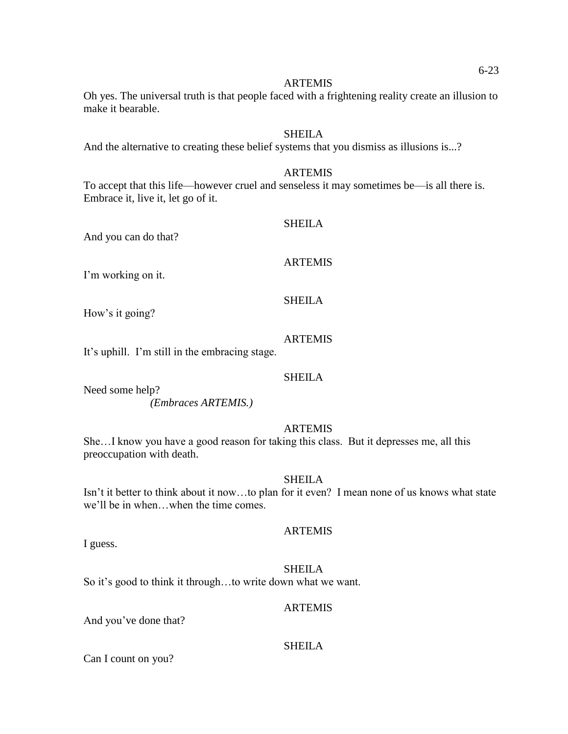ARTEMIS

Oh yes. The universal truth is that people faced with a frightening reality create an illusion to make it bearable.

SHEILA

And the alternative to creating these belief systems that you dismiss as illusions is...?

ARTEMIS

To accept that this life—however cruel and senseless it may sometimes be—is all there is. Embrace it, live it, let go of it.

SHEILA

And you can do that?

ARTEMIS

I'm working on it.

SHEILA

How's it going?

ARTEMIS

It's uphill. I'm still in the embracing stage.

SHEILA

Need some help?

*(Embraces ARTEMIS.)*

ARTEMIS

She…I know you have a good reason for taking this class. But it depresses me, all this preoccupation with death.

SHEILA

Isn't it better to think about it now…to plan for it even? I mean none of us knows what state we'll be in when…when the time comes.

ARTEMIS

I guess.

SHEILA

So it's good to think it through…to write down what we want.

ARTEMIS

And you've done that?

SHEILA

Can I count on you?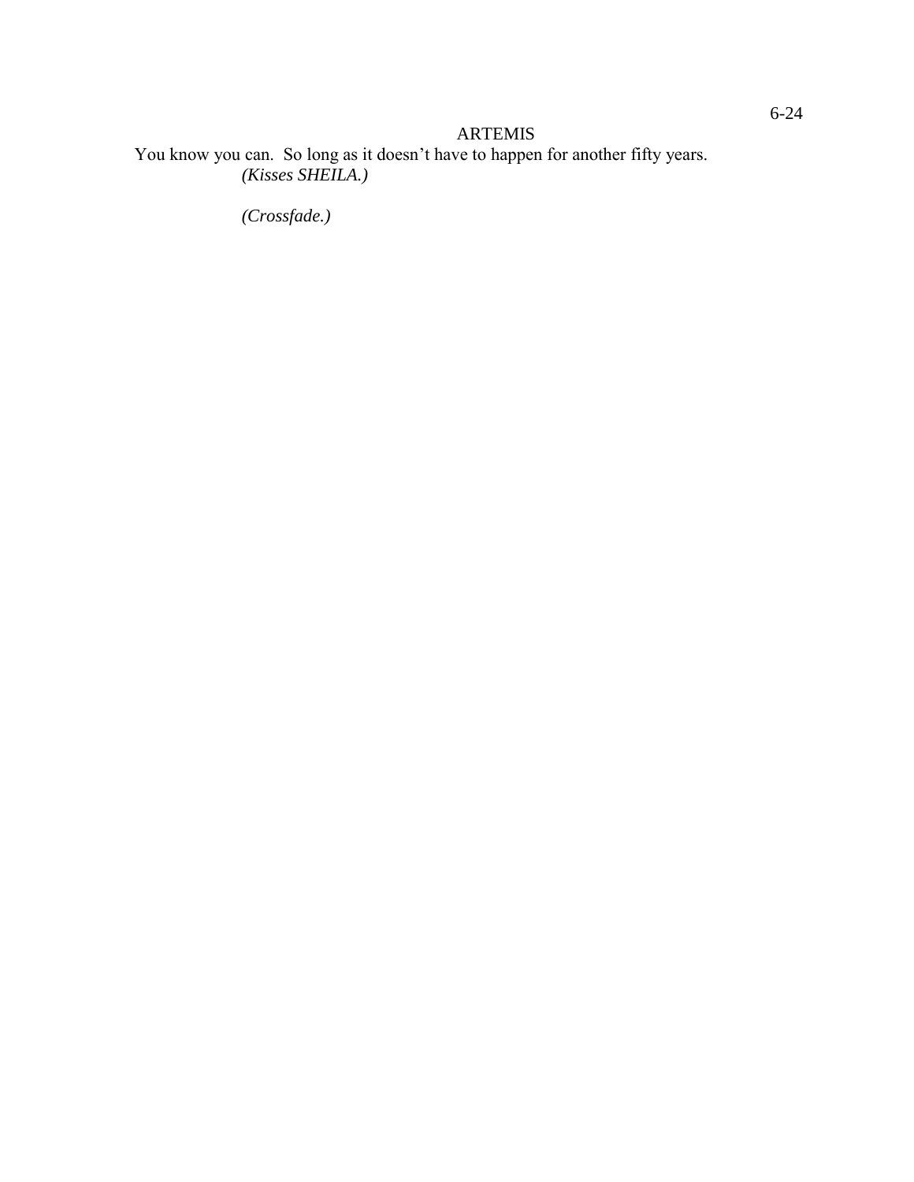ARTEMIS

You know you can.  So long as it doesn't have to happen for another fifty years.

*(Kisses SHEILA.)*

*(Crossfade.)*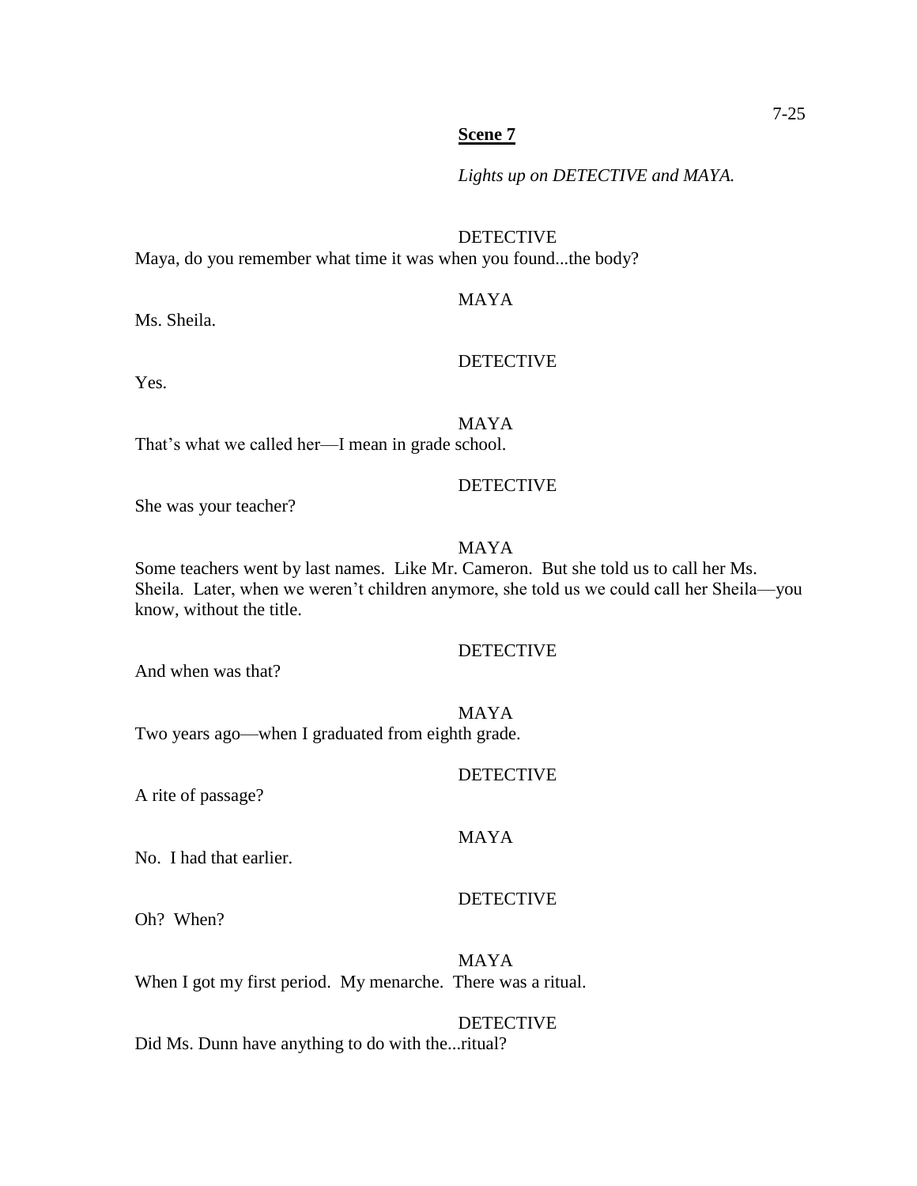**Scene 7**

*Lights up on DETECTIVE and MAYA.*

DETECTIVE

Maya, do you remember what time it was when you found...the body?

MAYA

Ms. Sheila.

DETECTIVE

Yes.

MAYA

That's what we called her—I mean in grade school.

DETECTIVE

She was your teacher?

MAYA

Some teachers went by last names. Like Mr. Cameron. But she told us to call her Ms. Sheila. Later, when we weren't children anymore, she told us we could call her Sheila—you know, without the title.

DETECTIVE

And when was that?

MAYA

Two years ago—when I graduated from eighth grade.

DETECTIVE

A rite of passage?

MAYA

No. I had that earlier.

DETECTIVE

Oh? When?

MAYA

When I got my first period. My menarche. There was a ritual.

DETECTIVE

Did Ms. Dunn have anything to do with the...ritual?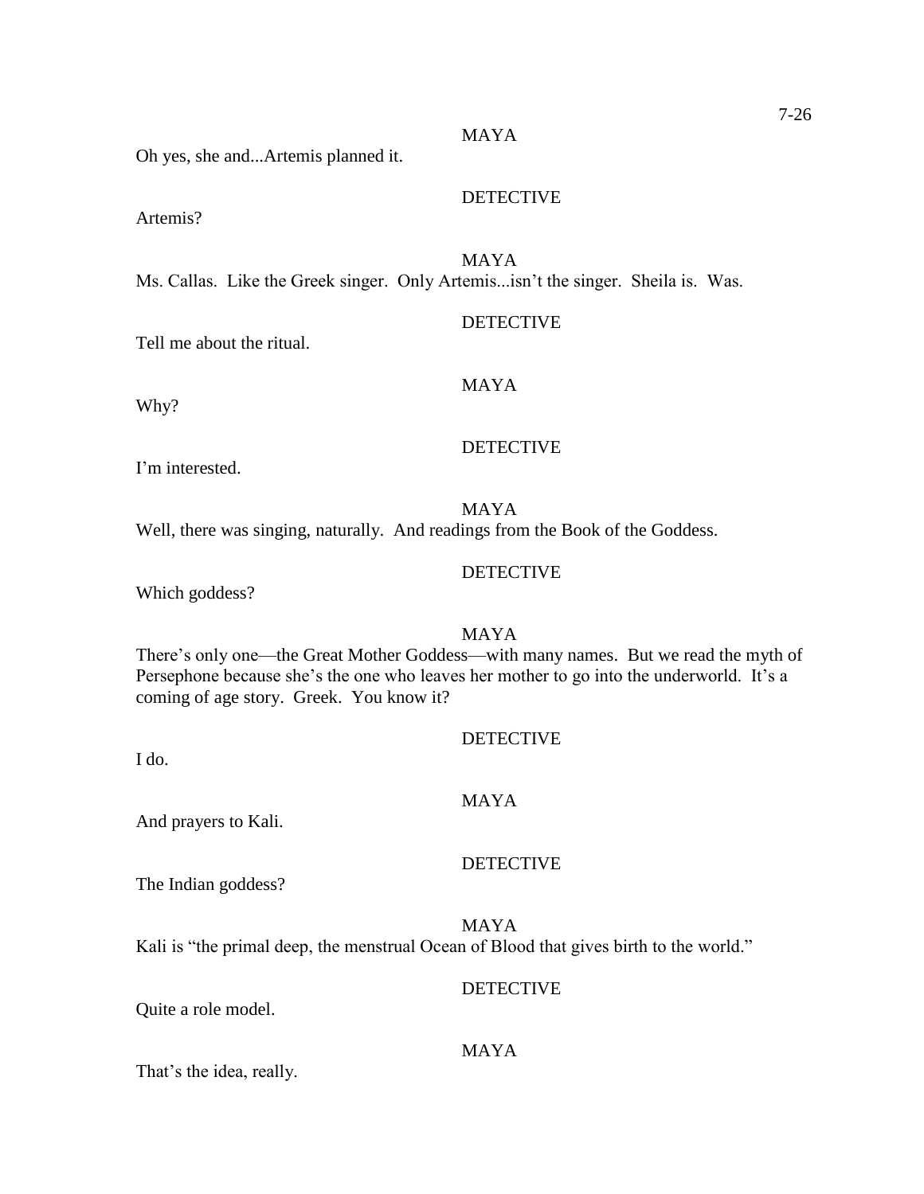MAYA

Oh yes, she and...Artemis planned it.

DETECTIVE

Artemis?

MAYA

Ms. Callas. Like the Greek singer. Only Artemis...isn't the singer. Sheila is. Was.

DETECTIVE

Tell me about the ritual.

MAYA

Why?

DETECTIVE

I'm interested.

MAYA

Well, there was singing, naturally. And readings from the Book of the Goddess.

DETECTIVE

Which goddess?

MAYA

There's only one—the Great Mother Goddess—with many names. But we read the myth of Persephone because she's the one who leaves her mother to go into the underworld. It's a coming of age story. Greek. You know it?

DETECTIVE

I do.

MAYA

And prayers to Kali.

DETECTIVE

The Indian goddess?

MAYA

Kali is "the primal deep, the menstrual Ocean of Blood that gives birth to the world."

DETECTIVE

Quite a role model.

MAYA

That's the idea, really.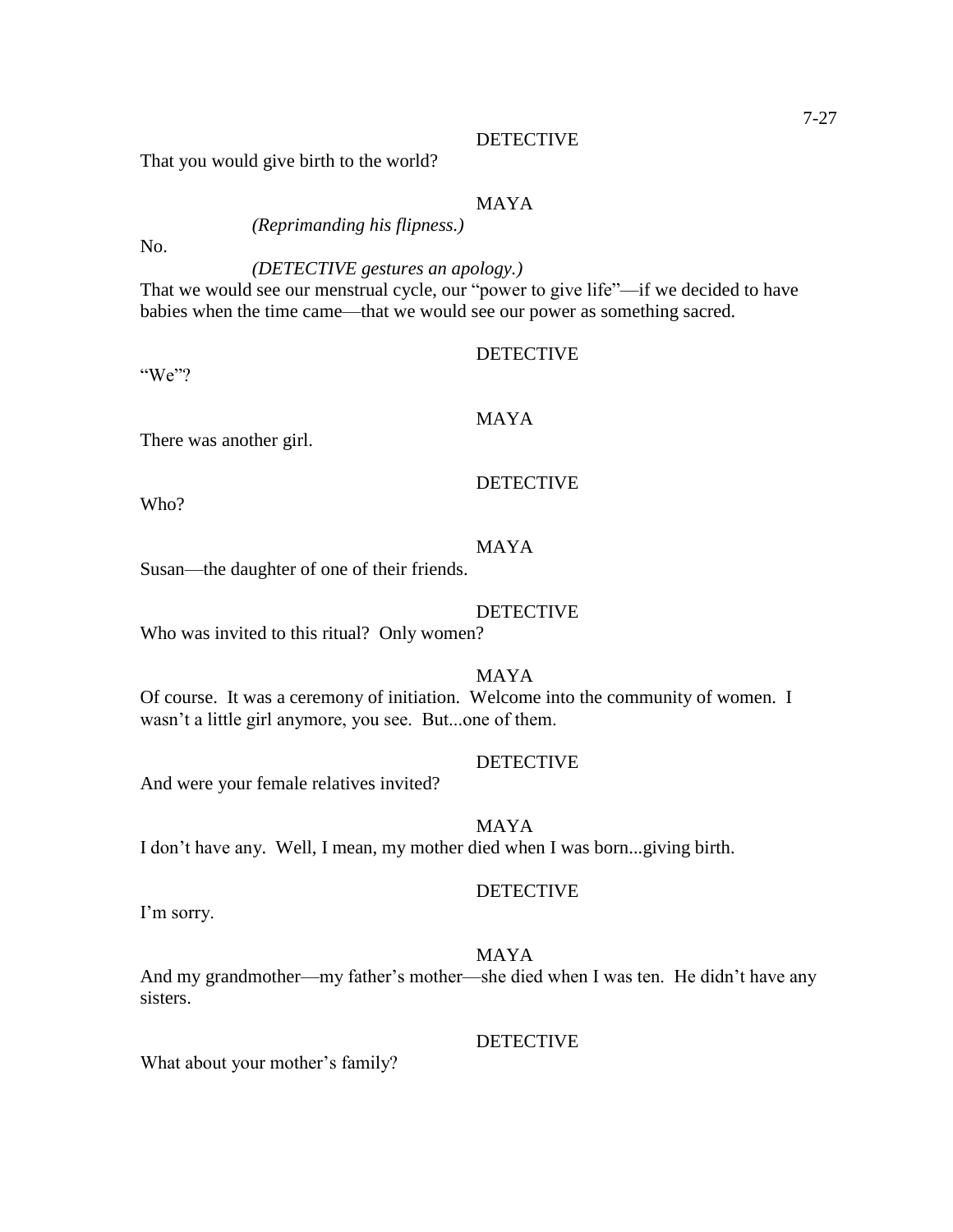DETECTIVE

That you would give birth to the world?

MAYA

*(Reprimanding his flipness.)*

No.

*(DETECTIVE gestures an apology.)*

That we would see our menstrual cycle, our "power to give life"—if we decided to have babies when the time came—that we would see our power as something sacred.

DETECTIVE

"We"?

MAYA

There was another girl.

DETECTIVE

Who?

MAYA

Susan—the daughter of one of their friends.

DETECTIVE

Who was invited to this ritual? Only women?

MAYA

Of course. It was a ceremony of initiation. Welcome into the community of women. I wasn't a little girl anymore, you see. But...one of them.

DETECTIVE

And were your female relatives invited?

MAYA

I don't have any. Well, I mean, my mother died when I was born...giving birth.

DETECTIVE

I'm sorry.

MAYA

And my grandmother—my father's mother—she died when I was ten. He didn't have any sisters.

DETECTIVE

What about your mother's family?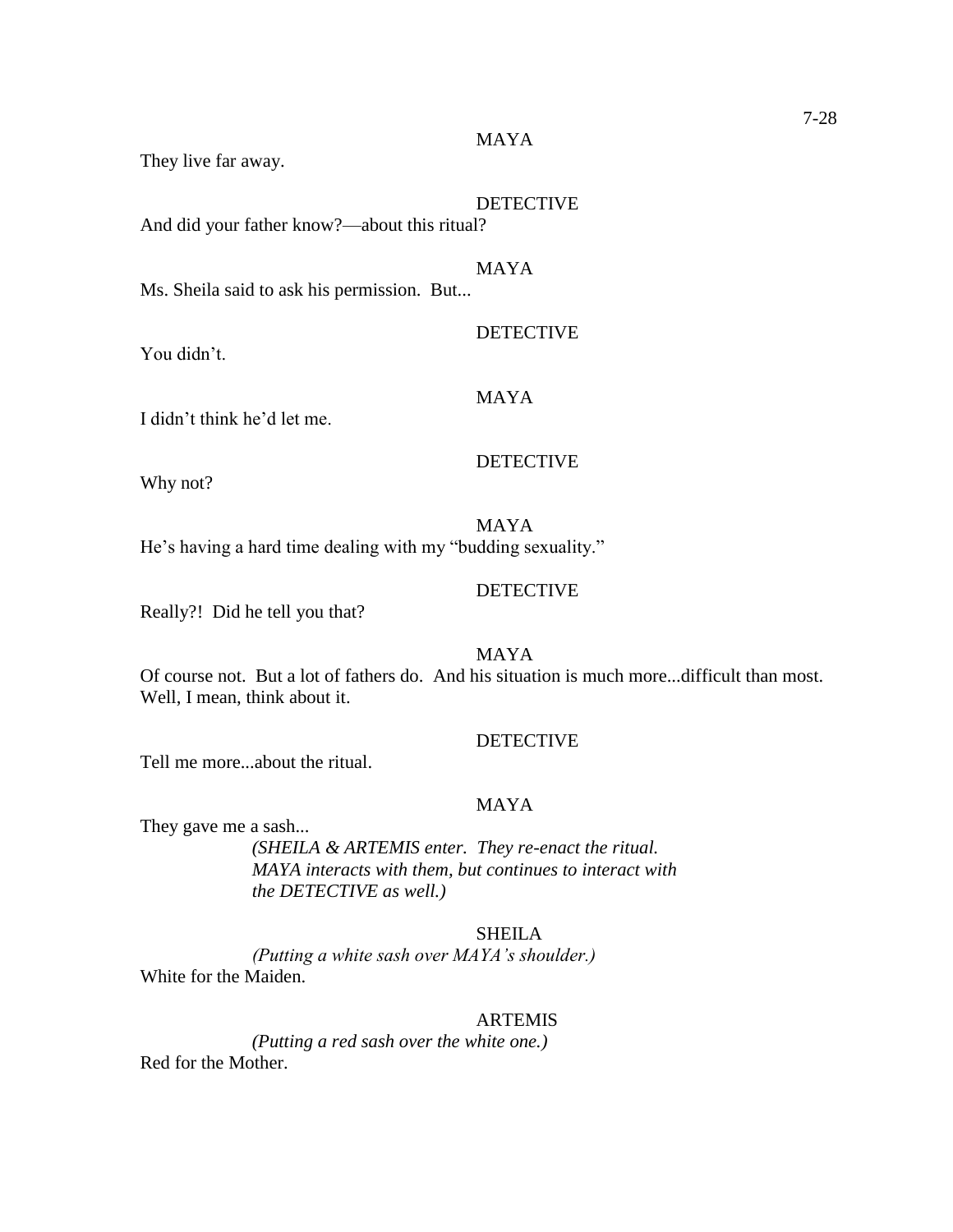MAYA

They live far away.

DETECTIVE

And did your father know?—about this ritual?

MAYA

Ms. Sheila said to ask his permission. But...

DETECTIVE

You didn't.

MAYA

I didn't think he'd let me.

DETECTIVE

Why not?

MAYA

He's having a hard time dealing with my "budding sexuality."

DETECTIVE

Really?! Did he tell you that?

MAYA

Of course not. But a lot of fathers do. And his situation is much more...difficult than most. Well, I mean, think about it.

DETECTIVE

Tell me more...about the ritual.

MAYA

They gave me a sash...

*(SHEILA & ARTEMIS enter. They re-enact the ritual. MAYA interacts with them, but continues to interact with the DETECTIVE as well.)*

SHEILA

*(Putting a white sash over MAYA's shoulder.)*

White for the Maiden.

ARTEMIS

*(Putting a red sash over the white one.)*

Red for the Mother.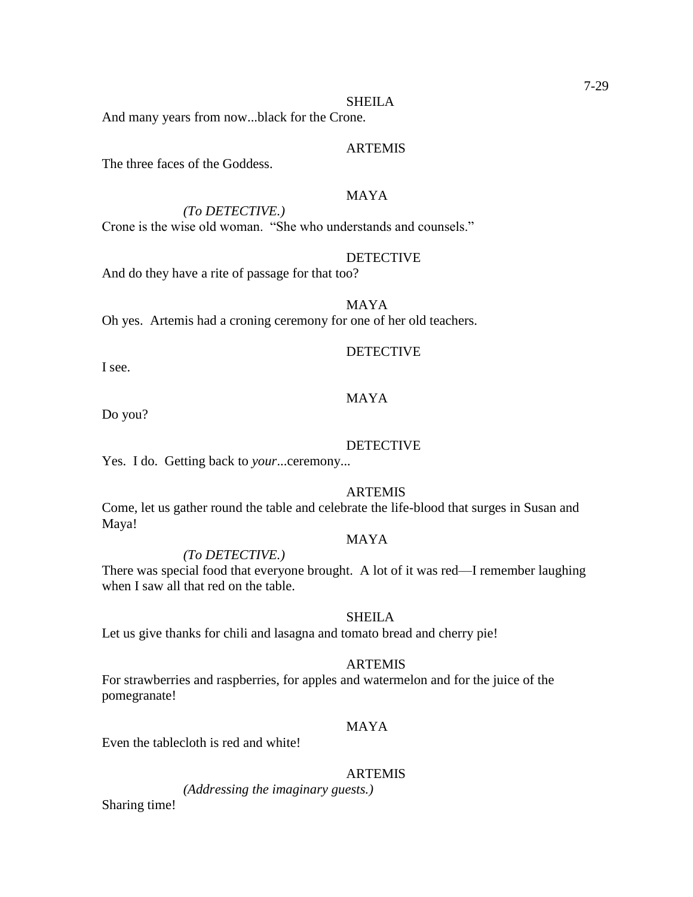SHEILA

And many years from now...black for the Crone.

ARTEMIS

The three faces of the Goddess.

MAYA

*(To DETECTIVE.)*

Crone is the wise old woman. "She who understands and counsels."

DETECTIVE

And do they have a rite of passage for that too?

MAYA

Oh yes. Artemis had a croning ceremony for one of her old teachers.

DETECTIVE

I see.

MAYA

Do you?

DETECTIVE

Yes. I do. Getting back to *your*...ceremony...

ARTEMIS

Come, let us gather round the table and celebrate the life-blood that surges in Susan and Maya!

MAYA

*(To DETECTIVE.)*

There was special food that everyone brought. A lot of it was red—I remember laughing when I saw all that red on the table.

SHEILA

Let us give thanks for chili and lasagna and tomato bread and cherry pie!

ARTEMIS

For strawberries and raspberries, for apples and watermelon and for the juice of the pomegranate!

MAYA

Even the tablecloth is red and white!

ARTEMIS

*(Addressing the imaginary guests.)*

Sharing time!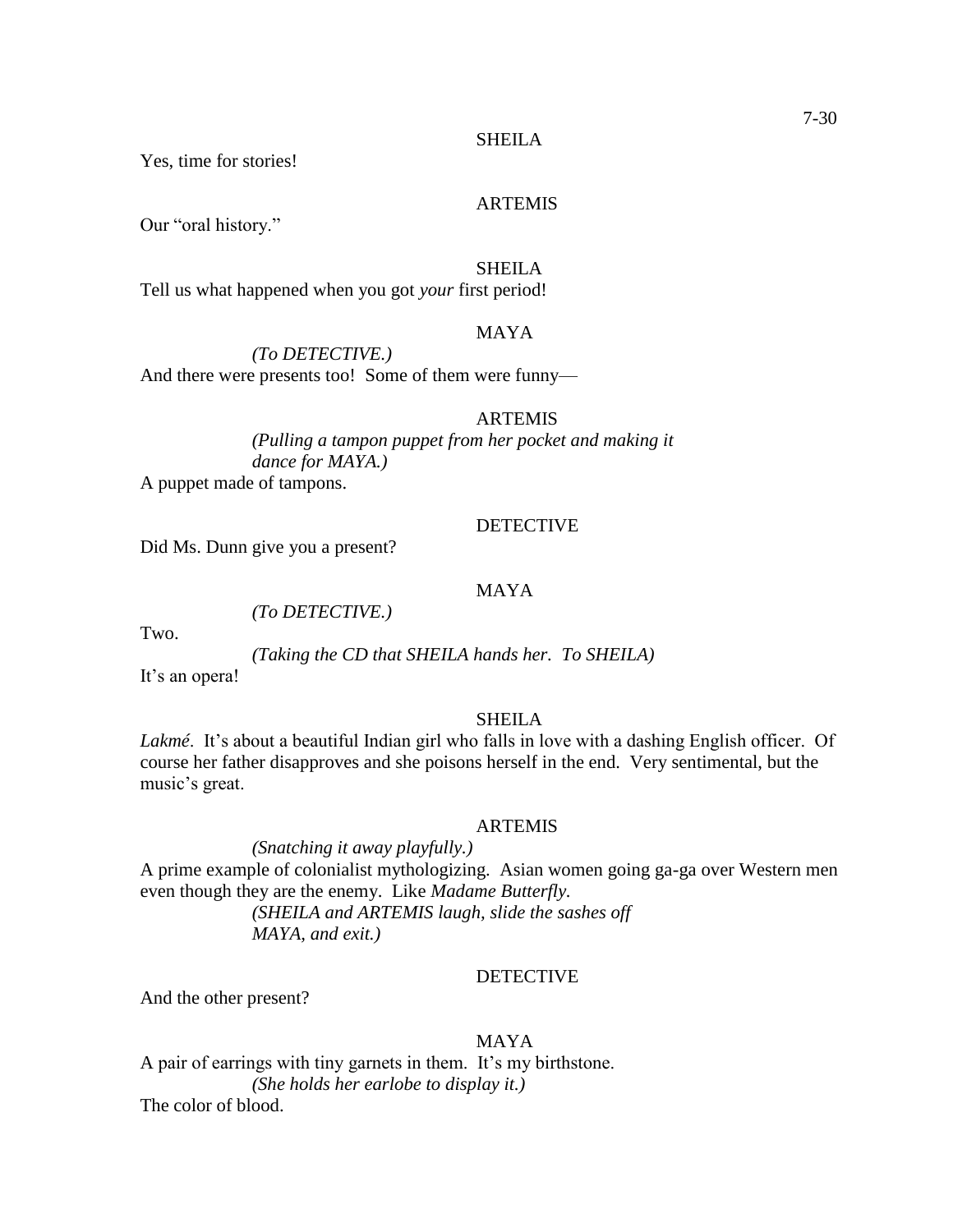SHEILA

Yes, time for stories!

ARTEMIS

Our "oral history."

SHEILA

Tell us what happened when you got *your* first period!

MAYA

*(To DETECTIVE.)*

And there were presents too! Some of them were funny—

ARTEMIS

*(Pulling a tampon puppet from her pocket and making it dance for MAYA.)*

A puppet made of tampons.

DETECTIVE

Did Ms. Dunn give you a present?

MAYA

*(To DETECTIVE.)*

Two.

*(Taking the CD that SHEILA hands her. To SHEILA)*

It's an opera!

SHEILA

*Lakmé*. It's about a beautiful Indian girl who falls in love with a dashing English officer. Of course her father disapproves and she poisons herself in the end. Very sentimental, but the music's great.

ARTEMIS

*(Snatching it away playfully.)*

A prime example of colonialist mythologizing. Asian women going ga-ga over Western men even though they are the enemy. Like *Madame Butterfly.*

*(SHEILA and ARTEMIS laugh, slide the sashes off MAYA, and exit.)*

DETECTIVE

And the other present?

MAYA

A pair of earrings with tiny garnets in them. It's my birthstone.

*(She holds her earlobe to display it.)*

The color of blood.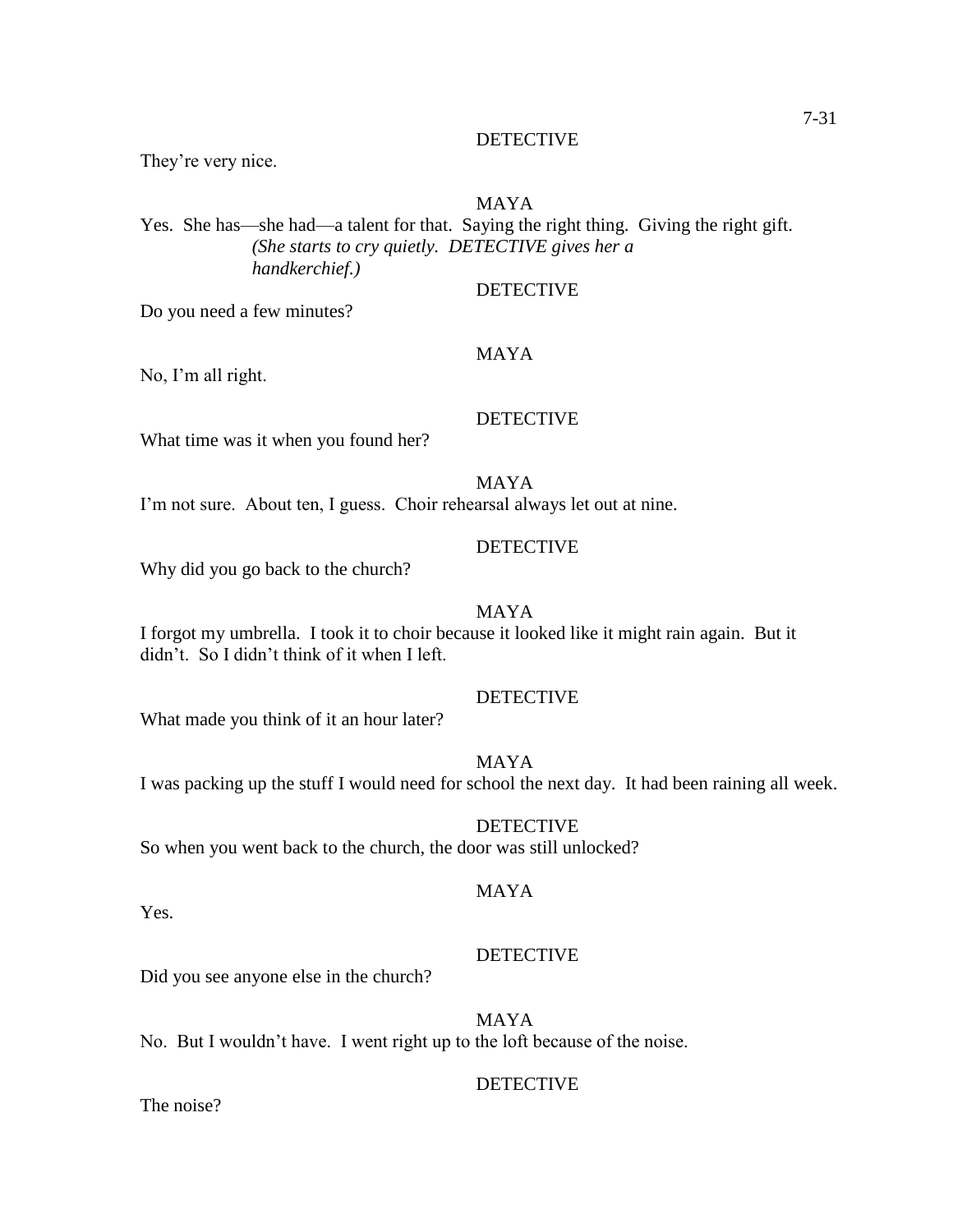DETECTIVE

They're very nice.

MAYA

Yes. She has—she had—a talent for that. Saying the right thing. Giving the right gift.

*(She starts to cry quietly. DETECTIVE gives her a handkerchief.)*

DETECTIVE

Do you need a few minutes?

MAYA

No, I'm all right.

DETECTIVE

What time was it when you found her?

MAYA

I'm not sure. About ten, I guess. Choir rehearsal always let out at nine.

DETECTIVE

Why did you go back to the church?

MAYA

I forgot my umbrella. I took it to choir because it looked like it might rain again. But it didn't. So I didn't think of it when I left.

DETECTIVE

What made you think of it an hour later?

MAYA

I was packing up the stuff I would need for school the next day. It had been raining all week.

DETECTIVE

So when you went back to the church, the door was still unlocked?

MAYA

Yes.

DETECTIVE

Did you see anyone else in the church?

MAYA

No. But I wouldn't have. I went right up to the loft because of the noise.

DETECTIVE

The noise?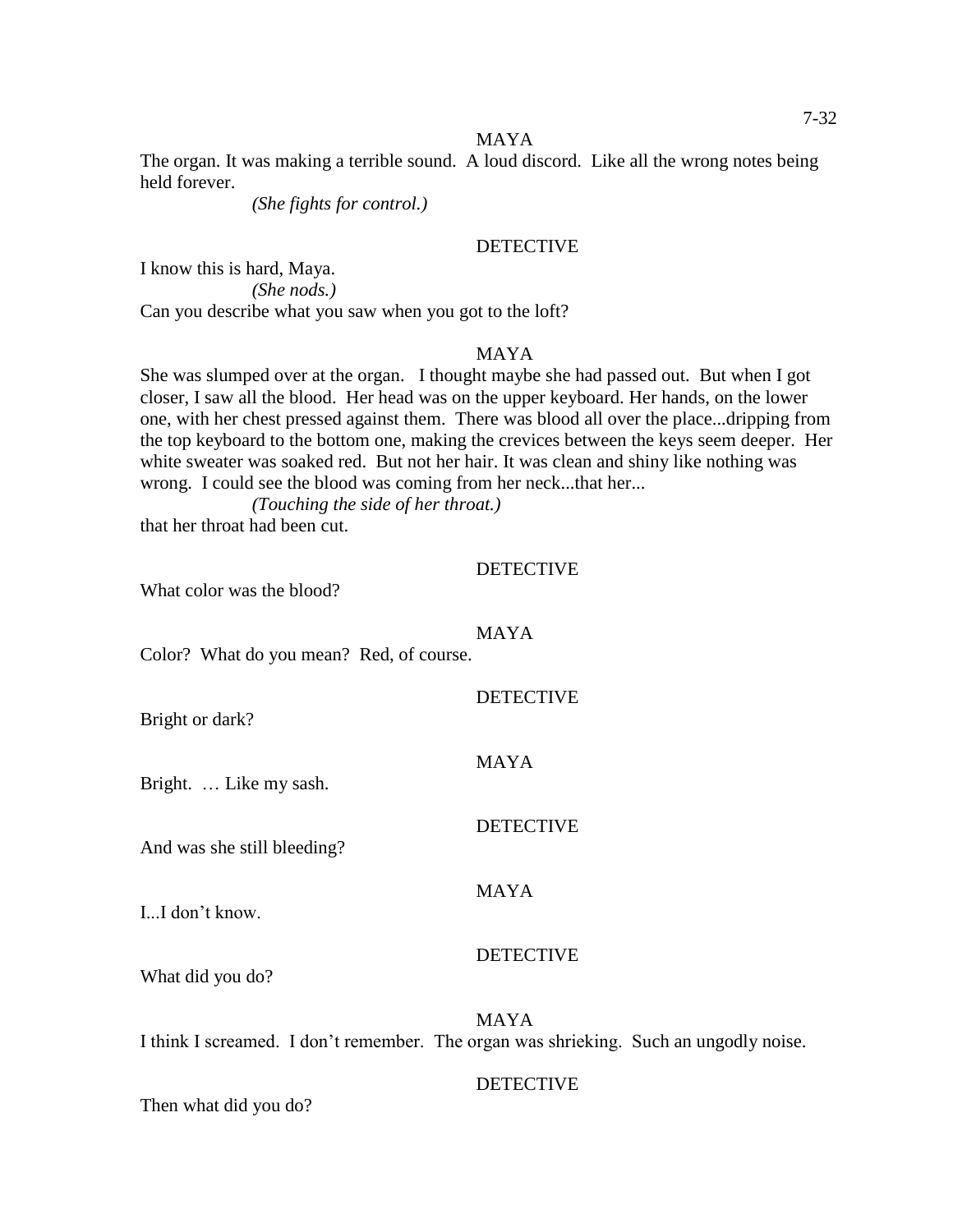MAYA

The organ. It was making a terrible sound. A loud discord. Like all the wrong notes being held forever.

*(She fights for control.)*

DETECTIVE

I know this is hard, Maya.

*(She nods.)*

Can you describe what you saw when you got to the loft?

MAYA

She was slumped over at the organ. I thought maybe she had passed out. But when I got closer, I saw all the blood. Her head was on the upper keyboard. Her hands, on the lower one, with her chest pressed against them. There was blood all over the place...dripping from the top keyboard to the bottom one, making the crevices between the keys seem deeper. Her white sweater was soaked red. But not her hair. It was clean and shiny like nothing was wrong. I could see the blood was coming from her neck...that her...

*(Touching the side of her throat.)*

that her throat had been cut.

DETECTIVE

What color was the blood?

MAYA

Color? What do you mean? Red, of course.

DETECTIVE

Bright or dark?

MAYA

Bright. … Like my sash.

DETECTIVE

And was she still bleeding?

MAYA

I...I don't know.

DETECTIVE

What did you do?

MAYA

I think I screamed. I don't remember. The organ was shrieking. Such an ungodly noise.

DETECTIVE

Then what did you do?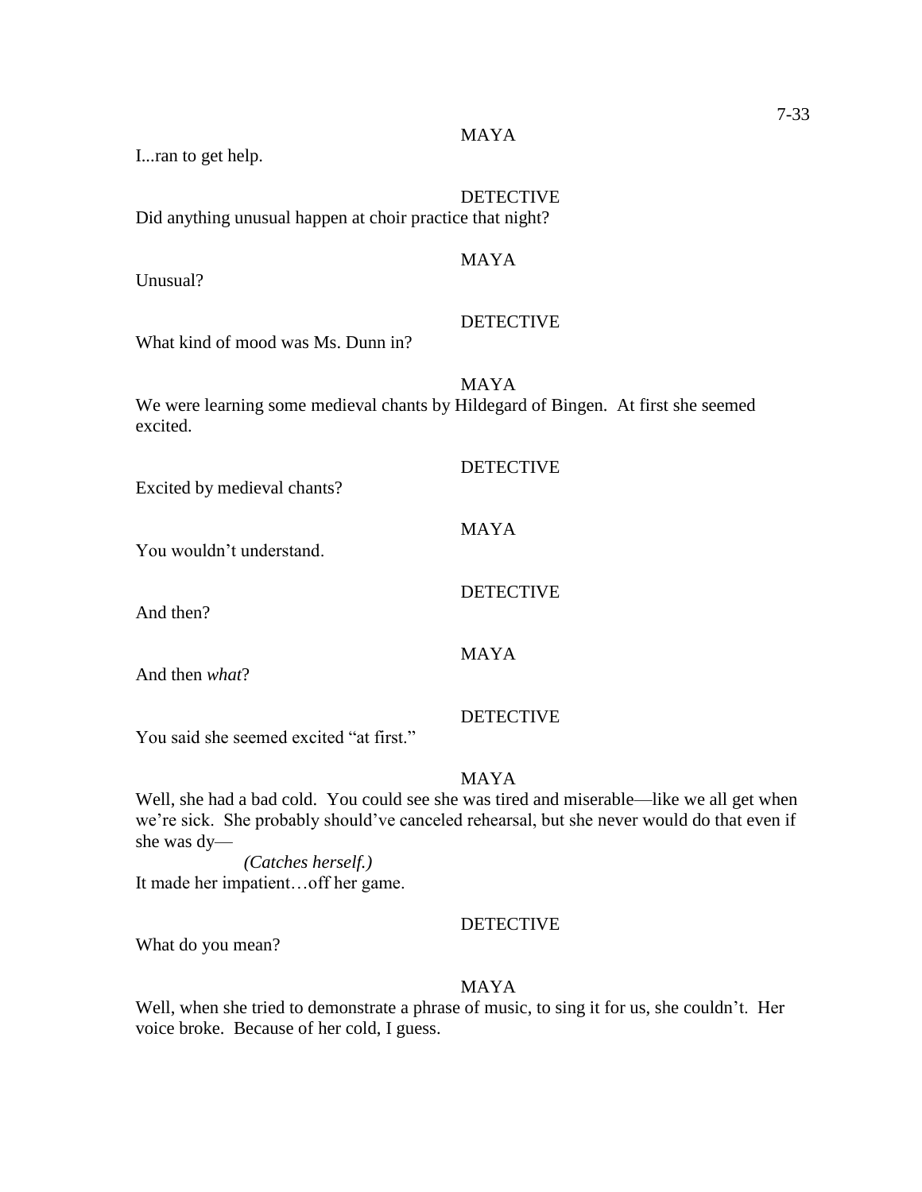MAYA

I...ran to get help.

DETECTIVE

Did anything unusual happen at choir practice that night?

MAYA

Unusual?

DETECTIVE

What kind of mood was Ms. Dunn in?

MAYA

We were learning some medieval chants by Hildegard of Bingen. At first she seemed excited.

DETECTIVE

Excited by medieval chants?

MAYA

You wouldn't understand.

DETECTIVE

And then?

MAYA

And then *what*?

DETECTIVE

You said she seemed excited "at first."

MAYA

Well, she had a bad cold. You could see she was tired and miserable—like we all get when we're sick. She probably should've canceled rehearsal, but she never would do that even if she was dy—

*(Catches herself.)*

It made her impatient…off her game.

DETECTIVE

What do you mean?

MAYA

Well, when she tried to demonstrate a phrase of music, to sing it for us, she couldn't. Her voice broke. Because of her cold, I guess.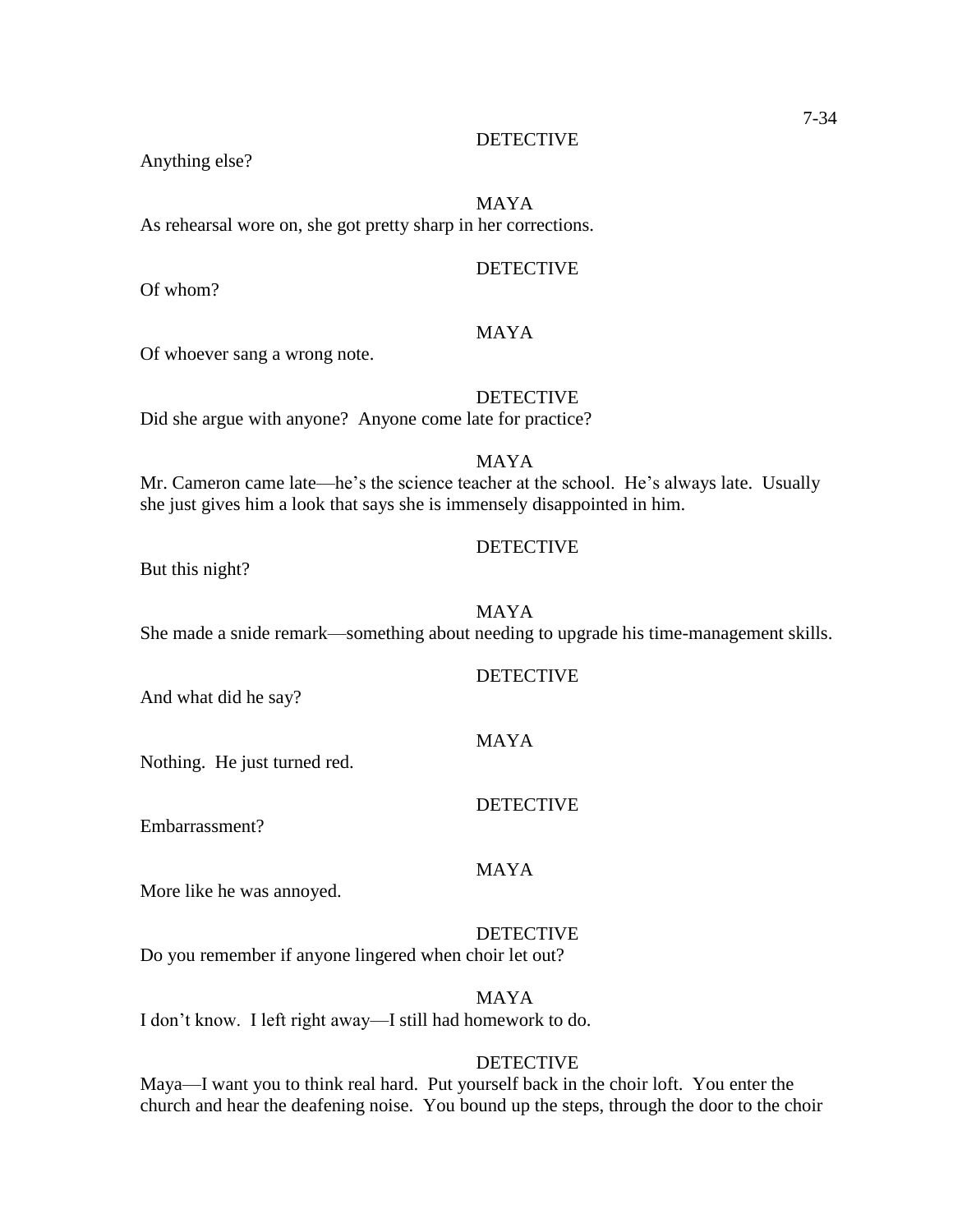DETECTIVE

Anything else?

MAYA

As rehearsal wore on, she got pretty sharp in her corrections.

DETECTIVE

Of whom?

MAYA

Of whoever sang a wrong note.

DETECTIVE

Did she argue with anyone? Anyone come late for practice?

MAYA

Mr. Cameron came late—he's the science teacher at the school. He's always late. Usually she just gives him a look that says she is immensely disappointed in him.

DETECTIVE

But this night?

MAYA

She made a snide remark—something about needing to upgrade his time-management skills.

DETECTIVE

And what did he say?

MAYA

Nothing. He just turned red.

DETECTIVE

Embarrassment?

MAYA

More like he was annoyed.

DETECTIVE

Do you remember if anyone lingered when choir let out?

MAYA

I don't know. I left right away—I still had homework to do.

DETECTIVE

Maya—I want you to think real hard. Put yourself back in the choir loft. You enter the church and hear the deafening noise. You bound up the steps, through the door to the choir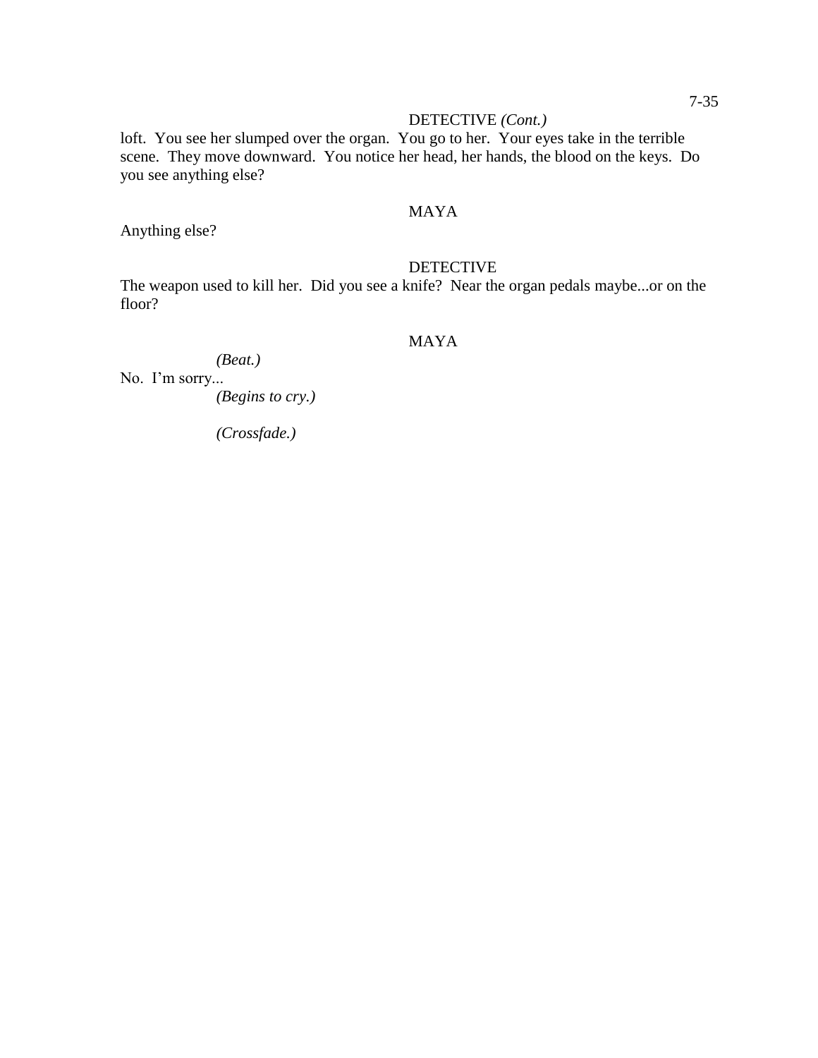DETECTIVE *(Cont.)*

loft. You see her slumped over the organ. You go to her. Your eyes take in the terrible scene. They move downward. You notice her head, her hands, the blood on the keys. Do you see anything else?

MAYA

Anything else?

DETECTIVE

The weapon used to kill her. Did you see a knife? Near the organ pedals maybe...or on the floor?

MAYA

*(Beat.)*

No. I'm sorry...

*(Begins to cry.)*

*(Crossfade.)*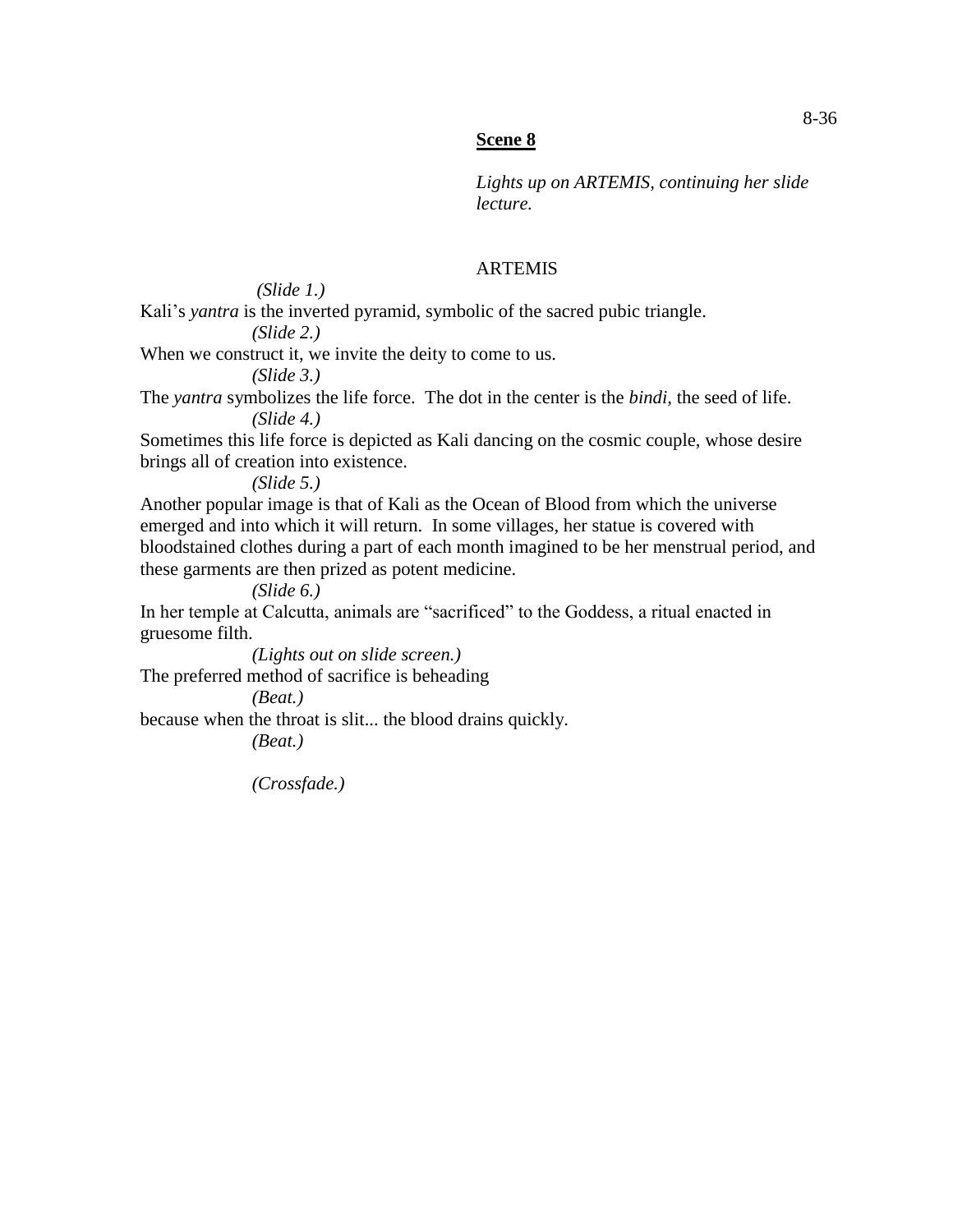**Scene 8**

*Lights up on ARTEMIS, continuing her slide lecture.*

ARTEMIS

*(Slide 1.)*

Kali's *yantra* is the inverted pyramid, symbolic of the sacred pubic triangle.

*(Slide 2.)*

When we construct it, we invite the deity to come to us.

*(Slide 3.)*

The *yantra* symbolizes the life force. The dot in the center is the *bindi*, the seed of life.

*(Slide 4.)*

Sometimes this life force is depicted as Kali dancing on the cosmic couple, whose desire brings all of creation into existence.

*(Slide 5.)*

Another popular image is that of Kali as the Ocean of Blood from which the universe emerged and into which it will return. In some villages, her statue is covered with bloodstained clothes during a part of each month imagined to be her menstrual period, and these garments are then prized as potent medicine.

*(Slide 6.)*

In her temple at Calcutta, animals are "sacrificed" to the Goddess, a ritual enacted in gruesome filth.

*(Lights out on slide screen.)*

The preferred method of sacrifice is beheading

*(Beat.)*

because when the throat is slit... the blood drains quickly.

*(Beat.)*

*(Crossfade.)*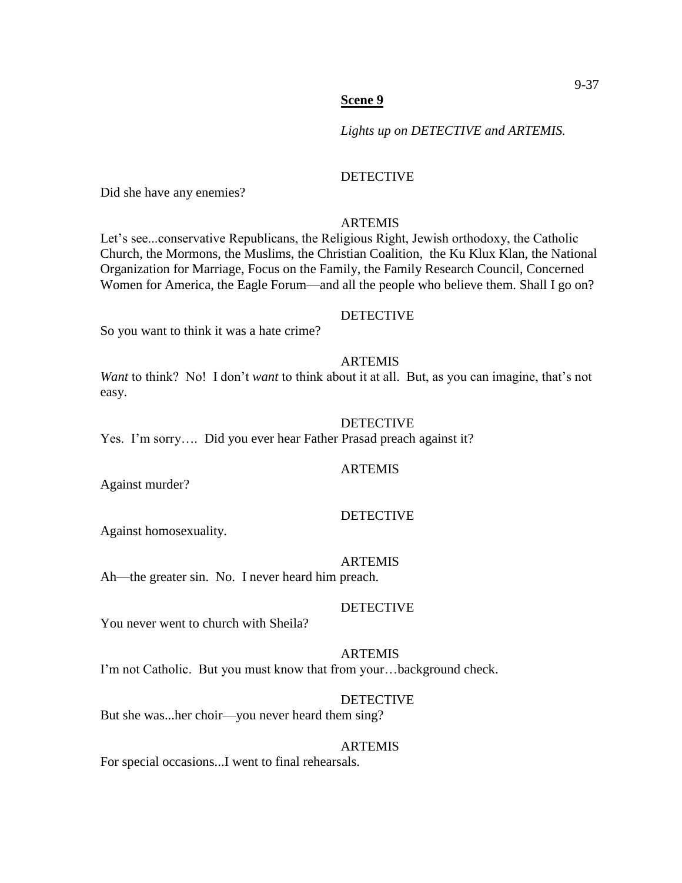**Scene 9**

*Lights up on DETECTIVE and ARTEMIS.*

DETECTIVE

Did she have any enemies?

ARTEMIS

Let's see...conservative Republicans, the Religious Right, Jewish orthodoxy, the Catholic Church, the Mormons, the Muslims, the Christian Coalition, the Ku Klux Klan, the National Organization for Marriage, Focus on the Family, the Family Research Council, Concerned Women for America, the Eagle Forum—and all the people who believe them. Shall I go on?

DETECTIVE

So you want to think it was a hate crime?

ARTEMIS

*Want* to think? No! I don't *want* to think about it at all. But, as you can imagine, that's not easy.

DETECTIVE

Yes. I'm sorry…. Did you ever hear Father Prasad preach against it?

ARTEMIS

Against murder?

DETECTIVE

Against homosexuality.

ARTEMIS

Ah—the greater sin. No. I never heard him preach.

DETECTIVE

You never went to church with Sheila?

ARTEMIS

I'm not Catholic. But you must know that from your…background check.

DETECTIVE

But she was...her choir—you never heard them sing?

ARTEMIS

For special occasions...I went to final rehearsals.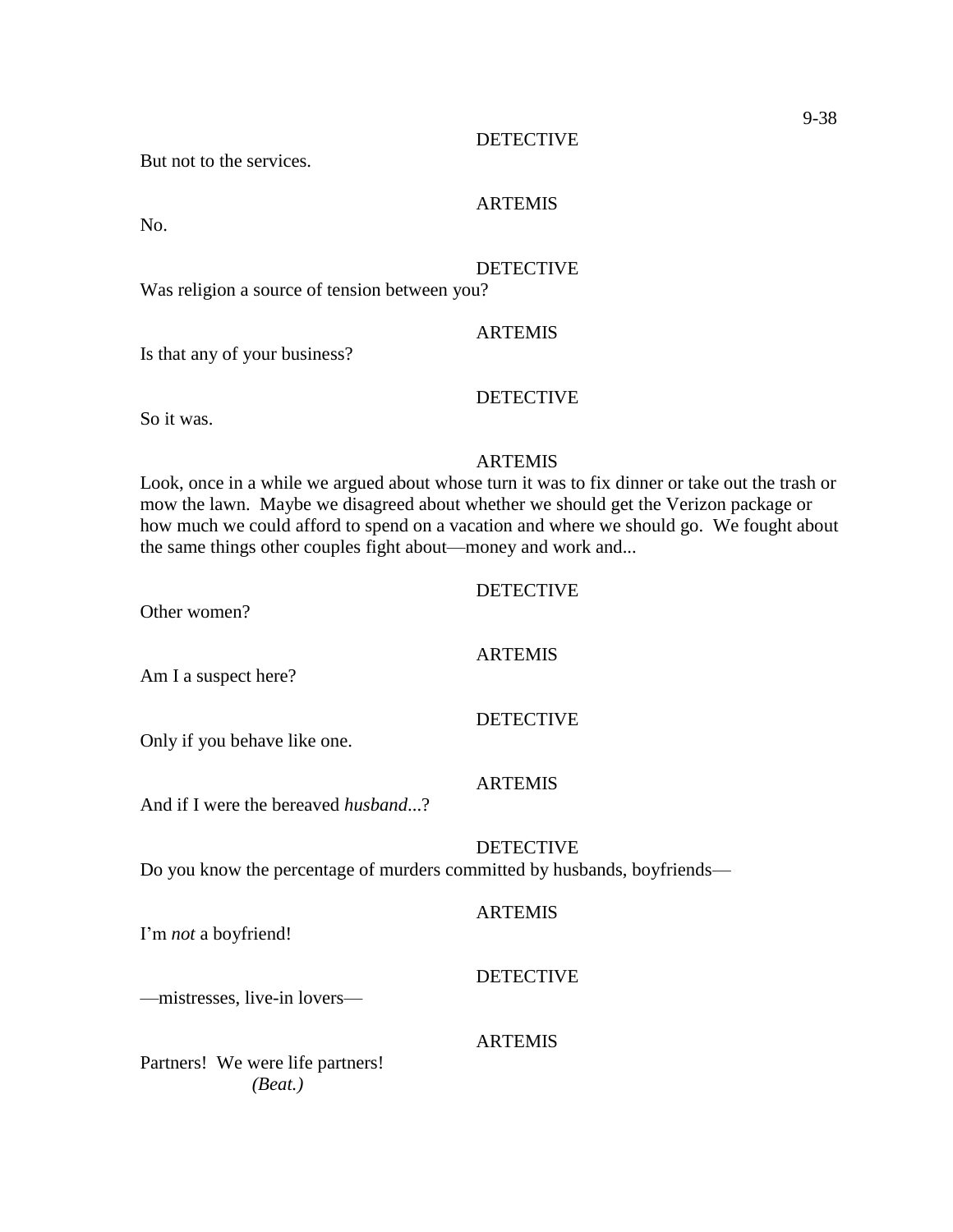DETECTIVE

But not to the services.

ARTEMIS

No.

DETECTIVE

Was religion a source of tension between you?

ARTEMIS

Is that any of your business?

DETECTIVE

So it was.

ARTEMIS

Look, once in a while we argued about whose turn it was to fix dinner or take out the trash or mow the lawn. Maybe we disagreed about whether we should get the Verizon package or how much we could afford to spend on a vacation and where we should go. We fought about the same things other couples fight about—money and work and...

DETECTIVE

Other women?

ARTEMIS

Am I a suspect here?

DETECTIVE

Only if you behave like one.

ARTEMIS

And if I were the bereaved *husband*...?

DETECTIVE

Do you know the percentage of murders committed by husbands, boyfriends—

ARTEMIS

I'm *not* a boyfriend!

DETECTIVE

—mistresses, live-in lovers—

ARTEMIS

Partners! We were life partners!

*(Beat.)*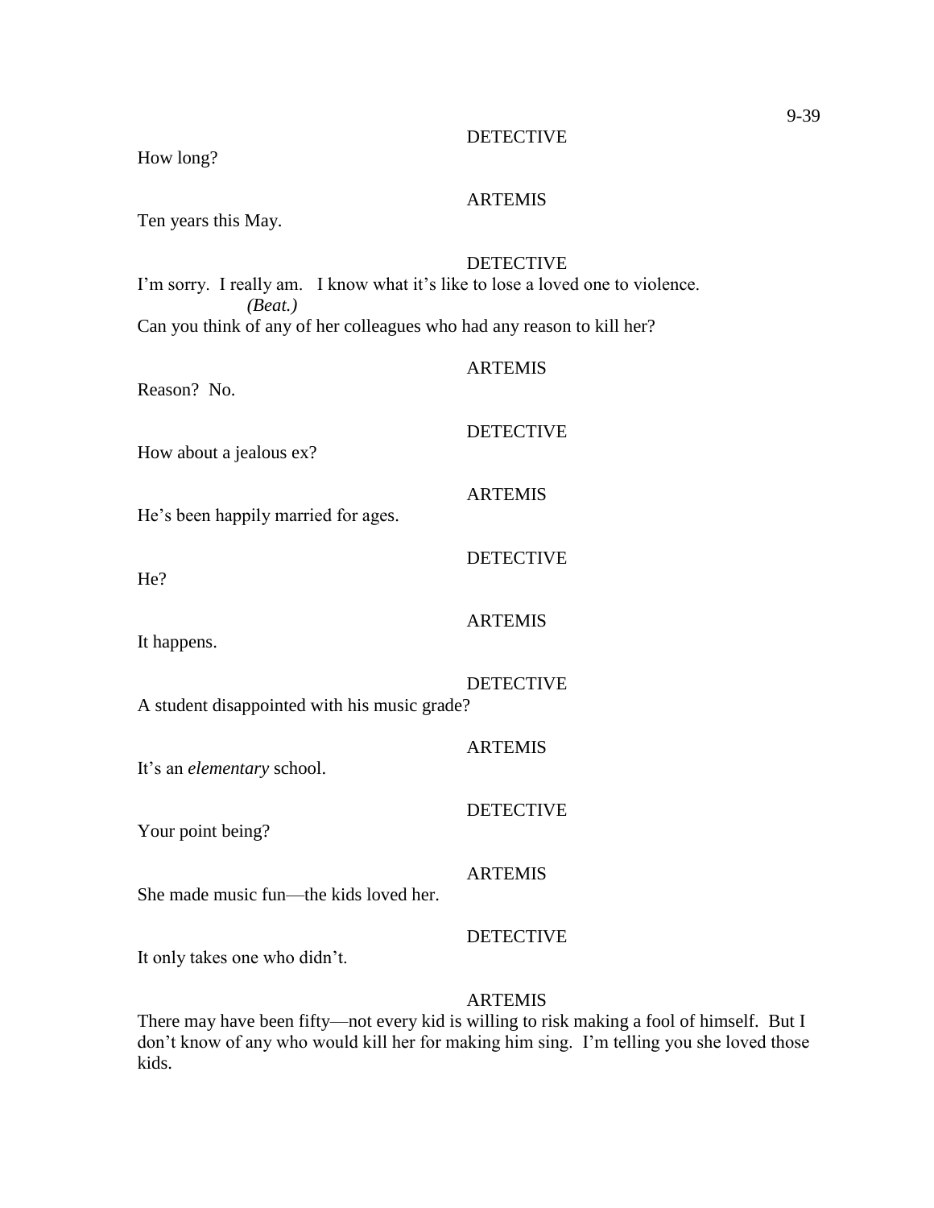DETECTIVE

How long?

ARTEMIS

Ten years this May.

DETECTIVE

I'm sorry. I really am. I know what it's like to lose a loved one to violence.

*(Beat.)*

Can you think of any of her colleagues who had any reason to kill her?

ARTEMIS

Reason? No.

DETECTIVE

How about a jealous ex?

ARTEMIS

He's been happily married for ages.

DETECTIVE

He?

ARTEMIS

It happens.

DETECTIVE

A student disappointed with his music grade?

ARTEMIS

It's an *elementary* school.

DETECTIVE

Your point being?

ARTEMIS

She made music fun—the kids loved her.

DETECTIVE

It only takes one who didn't.

ARTEMIS

There may have been fifty—not every kid is willing to risk making a fool of himself. But I don't know of any who would kill her for making him sing. I'm telling you she loved those kids.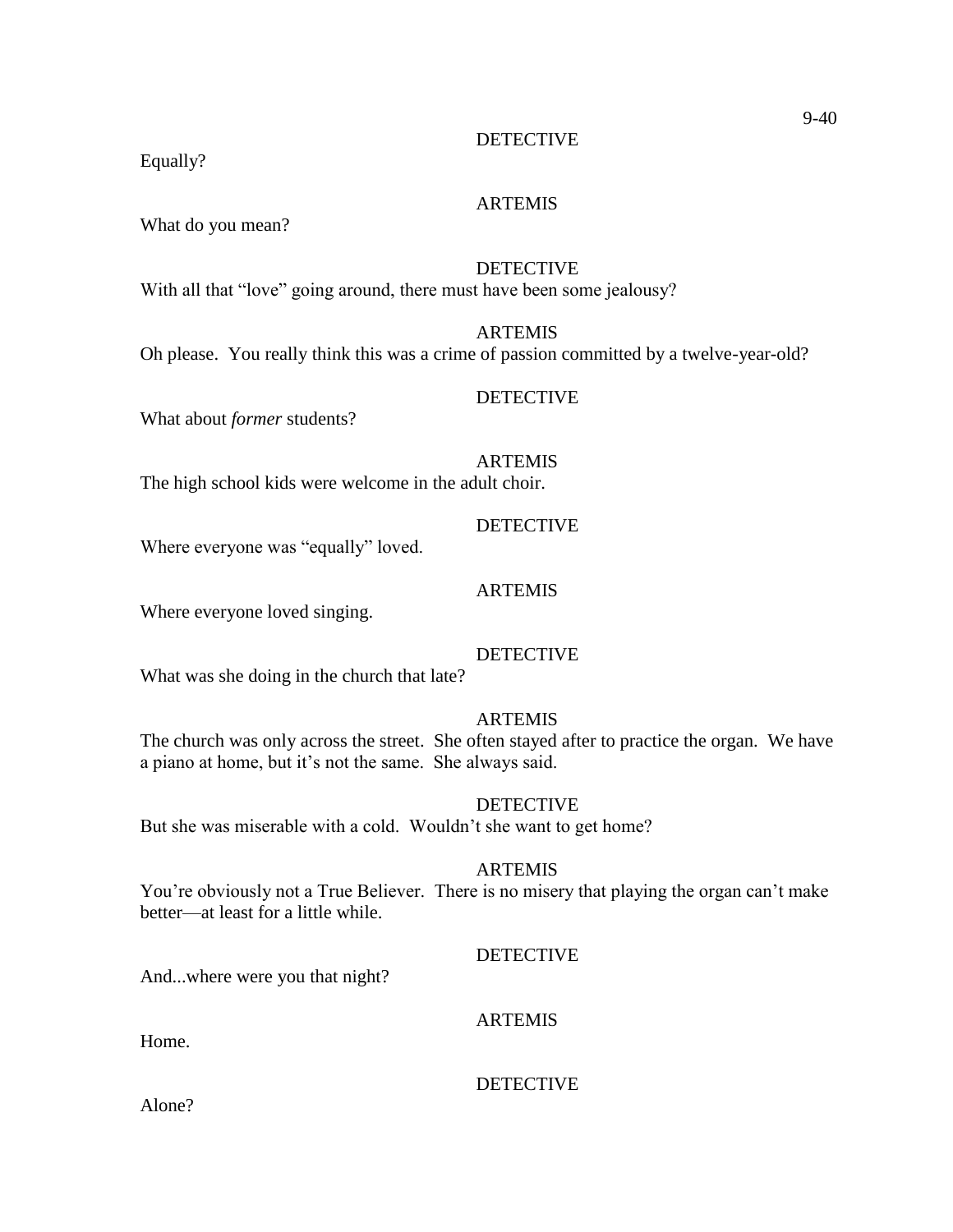DETECTIVE

Equally?

ARTEMIS

What do you mean?

DETECTIVE

With all that "love" going around, there must have been some jealousy?

ARTEMIS

Oh please. You really think this was a crime of passion committed by a twelve-year-old?

DETECTIVE

What about *former* students?

ARTEMIS

The high school kids were welcome in the adult choir.

DETECTIVE

Where everyone was "equally" loved.

ARTEMIS

Where everyone loved singing.

DETECTIVE

What was she doing in the church that late?

ARTEMIS

The church was only across the street. She often stayed after to practice the organ. We have a piano at home, but it's not the same. She always said.

DETECTIVE

But she was miserable with a cold. Wouldn't she want to get home?

ARTEMIS

You're obviously not a True Believer. There is no misery that playing the organ can't make better—at least for a little while.

DETECTIVE

And...where were you that night?

ARTEMIS

Home.

DETECTIVE

Alone?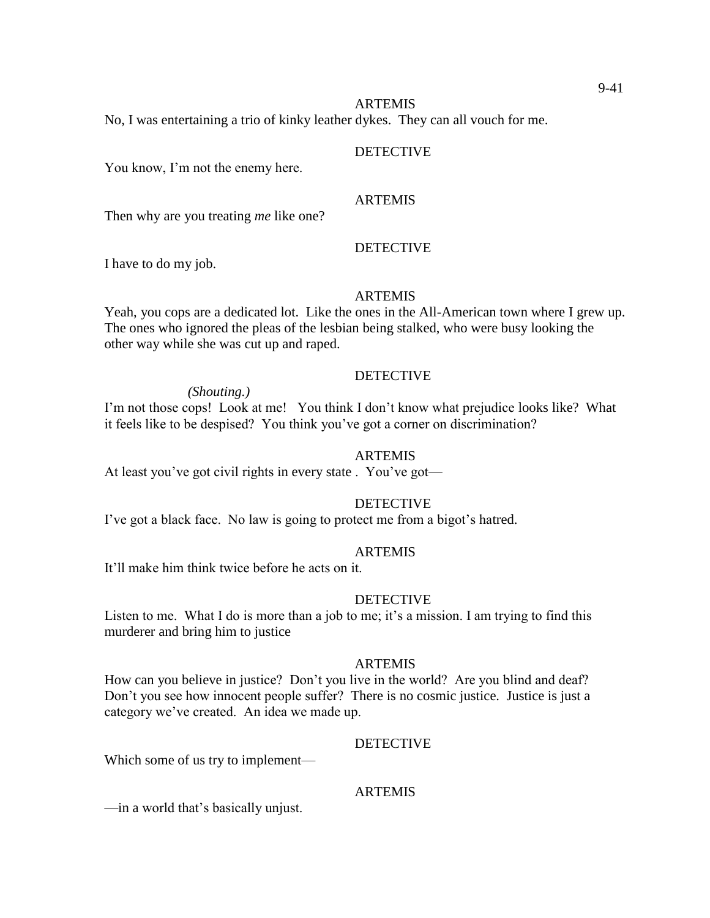ARTEMIS

No, I was entertaining a trio of kinky leather dykes. They can all vouch for me.

DETECTIVE

You know, I'm not the enemy here.

ARTEMIS

Then why are you treating *me* like one?

DETECTIVE

I have to do my job.

ARTEMIS

Yeah, you cops are a dedicated lot. Like the ones in the All-American town where I grew up. The ones who ignored the pleas of the lesbian being stalked, who were busy looking the other way while she was cut up and raped.

DETECTIVE

*(Shouting.)*

I'm not those cops! Look at me! You think I don't know what prejudice looks like? What it feels like to be despised? You think you've got a corner on discrimination?

ARTEMIS

At least you've got civil rights in every state . You've got—

DETECTIVE

I've got a black face. No law is going to protect me from a bigot's hatred.

ARTEMIS

It'll make him think twice before he acts on it.

DETECTIVE

Listen to me. What I do is more than a job to me; it's a mission. I am trying to find this murderer and bring him to justice

ARTEMIS

How can you believe in justice? Don't you live in the world? Are you blind and deaf? Don't you see how innocent people suffer? There is no cosmic justice. Justice is just a category we've created. An idea we made up.

DETECTIVE

Which some of us try to implement—

ARTEMIS

—in a world that's basically unjust.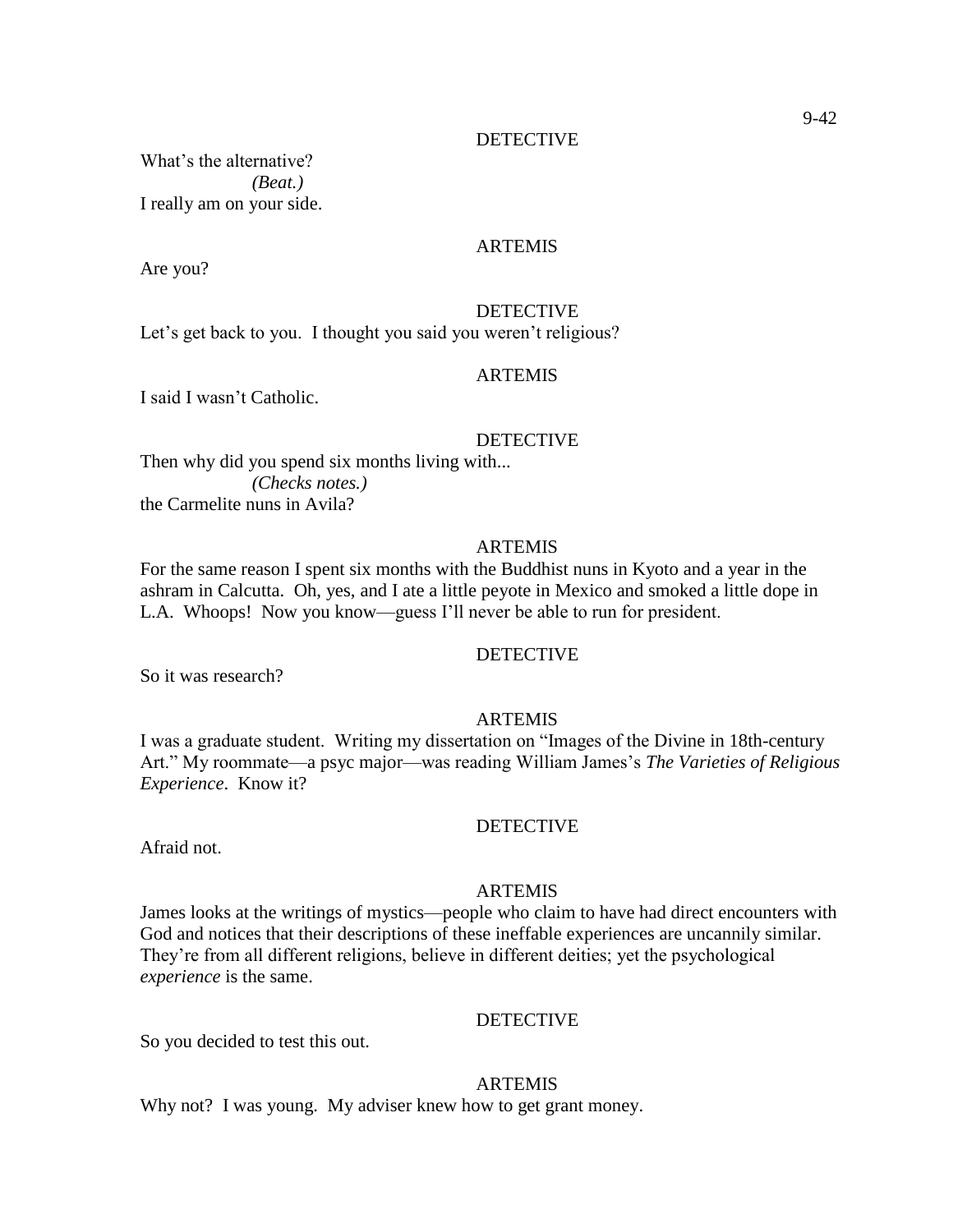DETECTIVE

What's the alternative?

*(Beat.)*

I really am on your side.

ARTEMIS

Are you?

DETECTIVE

Let's get back to you. I thought you said you weren't religious?

ARTEMIS

I said I wasn't Catholic.

DETECTIVE

Then why did you spend six months living with...

*(Checks notes.)*

the Carmelite nuns in Avila?

ARTEMIS

For the same reason I spent six months with the Buddhist nuns in Kyoto and a year in the ashram in Calcutta. Oh, yes, and I ate a little peyote in Mexico and smoked a little dope in L.A. Whoops! Now you know—guess I'll never be able to run for president.

DETECTIVE

So it was research?

ARTEMIS

I was a graduate student. Writing my dissertation on "Images of the Divine in 18th-century Art." My roommate—a psyc major—was reading William James's *The Varieties of Religious Experience*. Know it?

DETECTIVE

Afraid not.

ARTEMIS

James looks at the writings of mystics—people who claim to have had direct encounters with God and notices that their descriptions of these ineffable experiences are uncannily similar. They're from all different religions, believe in different deities; yet the psychological *experience* is the same.

DETECTIVE

So you decided to test this out.

ARTEMIS

Why not? I was young. My adviser knew how to get grant money.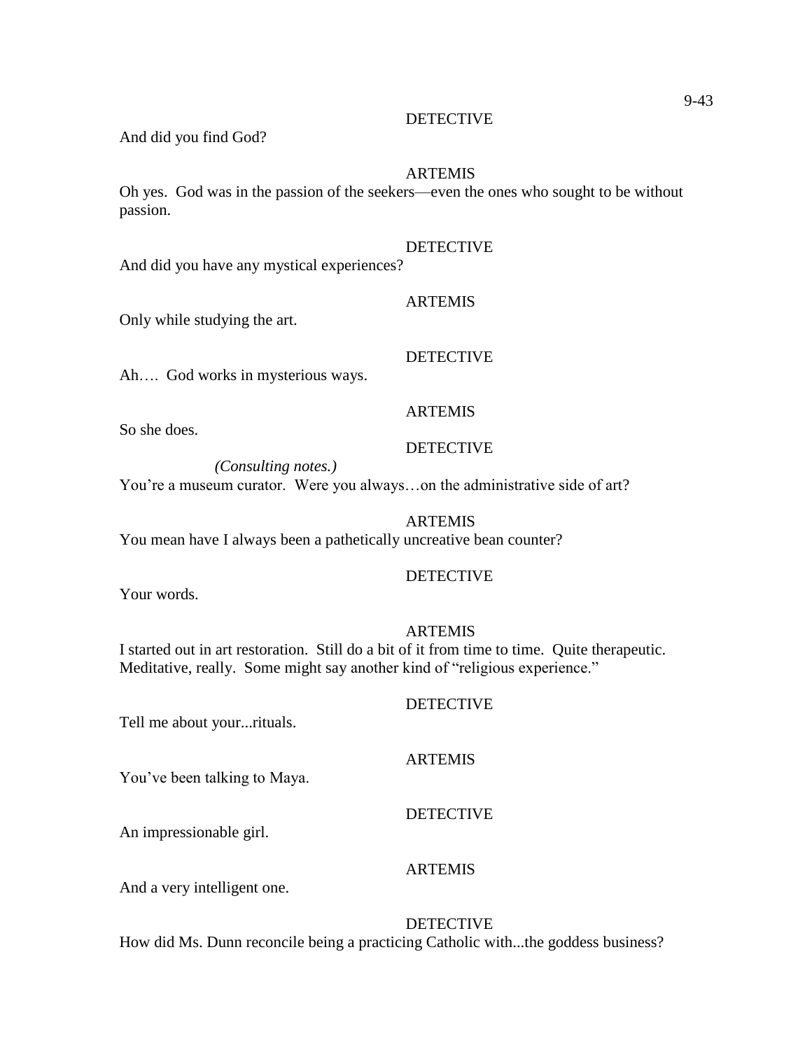DETECTIVE

And did you find God?

ARTEMIS

Oh yes. God was in the passion of the seekers—even the ones who sought to be without passion.

DETECTIVE

And did you have any mystical experiences?

ARTEMIS

Only while studying the art.

DETECTIVE

Ah…. God works in mysterious ways.

ARTEMIS

So she does.

DETECTIVE

*(Consulting notes.)*

You're a museum curator. Were you always…on the administrative side of art?

ARTEMIS

You mean have I always been a pathetically uncreative bean counter?

DETECTIVE

Your words.

ARTEMIS

I started out in art restoration. Still do a bit of it from time to time. Quite therapeutic. Meditative, really. Some might say another kind of "religious experience."

DETECTIVE

Tell me about your...rituals.

ARTEMIS

You've been talking to Maya.

DETECTIVE

An impressionable girl.

ARTEMIS

And a very intelligent one.

DETECTIVE

How did Ms. Dunn reconcile being a practicing Catholic with...the goddess business?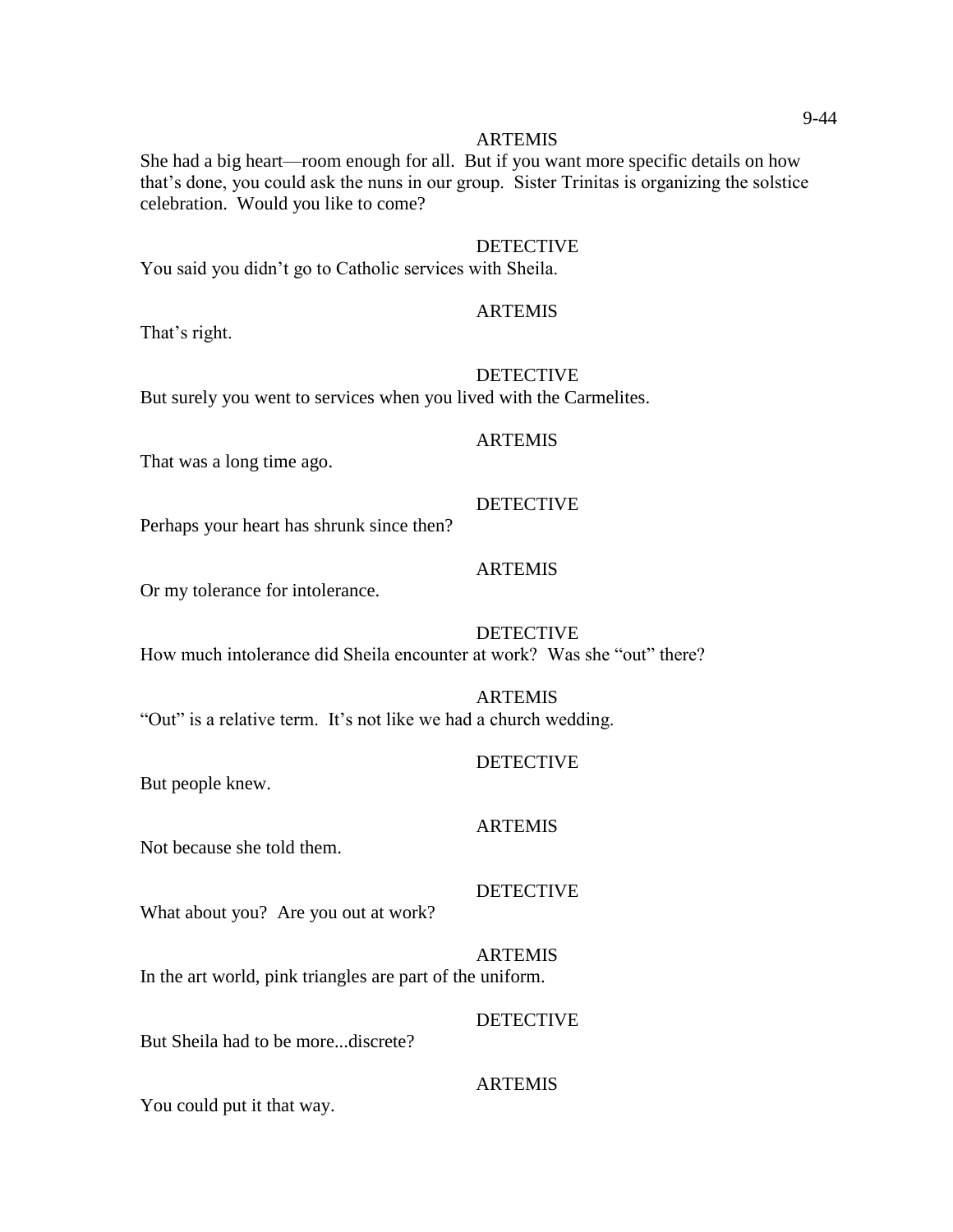ARTEMIS

She had a big heart—room enough for all. But if you want more specific details on how that's done, you could ask the nuns in our group. Sister Trinitas is organizing the solstice celebration. Would you like to come?

DETECTIVE

You said you didn't go to Catholic services with Sheila.

ARTEMIS

That's right.

DETECTIVE

But surely you went to services when you lived with the Carmelites.

ARTEMIS

That was a long time ago.

DETECTIVE

Perhaps your heart has shrunk since then?

ARTEMIS

Or my tolerance for intolerance.

DETECTIVE

How much intolerance did Sheila encounter at work? Was she "out" there?

ARTEMIS

"Out" is a relative term. It's not like we had a church wedding.

DETECTIVE

But people knew.

ARTEMIS

Not because she told them.

DETECTIVE

What about you? Are you out at work?

ARTEMIS

In the art world, pink triangles are part of the uniform.

DETECTIVE

But Sheila had to be more...discrete?

ARTEMIS

You could put it that way.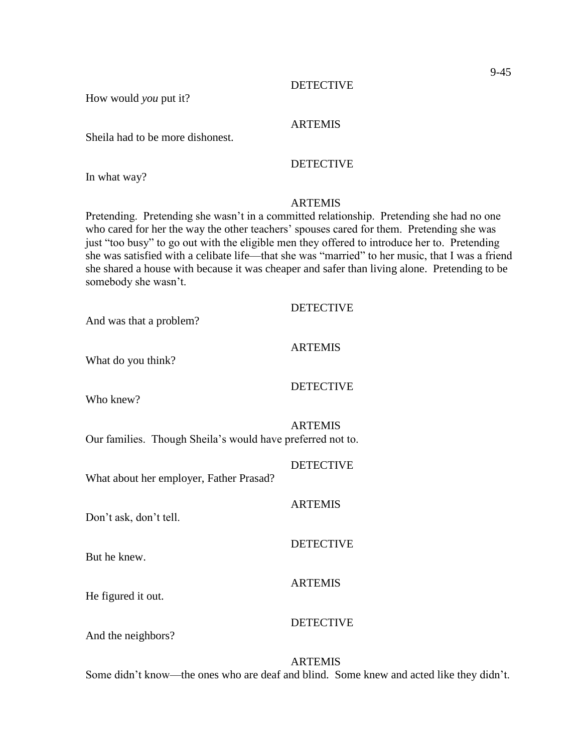DETECTIVE

How would *you* put it?

ARTEMIS

Sheila had to be more dishonest.

DETECTIVE

In what way?

ARTEMIS

Pretending. Pretending she wasn't in a committed relationship. Pretending she had no one who cared for her the way the other teachers' spouses cared for them. Pretending she was just "too busy" to go out with the eligible men they offered to introduce her to. Pretending she was satisfied with a celibate life—that she was "married" to her music, that I was a friend she shared a house with because it was cheaper and safer than living alone. Pretending to be somebody she wasn't.

DETECTIVE

And was that a problem?

ARTEMIS

What do you think?

DETECTIVE

Who knew?

ARTEMIS

Our families. Though Sheila's would have preferred not to.

DETECTIVE

What about her employer, Father Prasad?

ARTEMIS

Don't ask, don't tell.

DETECTIVE

But he knew.

ARTEMIS

He figured it out.

DETECTIVE

And the neighbors?

ARTEMIS

Some didn't know—the ones who are deaf and blind. Some knew and acted like they didn't.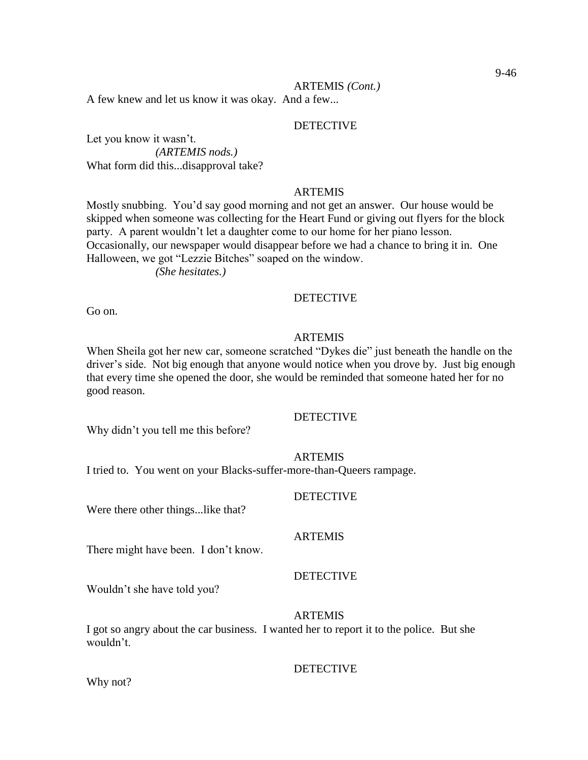ARTEMIS *(Cont.)*

A few knew and let us know it was okay. And a few...

DETECTIVE

Let you know it wasn't.

*(ARTEMIS nods.)*

What form did this...disapproval take?

ARTEMIS

Mostly snubbing. You'd say good morning and not get an answer. Our house would be skipped when someone was collecting for the Heart Fund or giving out flyers for the block party. A parent wouldn't let a daughter come to our home for her piano lesson. Occasionally, our newspaper would disappear before we had a chance to bring it in. One Halloween, we got "Lezzie Bitches" soaped on the window.

*(She hesitates.)*

DETECTIVE

Go on.

ARTEMIS

When Sheila got her new car, someone scratched "Dykes die" just beneath the handle on the driver's side. Not big enough that anyone would notice when you drove by. Just big enough that every time she opened the door, she would be reminded that someone hated her for no good reason.

DETECTIVE

Why didn't you tell me this before?

ARTEMIS

I tried to. You went on your Blacks-suffer-more-than-Queers rampage.

DETECTIVE

Were there other things...like that?

ARTEMIS

There might have been. I don't know.

DETECTIVE

Wouldn't she have told you?

ARTEMIS

I got so angry about the car business. I wanted her to report it to the police. But she wouldn't.

DETECTIVE

Why not?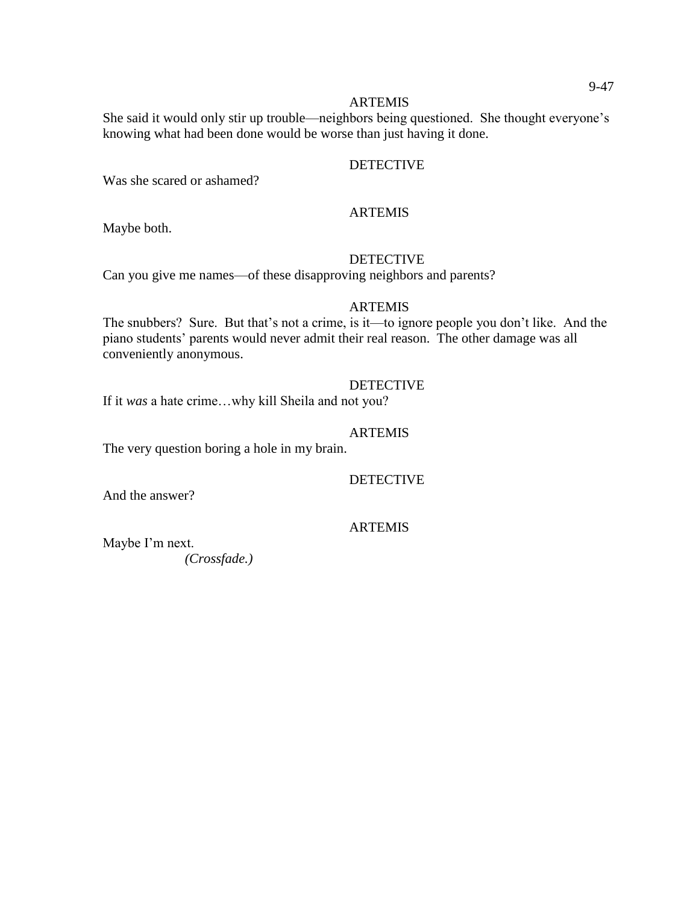ARTEMIS

She said it would only stir up trouble—neighbors being questioned. She thought everyone's knowing what had been done would be worse than just having it done.

DETECTIVE

Was she scared or ashamed?

ARTEMIS

Maybe both.

DETECTIVE

Can you give me names—of these disapproving neighbors and parents?

ARTEMIS

The snubbers? Sure. But that's not a crime, is it—to ignore people you don't like. And the piano students' parents would never admit their real reason. The other damage was all conveniently anonymous.

DETECTIVE

If it *was* a hate crime…why kill Sheila and not you?

ARTEMIS

The very question boring a hole in my brain.

DETECTIVE

And the answer?

ARTEMIS

Maybe I'm next.

*(Crossfade.)*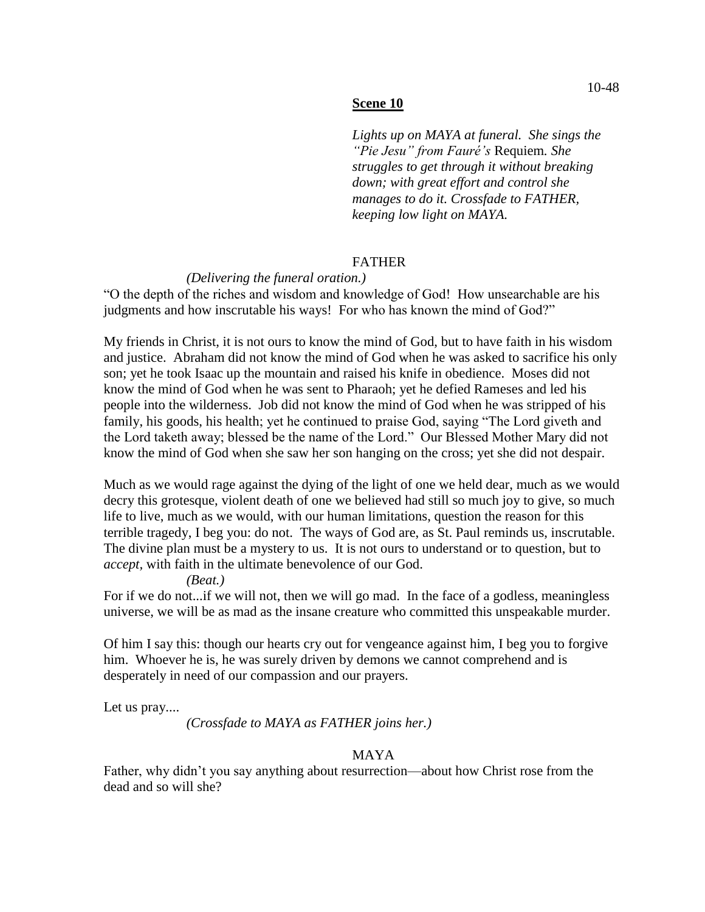**Scene 10**

*Lights up on MAYA at funeral. She sings the "Pie Jesu" from Fauré's* Requiem*. She struggles to get through it without breaking down; with great effort and control she manages to do it. Crossfade to FATHER, keeping low light on MAYA.*

FATHER

*(Delivering the funeral oration.)*

"O the depth of the riches and wisdom and knowledge of God! How unsearchable are his judgments and how inscrutable his ways! For who has known the mind of God?"

My friends in Christ, it is not ours to know the mind of God, but to have faith in his wisdom and justice. Abraham did not know the mind of God when he was asked to sacrifice his only son; yet he took Isaac up the mountain and raised his knife in obedience. Moses did not know the mind of God when he was sent to Pharaoh; yet he defied Rameses and led his people into the wilderness. Job did not know the mind of God when he was stripped of his family, his goods, his health; yet he continued to praise God, saying "The Lord giveth and the Lord taketh away; blessed be the name of the Lord." Our Blessed Mother Mary did not know the mind of God when she saw her son hanging on the cross; yet she did not despair.

Much as we would rage against the dying of the light of one we held dear, much as we would decry this grotesque, violent death of one we believed had still so much joy to give, so much life to live, much as we would, with our human limitations, question the reason for this terrible tragedy, I beg you: do not. The ways of God are, as St. Paul reminds us, inscrutable. The divine plan must be a mystery to us. It is not ours to understand or to question, but to *accept*, with faith in the ultimate benevolence of our God.

*(Beat.)*

For if we do not...if we will not, then we will go mad. In the face of a godless, meaningless universe, we will be as mad as the insane creature who committed this unspeakable murder.

Of him I say this: though our hearts cry out for vengeance against him, I beg you to forgive him. Whoever he is, he was surely driven by demons we cannot comprehend and is desperately in need of our compassion and our prayers.

Let us pray....

*(Crossfade to MAYA as FATHER joins her.)*

MAYA

Father, why didn't you say anything about resurrection—about how Christ rose from the dead and so will she?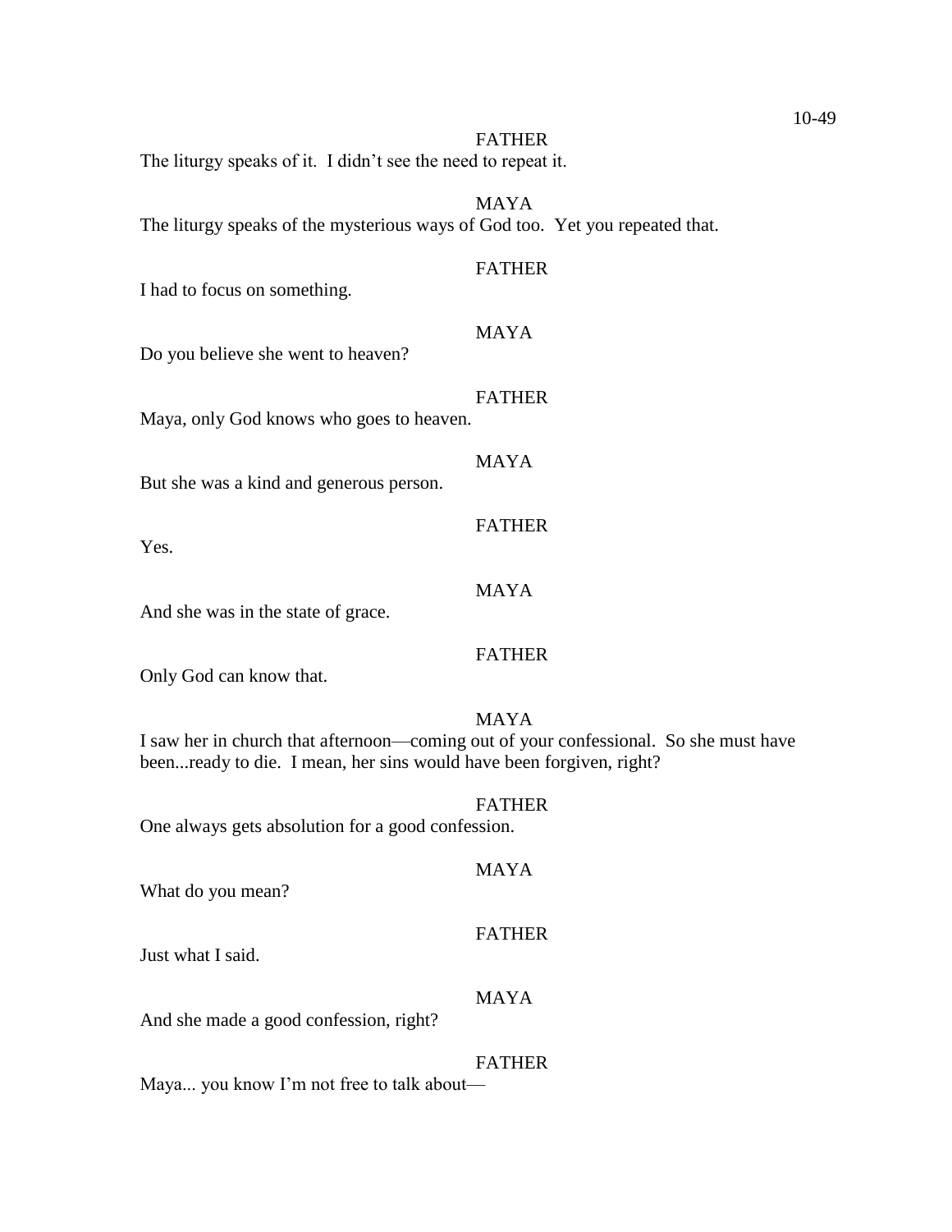FATHER

The liturgy speaks of it. I didn't see the need to repeat it.

MAYA

The liturgy speaks of the mysterious ways of God too. Yet you repeated that.

FATHER

I had to focus on something.

MAYA

Do you believe she went to heaven?

FATHER

Maya, only God knows who goes to heaven.

MAYA

But she was a kind and generous person.

FATHER

Yes.

MAYA

And she was in the state of grace.

FATHER

Only God can know that.

MAYA

I saw her in church that afternoon—coming out of your confessional. So she must have been...ready to die. I mean, her sins would have been forgiven, right?

FATHER

One always gets absolution for a good confession.

MAYA

What do you mean?

FATHER

Just what I said.

MAYA

And she made a good confession, right?

FATHER

Maya... you know I'm not free to talk about—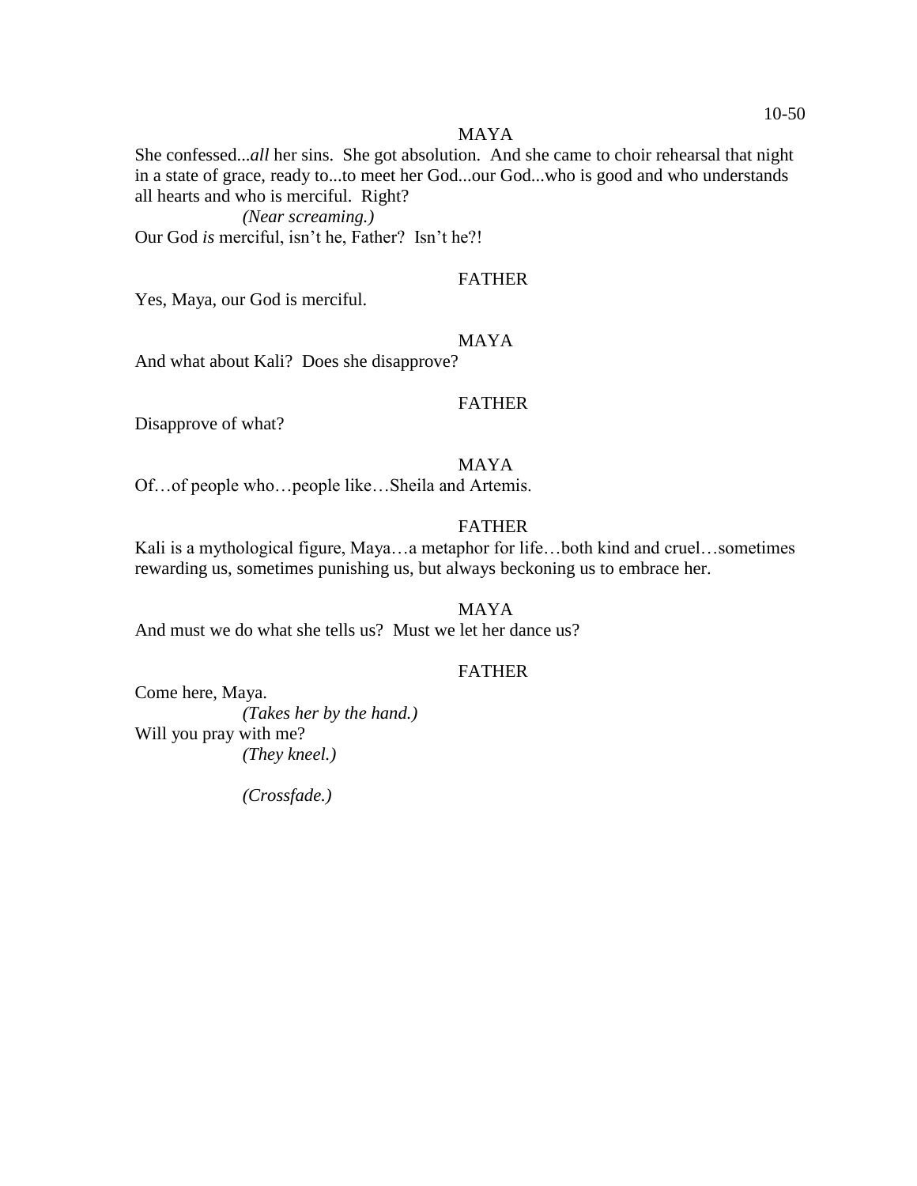MAYA

She confessed...*all* her sins. She got absolution. And she came to choir rehearsal that night in a state of grace, ready to...to meet her God...our God...who is good and who understands all hearts and who is merciful. Right?

*(Near screaming.)*

Our God *is* merciful, isn't he, Father? Isn't he?!

FATHER

Yes, Maya, our God is merciful.

MAYA

And what about Kali? Does she disapprove?

FATHER

Disapprove of what?

MAYA

Of…of people who…people like…Sheila and Artemis.

FATHER

Kali is a mythological figure, Maya…a metaphor for life…both kind and cruel…sometimes rewarding us, sometimes punishing us, but always beckoning us to embrace her.

MAYA

And must we do what she tells us? Must we let her dance us?

FATHER

Come here, Maya.

*(Takes her by the hand.)*

Will you pray with me?

*(They kneel.)*

*(Crossfade.)*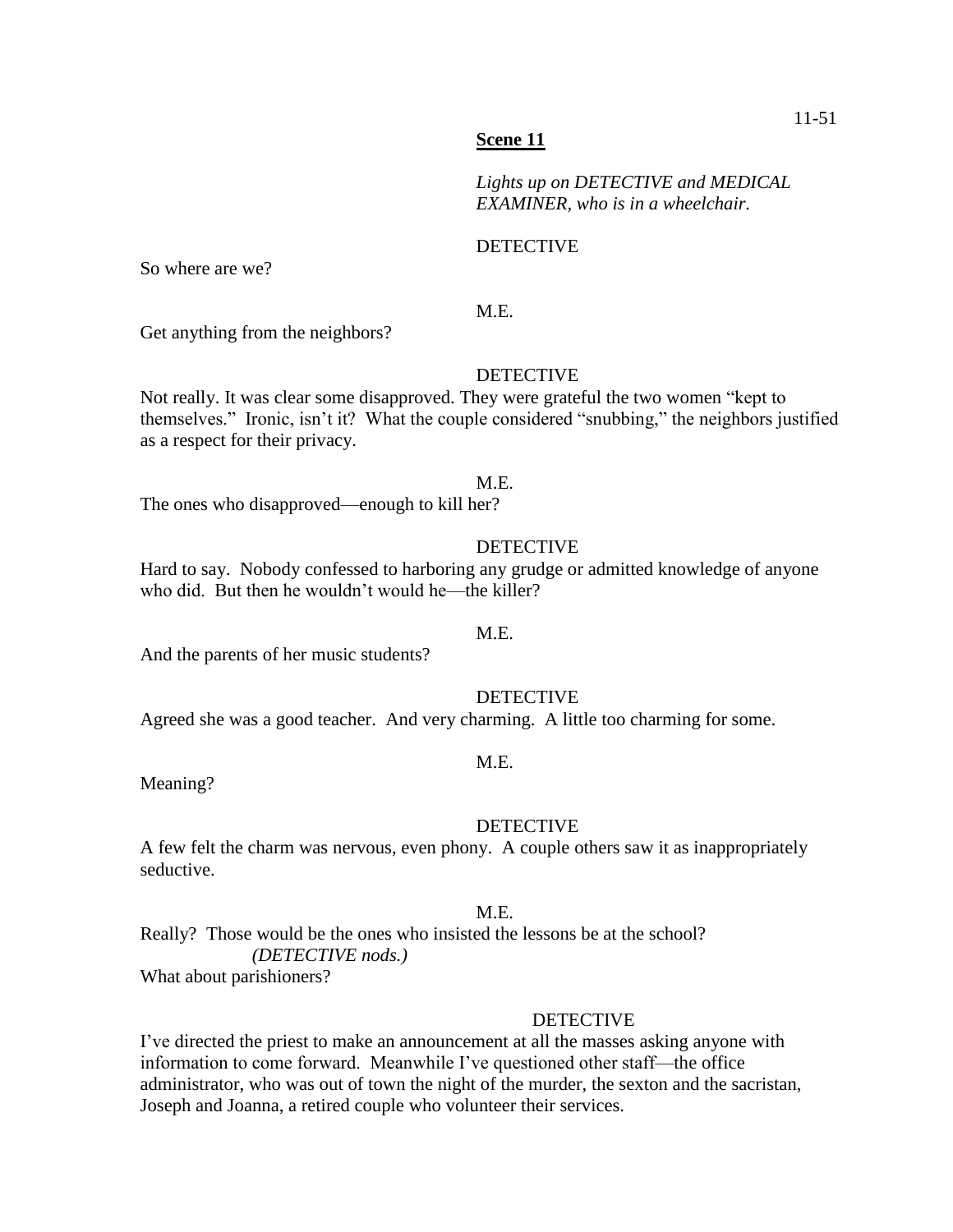**Scene 11**

*Lights up on DETECTIVE and MEDICAL EXAMINER, who is in a wheelchair.*

DETECTIVE

So where are we?

M.E.

Get anything from the neighbors?

DETECTIVE

Not really. It was clear some disapproved. They were grateful the two women "kept to themselves." Ironic, isn't it? What the couple considered "snubbing," the neighbors justified as a respect for their privacy.

M.E.

The ones who disapproved—enough to kill her?

DETECTIVE

Hard to say. Nobody confessed to harboring any grudge or admitted knowledge of anyone who did. But then he wouldn't would he—the killer?

M.E.

And the parents of her music students?

DETECTIVE

Agreed she was a good teacher. And very charming. A little too charming for some.

M.E.

Meaning?

DETECTIVE

A few felt the charm was nervous, even phony. A couple others saw it as inappropriately seductive.

M.E.

Really? Those would be the ones who insisted the lessons be at the school?

*(DETECTIVE nods.)*

What about parishioners?

DETECTIVE

I've directed the priest to make an announcement at all the masses asking anyone with information to come forward. Meanwhile I've questioned other staff—the office administrator, who was out of town the night of the murder, the sexton and the sacristan, Joseph and Joanna, a retired couple who volunteer their services.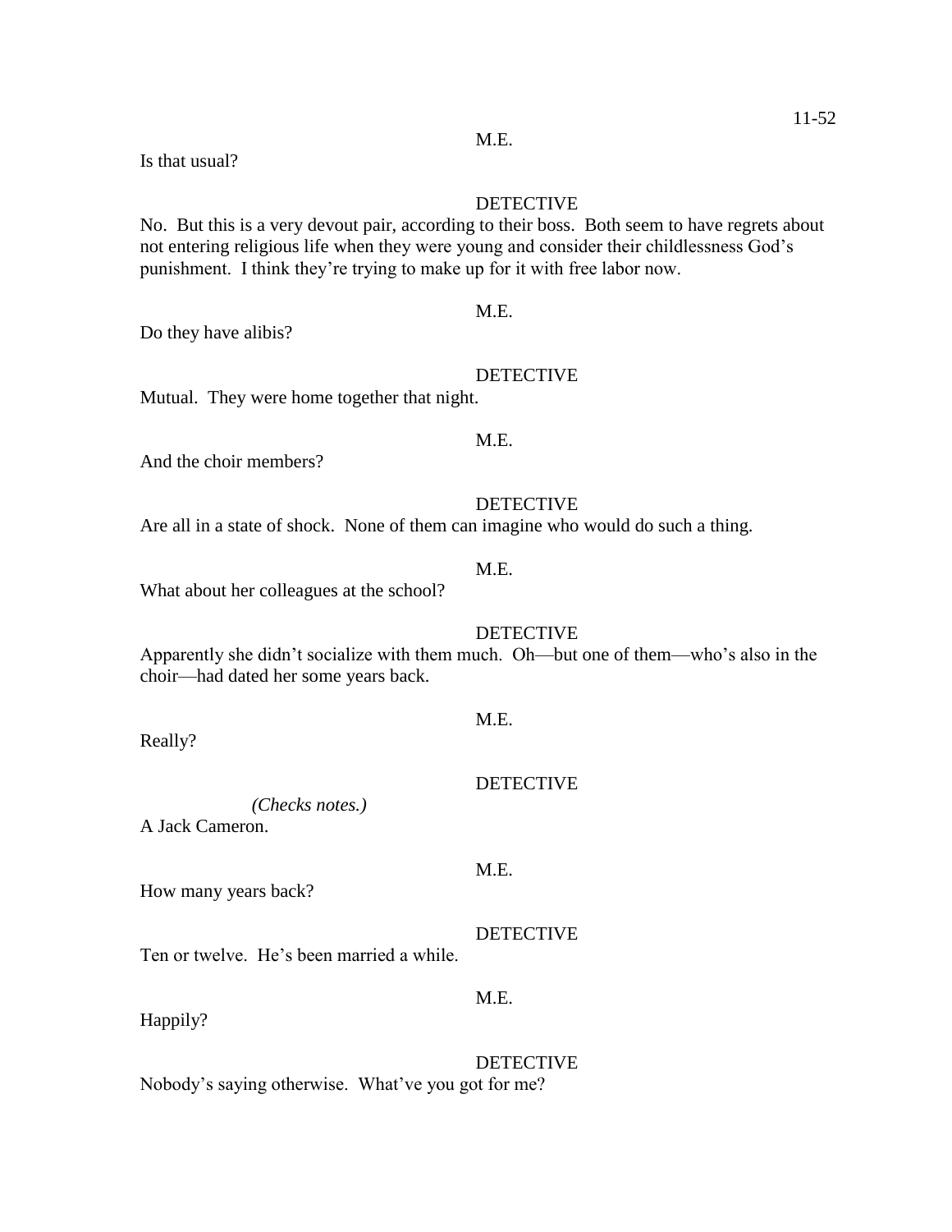M.E.

Is that usual?

DETECTIVE

No. But this is a very devout pair, according to their boss. Both seem to have regrets about not entering religious life when they were young and consider their childlessness God's punishment. I think they're trying to make up for it with free labor now.

M.E.

Do they have alibis?

DETECTIVE

Mutual. They were home together that night.

M.E.

And the choir members?

DETECTIVE

Are all in a state of shock. None of them can imagine who would do such a thing.

M.E.

What about her colleagues at the school?

DETECTIVE

Apparently she didn't socialize with them much. Oh—but one of them—who's also in the choir—had dated her some years back.

M.E.

Really?

DETECTIVE

*(Checks notes.)*

A Jack Cameron.

M.E.

How many years back?

DETECTIVE

Ten or twelve. He's been married a while.

M.E.

Happily?

DETECTIVE

Nobody's saying otherwise. What've you got for me?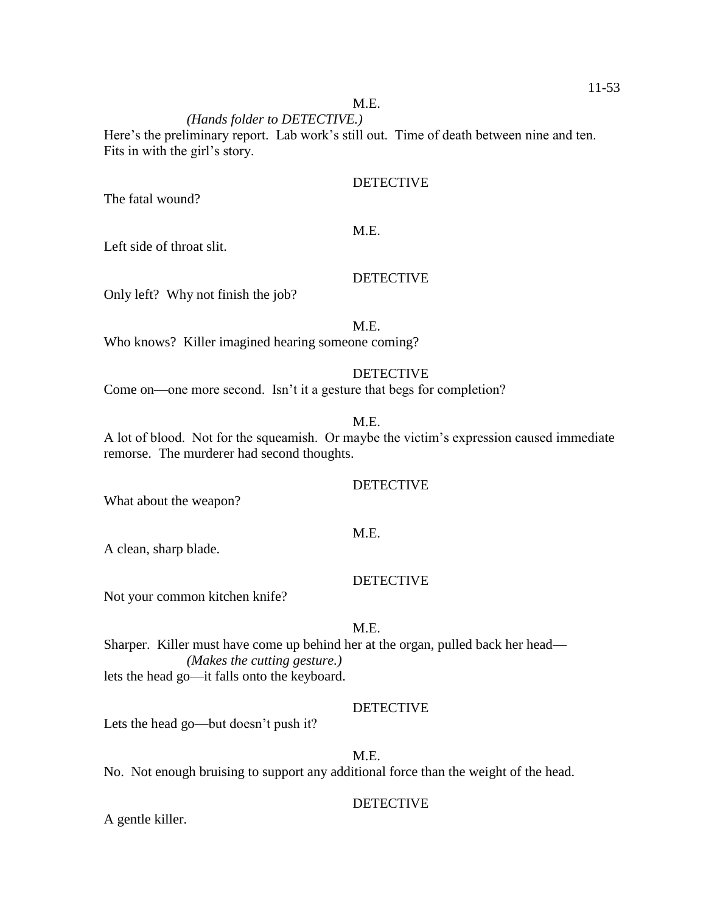M.E.

*(Hands folder to DETECTIVE.)*

Here's the preliminary report. Lab work's still out. Time of death between nine and ten. Fits in with the girl's story.

DETECTIVE

The fatal wound?

M.E.

Left side of throat slit.

DETECTIVE

Only left? Why not finish the job?

M.E.

Who knows? Killer imagined hearing someone coming?

DETECTIVE

Come on—one more second. Isn't it a gesture that begs for completion?

M.E.

A lot of blood. Not for the squeamish. Or maybe the victim's expression caused immediate remorse. The murderer had second thoughts.

DETECTIVE

What about the weapon?

M.E.

A clean, sharp blade.

DETECTIVE

Not your common kitchen knife?

M.E.

Sharper. Killer must have come up behind her at the organ, pulled back her head—

*(Makes the cutting gesture.)*

lets the head go—it falls onto the keyboard.

DETECTIVE

Lets the head go—but doesn't push it?

M.E.

No. Not enough bruising to support any additional force than the weight of the head.

DETECTIVE

A gentle killer.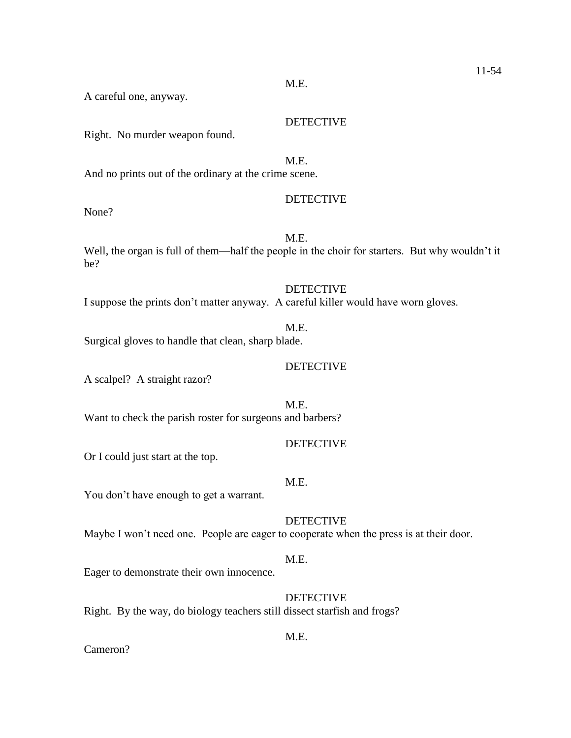M.E.

A careful one, anyway.

DETECTIVE

Right.  No murder weapon found.

M.E.

And no prints out of the ordinary at the crime scene.

DETECTIVE

None?

M.E.

Well, the organ is full of them—half the people in the choir for starters.  But why wouldn't it be?

DETECTIVE

I suppose the prints don't matter anyway.  A careful killer would have worn gloves.

M.E.

Surgical gloves to handle that clean, sharp blade.

DETECTIVE

A scalpel?  A straight razor?

M.E.

Want to check the parish roster for surgeons and barbers?

DETECTIVE

Or I could just start at the top.

M.E.

You don't have enough to get a warrant.

DETECTIVE

Maybe I won't need one.  People are eager to cooperate when the press is at their door.

M.E.

Eager to demonstrate their own innocence.

DETECTIVE

Right.  By the way, do biology teachers still dissect starfish and frogs?

M.E.

Cameron?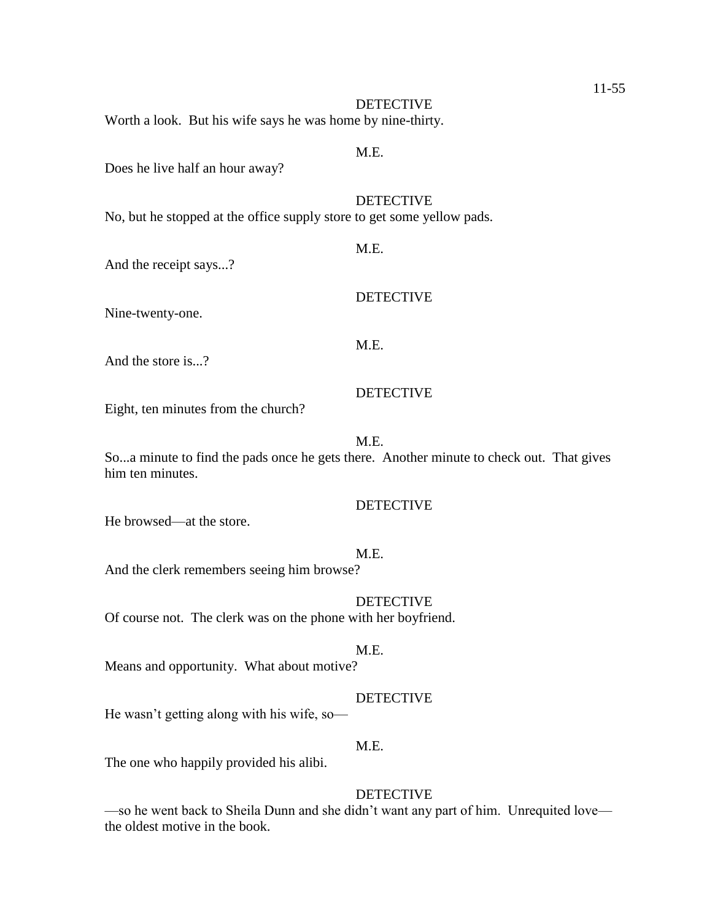DETECTIVE

Worth a look. But his wife says he was home by nine-thirty.

M.E.

Does he live half an hour away?

DETECTIVE

No, but he stopped at the office supply store to get some yellow pads.

M.E.

And the receipt says...?

DETECTIVE

Nine-twenty-one.

M.E.

And the store is...?

DETECTIVE

Eight, ten minutes from the church?

M.E.

So...a minute to find the pads once he gets there. Another minute to check out. That gives him ten minutes.

DETECTIVE

He browsed—at the store.

M.E.

And the clerk remembers seeing him browse?

DETECTIVE

Of course not. The clerk was on the phone with her boyfriend.

M.E.

Means and opportunity. What about motive?

DETECTIVE

He wasn't getting along with his wife, so—

M.E.

The one who happily provided his alibi.

DETECTIVE

—so he went back to Sheila Dunn and she didn't want any part of him. Unrequited love—the oldest motive in the book.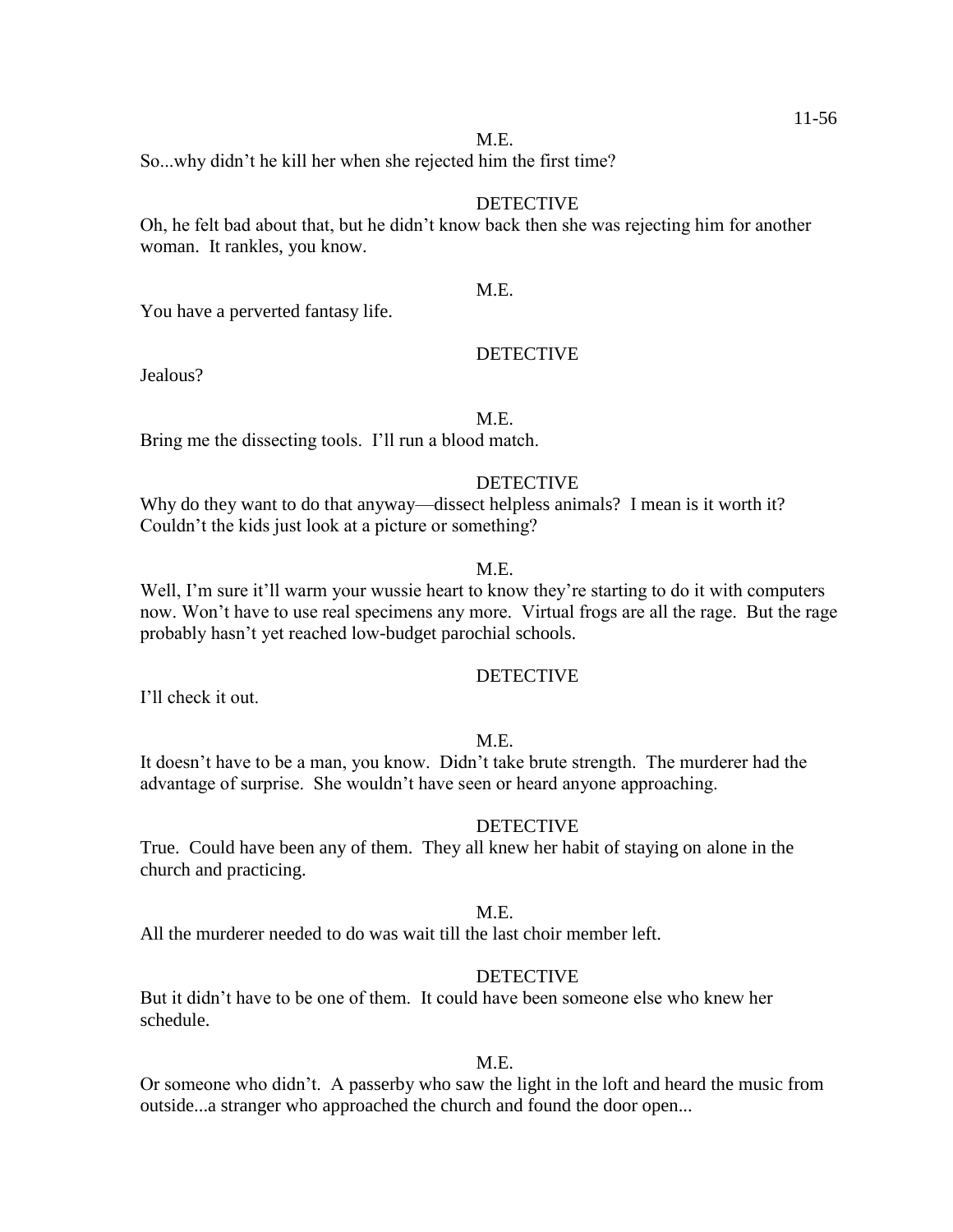M.E.

So...why didn't he kill her when she rejected him the first time?

DETECTIVE

Oh, he felt bad about that, but he didn't know back then she was rejecting him for another woman. It rankles, you know.

M.E.

You have a perverted fantasy life.

DETECTIVE

Jealous?

M.E.

Bring me the dissecting tools. I'll run a blood match.

DETECTIVE

Why do they want to do that anyway—dissect helpless animals? I mean is it worth it? Couldn't the kids just look at a picture or something?

M.E.

Well, I'm sure it'll warm your wussie heart to know they're starting to do it with computers now. Won't have to use real specimens any more. Virtual frogs are all the rage. But the rage probably hasn't yet reached low-budget parochial schools.

DETECTIVE

I'll check it out.

M.E.

It doesn't have to be a man, you know. Didn't take brute strength. The murderer had the advantage of surprise. She wouldn't have seen or heard anyone approaching.

DETECTIVE

True. Could have been any of them. They all knew her habit of staying on alone in the church and practicing.

M.E.

All the murderer needed to do was wait till the last choir member left.

DETECTIVE

But it didn't have to be one of them. It could have been someone else who knew her schedule.

M.E.

Or someone who didn't. A passerby who saw the light in the loft and heard the music from outside...a stranger who approached the church and found the door open...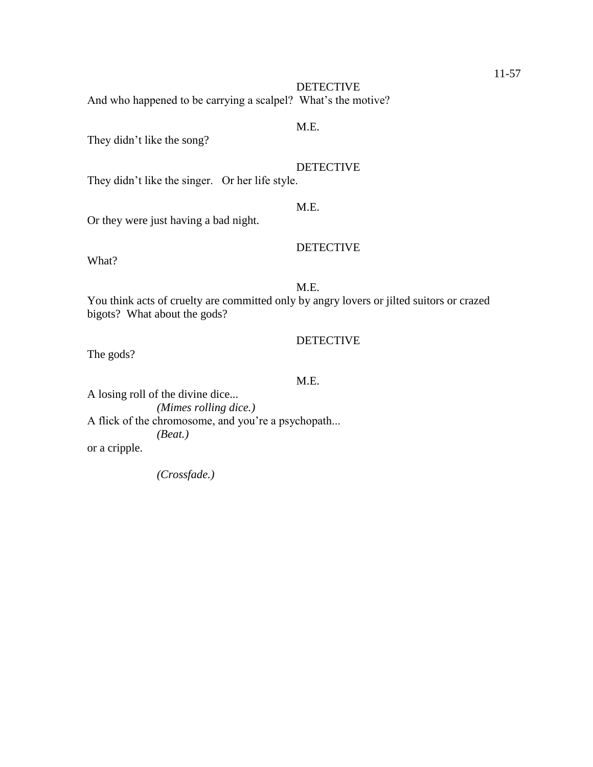DETECTIVE

And who happened to be carrying a scalpel? What's the motive?

M.E.

They didn't like the song?

DETECTIVE

They didn't like the singer. Or her life style.

M.E.

Or they were just having a bad night.

DETECTIVE

What?

M.E.

You think acts of cruelty are committed only by angry lovers or jilted suitors or crazed bigots? What about the gods?

DETECTIVE

The gods?

M.E.

A losing roll of the divine dice...

*(Mimes rolling dice.)*

A flick of the chromosome, and you're a psychopath...

*(Beat.)*

or a cripple.

*(Crossfade.)*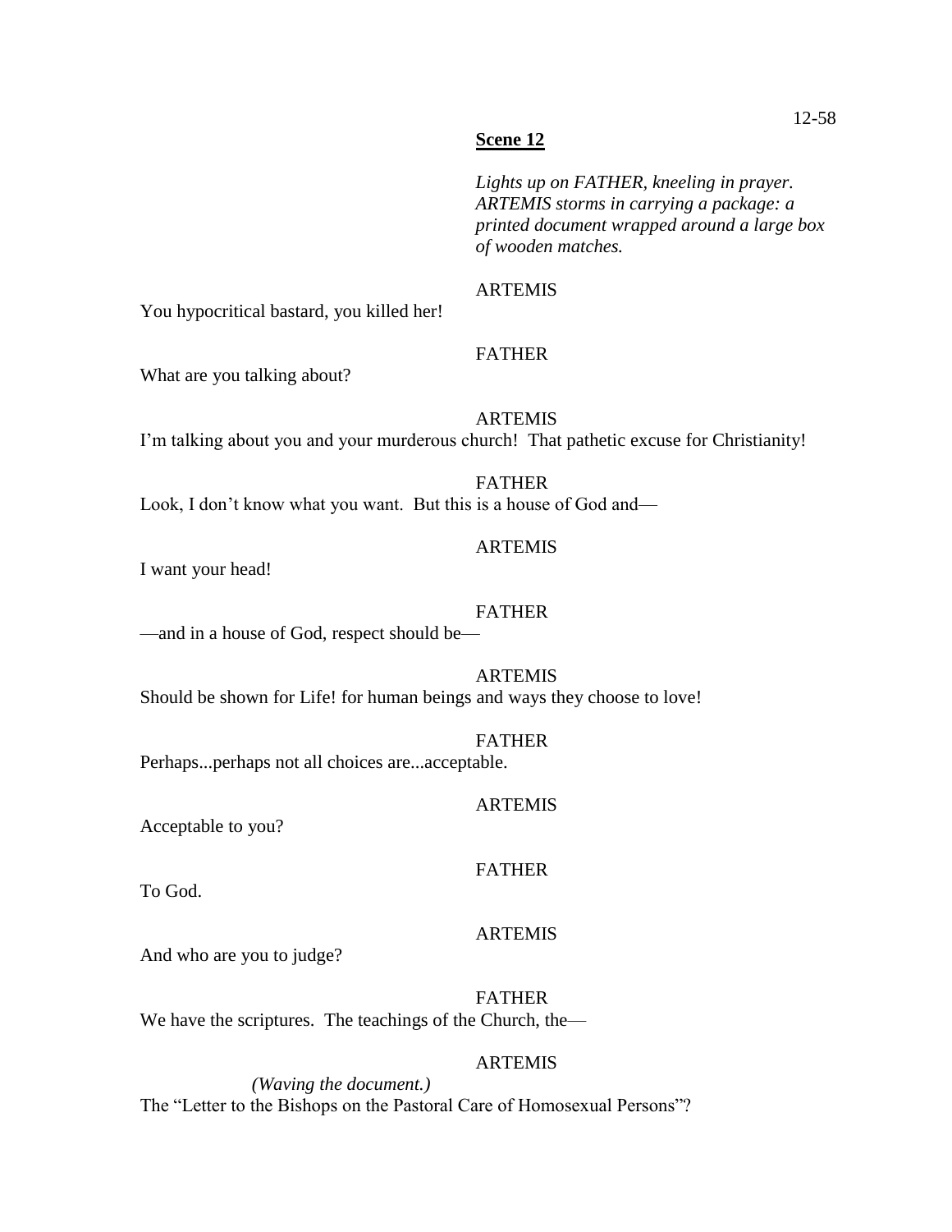**Scene 12**

*Lights up on FATHER, kneeling in prayer. ARTEMIS storms in carrying a package: a printed document wrapped around a large box of wooden matches.*

ARTEMIS

You hypocritical bastard, you killed her!

FATHER

What are you talking about?

ARTEMIS

I'm talking about you and your murderous church! That pathetic excuse for Christianity!

FATHER

Look, I don't know what you want. But this is a house of God and—

ARTEMIS

I want your head!

FATHER

—and in a house of God, respect should be—

ARTEMIS

Should be shown for Life! for human beings and ways they choose to love!

FATHER

Perhaps...perhaps not all choices are...acceptable.

ARTEMIS

Acceptable to you?

FATHER

To God.

ARTEMIS

And who are you to judge?

FATHER

We have the scriptures. The teachings of the Church, the—

ARTEMIS

*(Waving the document.)*

The "Letter to the Bishops on the Pastoral Care of Homosexual Persons"?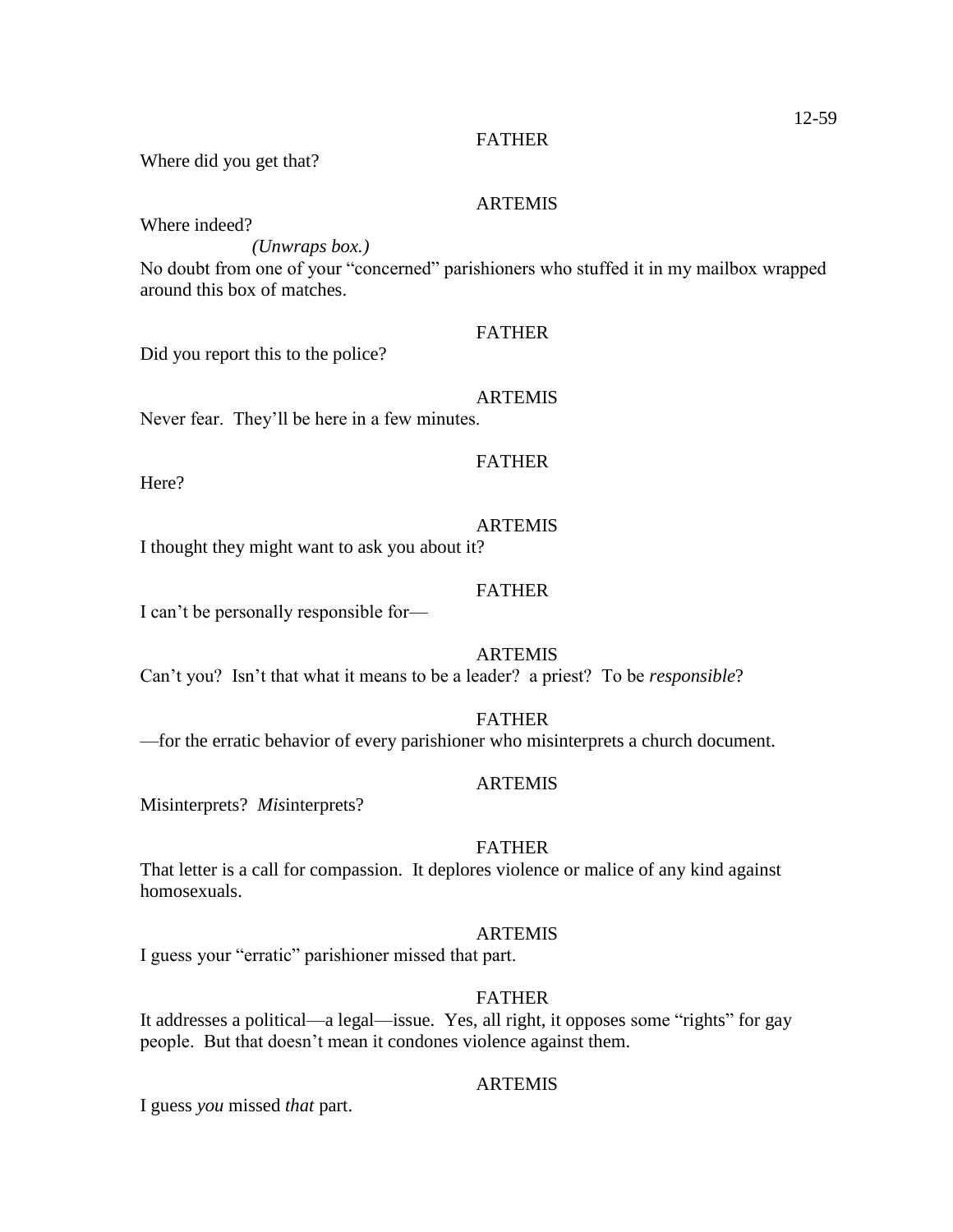FATHER

Where did you get that?

ARTEMIS

Where indeed?

*(Unwraps box.)*

No doubt from one of your "concerned" parishioners who stuffed it in my mailbox wrapped around this box of matches.

FATHER

Did you report this to the police?

ARTEMIS

Never fear. They'll be here in a few minutes.

FATHER

Here?

ARTEMIS

I thought they might want to ask you about it?

FATHER

I can't be personally responsible for—

ARTEMIS

Can't you? Isn't that what it means to be a leader? a priest? To be *responsible*?

FATHER

—for the erratic behavior of every parishioner who misinterprets a church document.

ARTEMIS

Misinterprets? *Mis*interprets?

FATHER

That letter is a call for compassion. It deplores violence or malice of any kind against homosexuals.

ARTEMIS

I guess your "erratic" parishioner missed that part.

FATHER

It addresses a political—a legal—issue. Yes, all right, it opposes some "rights" for gay people. But that doesn't mean it condones violence against them.

ARTEMIS

I guess *you* missed *that* part.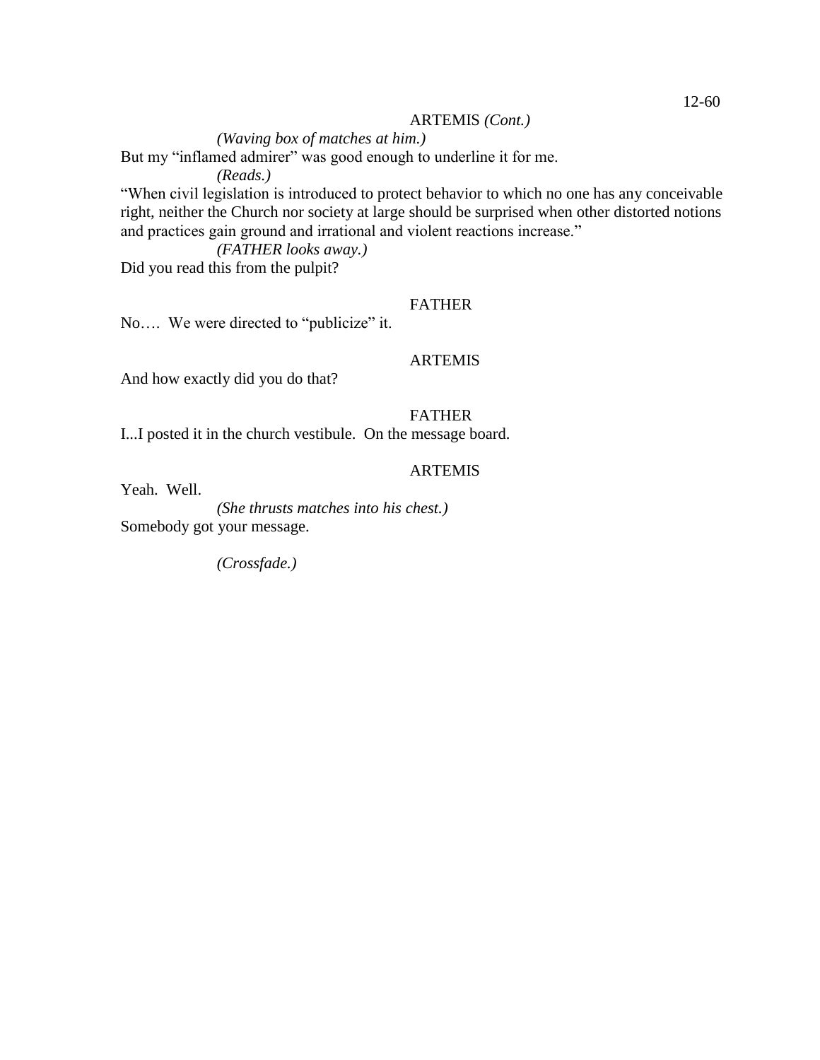ARTEMIS *(Cont.)*

*(Waving box of matches at him.)*

But my "inflamed admirer" was good enough to underline it for me.

*(Reads.)*

"When civil legislation is introduced to protect behavior to which no one has any conceivable right, neither the Church nor society at large should be surprised when other distorted notions and practices gain ground and irrational and violent reactions increase."

*(FATHER looks away.)*

Did you read this from the pulpit?

FATHER

No…. We were directed to "publicize" it.

ARTEMIS

And how exactly did you do that?

FATHER

I...I posted it in the church vestibule. On the message board.

ARTEMIS

Yeah. Well.

*(She thrusts matches into his chest.)*

Somebody got your message.

*(Crossfade.)*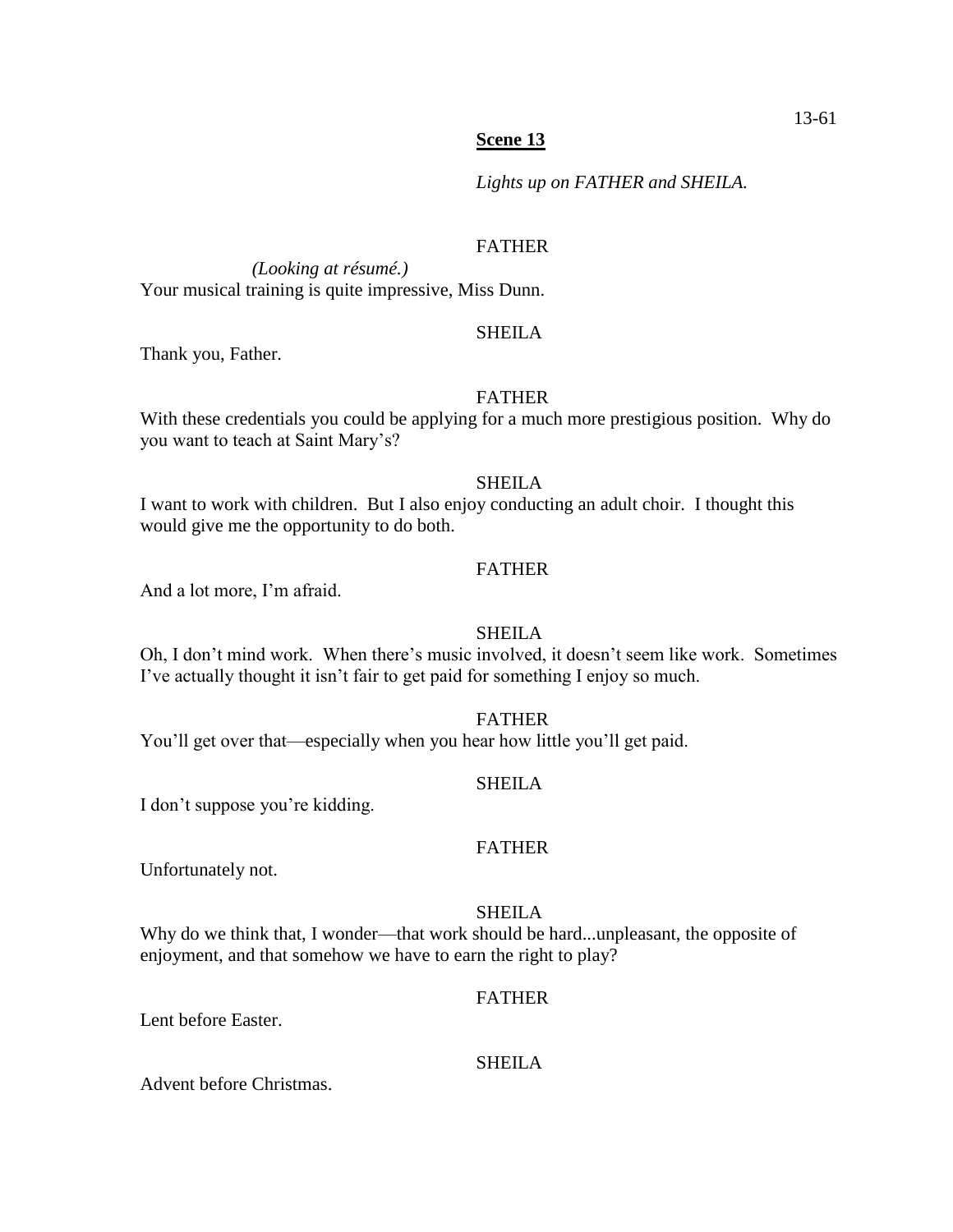**Scene 13**

*Lights up on FATHER and SHEILA.*

FATHER

*(Looking at résumé.)*
Your musical training is quite impressive, Miss Dunn.

SHEILA

Thank you, Father.

FATHER

With these credentials you could be applying for a much more prestigious position. Why do you want to teach at Saint Mary's?

SHEILA

I want to work with children. But I also enjoy conducting an adult choir. I thought this would give me the opportunity to do both.

FATHER

And a lot more, I'm afraid.

SHEILA

Oh, I don't mind work. When there's music involved, it doesn't seem like work. Sometimes I've actually thought it isn't fair to get paid for something I enjoy so much.

FATHER

You'll get over that—especially when you hear how little you'll get paid.

SHEILA

I don't suppose you're kidding.

FATHER

Unfortunately not.

SHEILA

Why do we think that, I wonder—that work should be hard...unpleasant, the opposite of enjoyment, and that somehow we have to earn the right to play?

FATHER

Lent before Easter.

SHEILA

Advent before Christmas.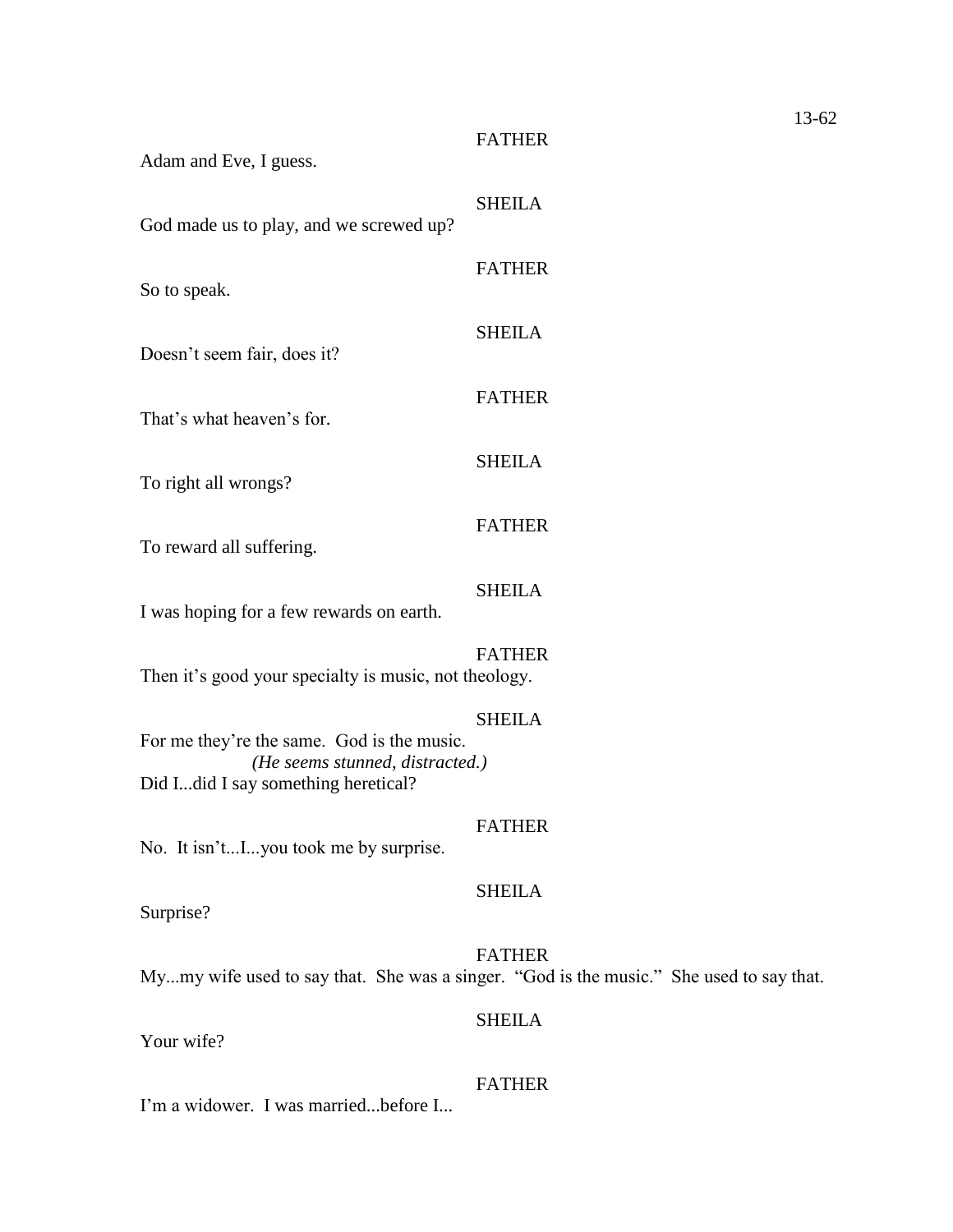FATHER

Adam and Eve, I guess.

SHEILA

God made us to play, and we screwed up?

FATHER

So to speak.

SHEILA

Doesn't seem fair, does it?

FATHER

That's what heaven's for.

SHEILA

To right all wrongs?

FATHER

To reward all suffering.

SHEILA

I was hoping for a few rewards on earth.

FATHER

Then it's good your specialty is music, not theology.

SHEILA

For me they're the same. God is the music.

*(He seems stunned, distracted.)*

Did I...did I say something heretical?

FATHER

No. It isn't...I...you took me by surprise.

SHEILA

Surprise?

FATHER

My...my wife used to say that. She was a singer. "God is the music." She used to say that.

SHEILA

Your wife?

FATHER

I'm a widower. I was married...before I...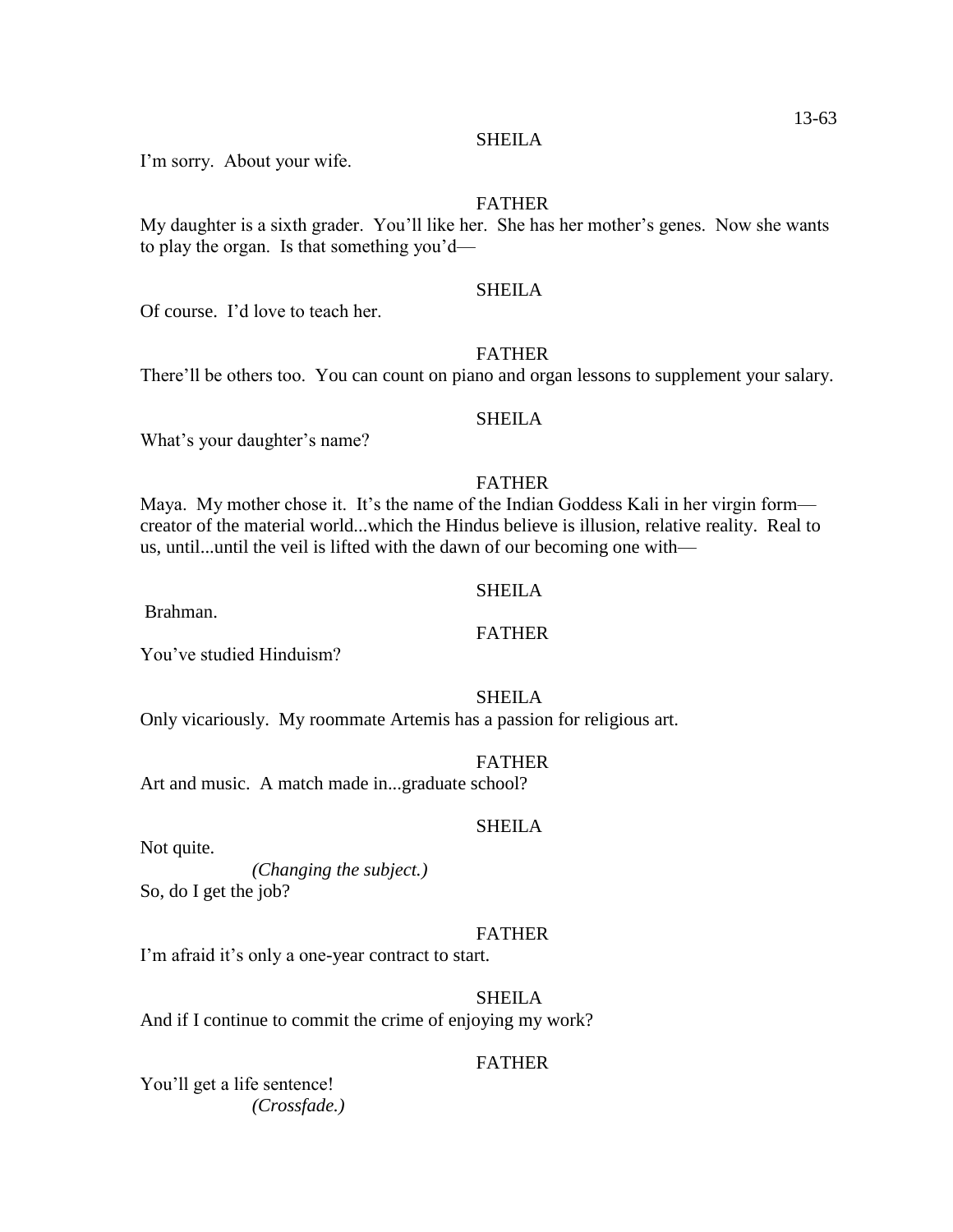SHEILA

I'm sorry. About your wife.

FATHER

My daughter is a sixth grader. You'll like her. She has her mother's genes. Now she wants to play the organ. Is that something you'd—

SHEILA

Of course. I'd love to teach her.

FATHER

There'll be others too. You can count on piano and organ lessons to supplement your salary.

SHEILA

What's your daughter's name?

FATHER

Maya. My mother chose it. It's the name of the Indian Goddess Kali in her virgin form—creator of the material world...which the Hindus believe is illusion, relative reality. Real to us, until...until the veil is lifted with the dawn of our becoming one with—

SHEILA

Brahman.

FATHER

You've studied Hinduism?

SHEILA

Only vicariously. My roommate Artemis has a passion for religious art.

FATHER

Art and music. A match made in...graduate school?

SHEILA

Not quite.

*(Changing the subject.)*

So, do I get the job?

FATHER

I'm afraid it's only a one-year contract to start.

SHEILA

And if I continue to commit the crime of enjoying my work?

FATHER

You'll get a life sentence!

*(Crossfade.)*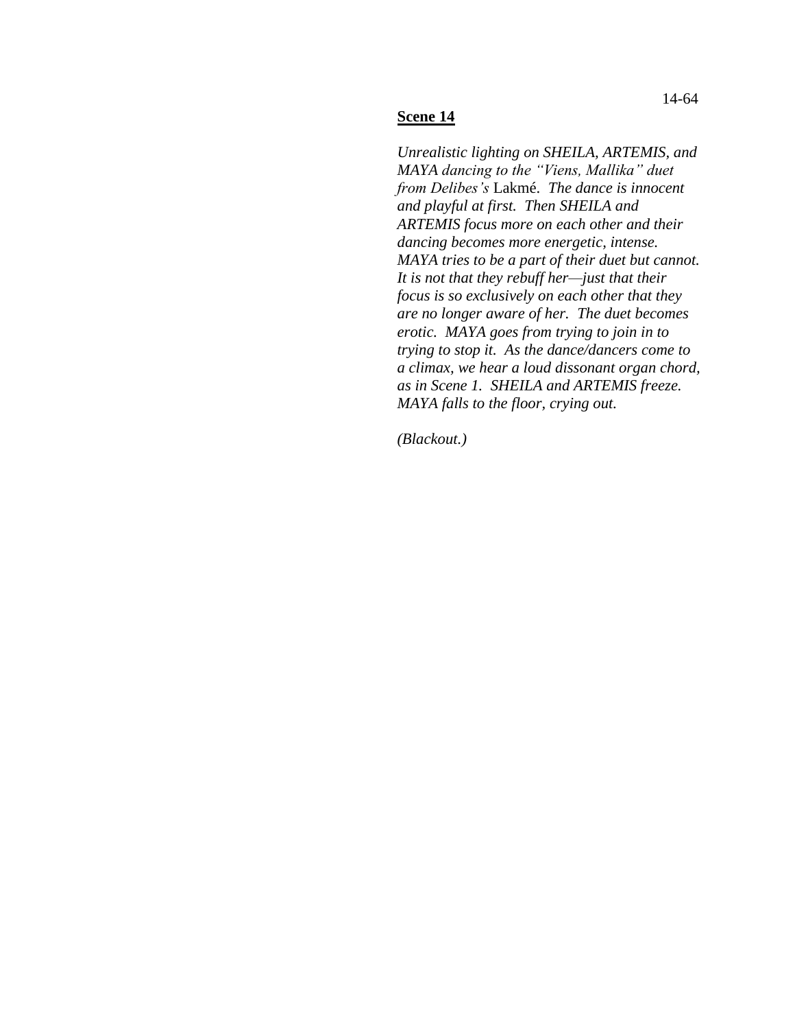**Scene 14**

*Unrealistic lighting on SHEILA, ARTEMIS, and MAYA dancing to the "Viens, Mallika" duet from Delibes's* Lakmé*. The dance is innocent and playful at first. Then SHEILA and ARTEMIS focus more on each other and their dancing becomes more energetic, intense. MAYA tries to be a part of their duet but cannot. It is not that they rebuff her—just that their focus is so exclusively on each other that they are no longer aware of her. The duet becomes erotic. MAYA goes from trying to join in to trying to stop it. As the dance/dancers come to a climax, we hear a loud dissonant organ chord, as in Scene 1. SHEILA and ARTEMIS freeze. MAYA falls to the floor, crying out.*

*(Blackout.)*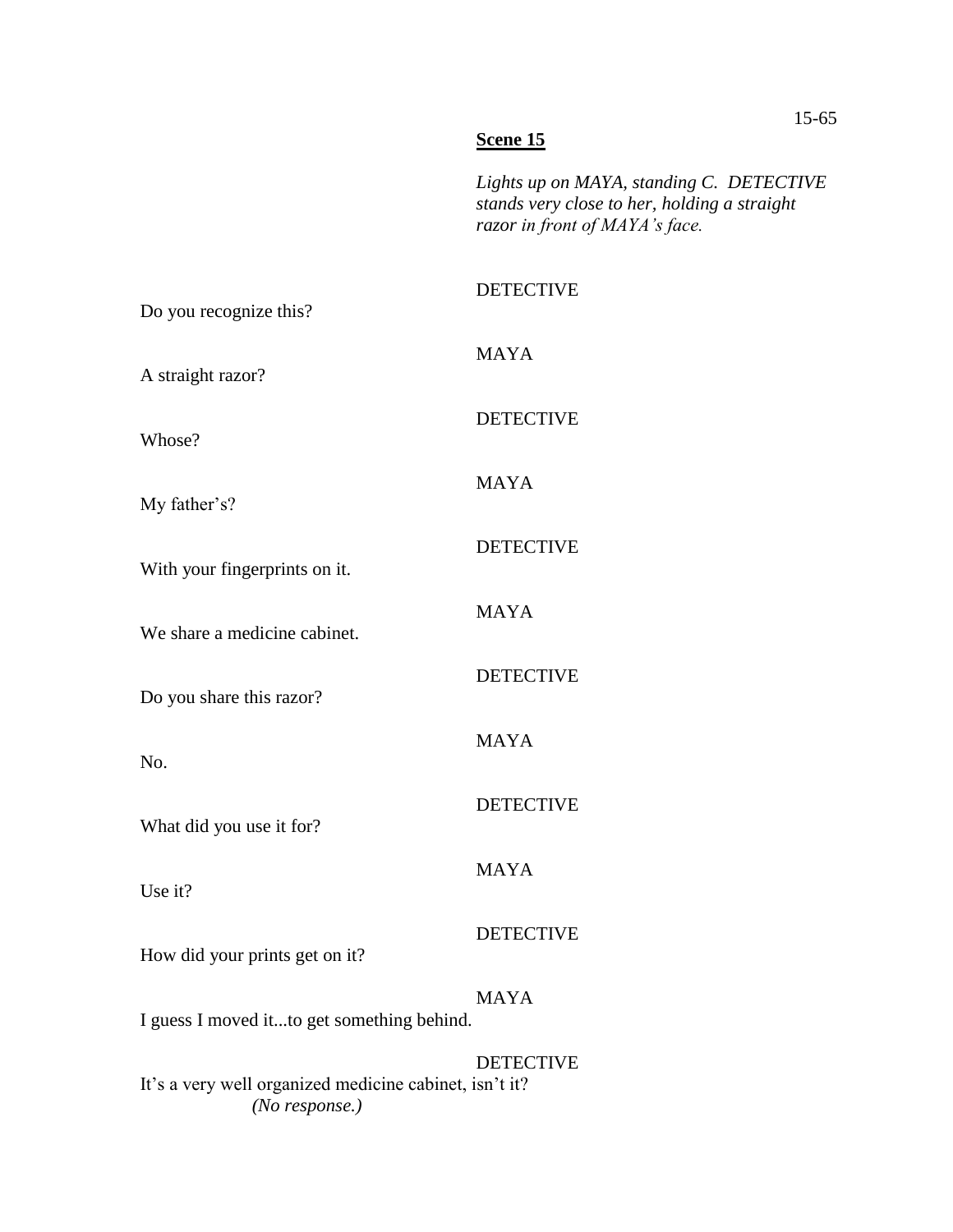## Scene 15

*Lights up on MAYA, standing C. DETECTIVE stands very close to her, holding a straight razor in front of MAYA's face.*

DETECTIVE

Do you recognize this?

MAYA

A straight razor?

DETECTIVE

Whose?

MAYA

My father's?

DETECTIVE

With your fingerprints on it.

MAYA

We share a medicine cabinet.

DETECTIVE

Do you share this razor?

MAYA

No.

DETECTIVE

What did you use it for?

MAYA

Use it?

DETECTIVE

How did your prints get on it?

MAYA

I guess I moved it...to get something behind.

DETECTIVE

It's a very well organized medicine cabinet, isn't it?

*(No response.)*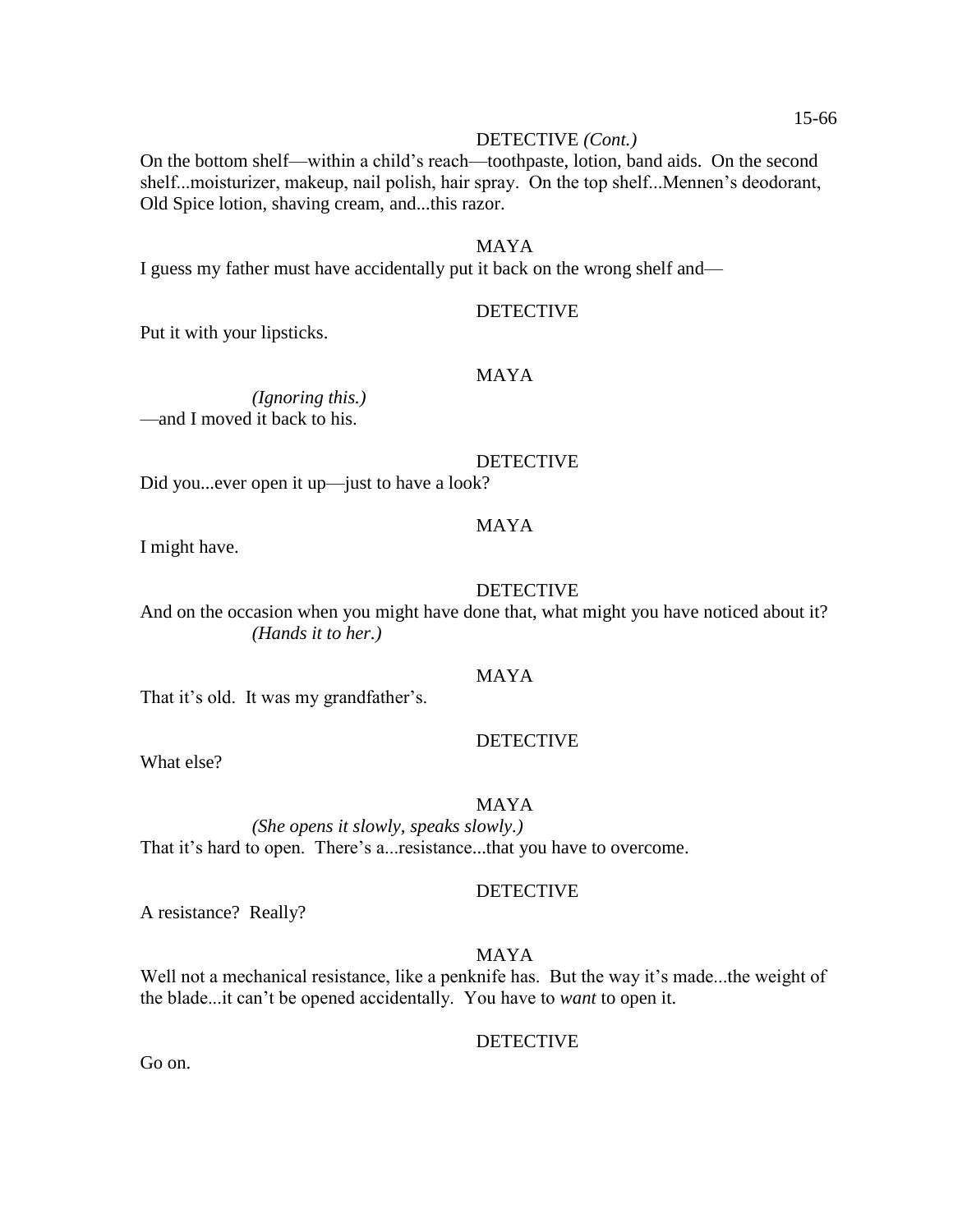DETECTIVE *(Cont.)*

On the bottom shelf—within a child's reach—toothpaste, lotion, band aids. On the second shelf...moisturizer, makeup, nail polish, hair spray. On the top shelf...Mennen's deodorant, Old Spice lotion, shaving cream, and...this razor.

MAYA

I guess my father must have accidentally put it back on the wrong shelf and—

DETECTIVE

Put it with your lipsticks.

MAYA

*(Ignoring this.)*

—and I moved it back to his.

DETECTIVE

Did you...ever open it up—just to have a look?

MAYA

I might have.

DETECTIVE

And on the occasion when you might have done that, what might you have noticed about it?

*(Hands it to her.)*

MAYA

That it's old. It was my grandfather's.

DETECTIVE

What else?

MAYA

*(She opens it slowly, speaks slowly.)*

That it's hard to open. There's a...resistance...that you have to overcome.

DETECTIVE

A resistance? Really?

MAYA

Well not a mechanical resistance, like a penknife has. But the way it's made...the weight of the blade...it can't be opened accidentally. You have to *want* to open it.

DETECTIVE

Go on.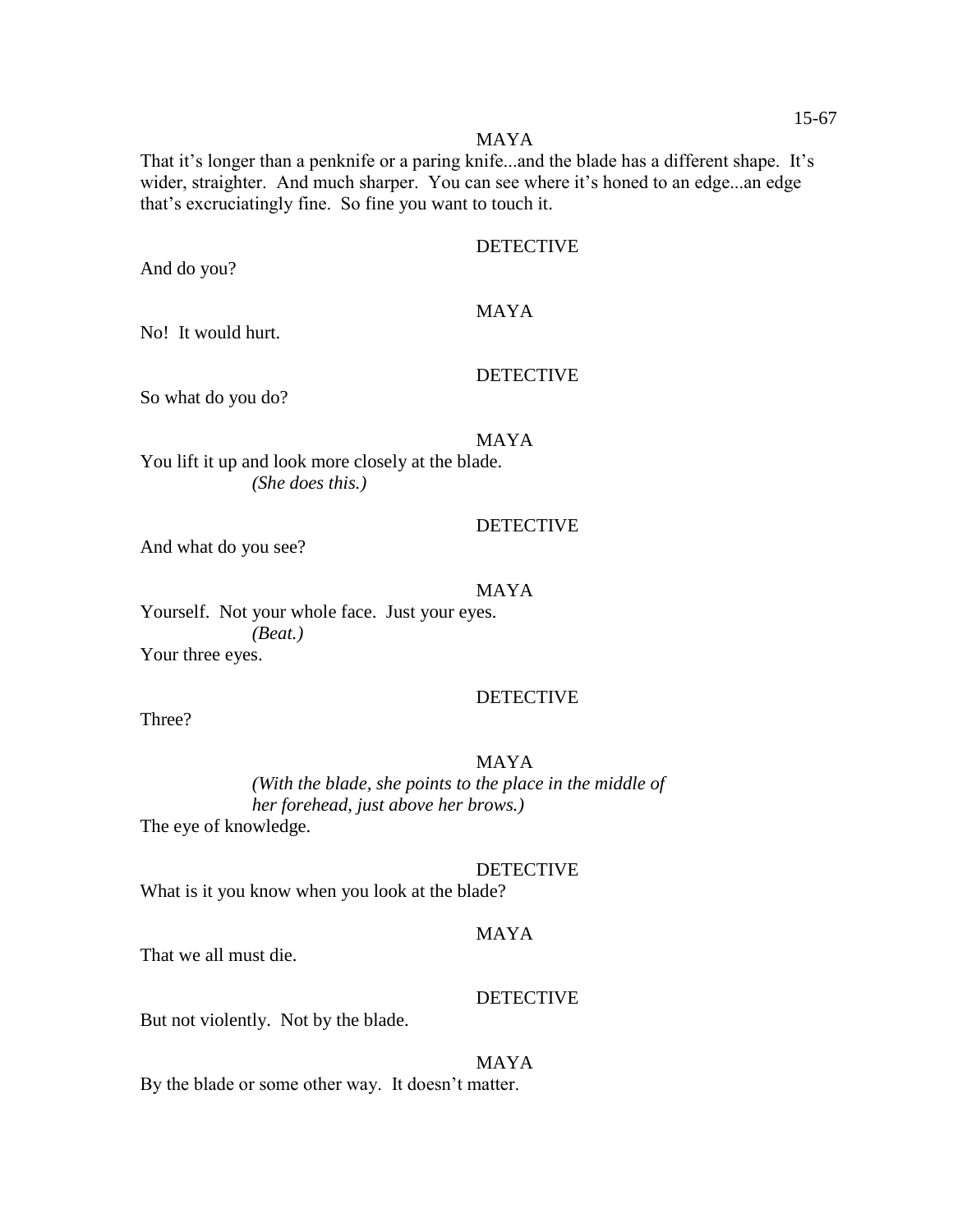MAYA

That it's longer than a penknife or a paring knife...and the blade has a different shape. It's wider, straighter. And much sharper. You can see where it's honed to an edge...an edge that's excruciatingly fine. So fine you want to touch it.

DETECTIVE

And do you?

MAYA

No! It would hurt.

DETECTIVE

So what do you do?

MAYA

You lift it up and look more closely at the blade.
*(She does this.)*

DETECTIVE

And what do you see?

MAYA

Yourself. Not your whole face. Just your eyes.
*(Beat.)*
Your three eyes.

DETECTIVE

Three?

MAYA

*(With the blade, she points to the place in the middle of her forehead, just above her brows.)*
The eye of knowledge.

DETECTIVE

What is it you know when you look at the blade?

MAYA

That we all must die.

DETECTIVE

But not violently. Not by the blade.

MAYA

By the blade or some other way. It doesn't matter.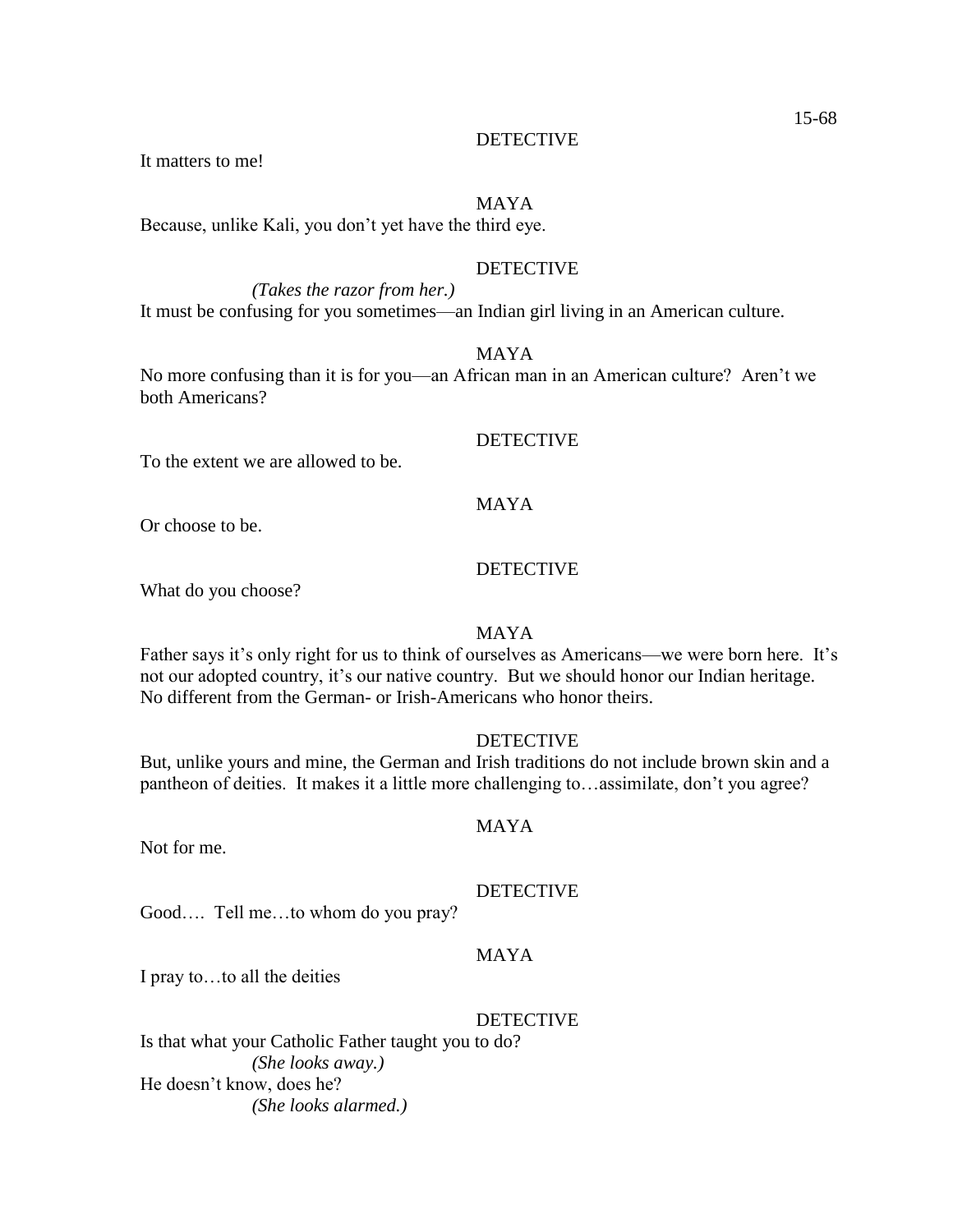DETECTIVE

It matters to me!

MAYA

Because, unlike Kali, you don't yet have the third eye.

DETECTIVE

*(Takes the razor from her.)*

It must be confusing for you sometimes—an Indian girl living in an American culture.

MAYA

No more confusing than it is for you—an African man in an American culture? Aren't we both Americans?

DETECTIVE

To the extent we are allowed to be.

MAYA

Or choose to be.

DETECTIVE

What do you choose?

MAYA

Father says it's only right for us to think of ourselves as Americans—we were born here. It's not our adopted country, it's our native country. But we should honor our Indian heritage. No different from the German- or Irish-Americans who honor theirs.

DETECTIVE

But, unlike yours and mine, the German and Irish traditions do not include brown skin and a pantheon of deities. It makes it a little more challenging to…assimilate, don't you agree?

MAYA

Not for me.

DETECTIVE

Good…. Tell me…to whom do you pray?

MAYA

I pray to…to all the deities

DETECTIVE

Is that what your Catholic Father taught you to do?

*(She looks away.)*

He doesn't know, does he?

*(She looks alarmed.)*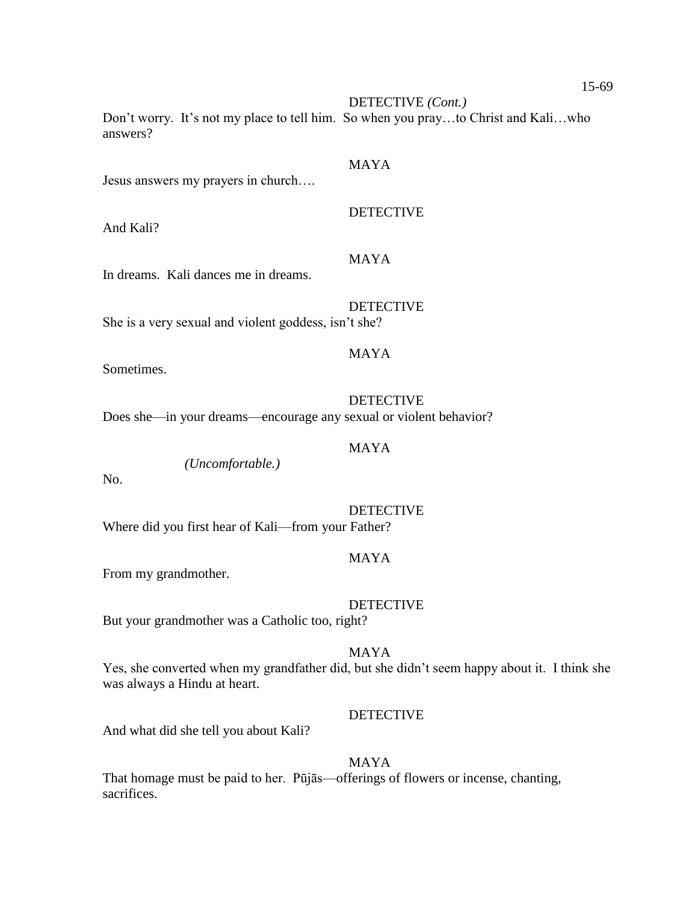DETECTIVE *(Cont.)*

Don't worry. It's not my place to tell him. So when you pray…to Christ and Kali…who answers?

MAYA

Jesus answers my prayers in church….

DETECTIVE

And Kali?

MAYA

In dreams. Kali dances me in dreams.

DETECTIVE

She is a very sexual and violent goddess, isn't she?

MAYA

Sometimes.

DETECTIVE

Does she—in your dreams—encourage any sexual or violent behavior?

MAYA

*(Uncomfortable.)*

No.

DETECTIVE

Where did you first hear of Kali—from your Father?

MAYA

From my grandmother.

DETECTIVE

But your grandmother was a Catholic too, right?

MAYA

Yes, she converted when my grandfather did, but she didn't seem happy about it. I think she was always a Hindu at heart.

DETECTIVE

And what did she tell you about Kali?

MAYA

That homage must be paid to her. Pūjās—offerings of flowers or incense, chanting, sacrifices.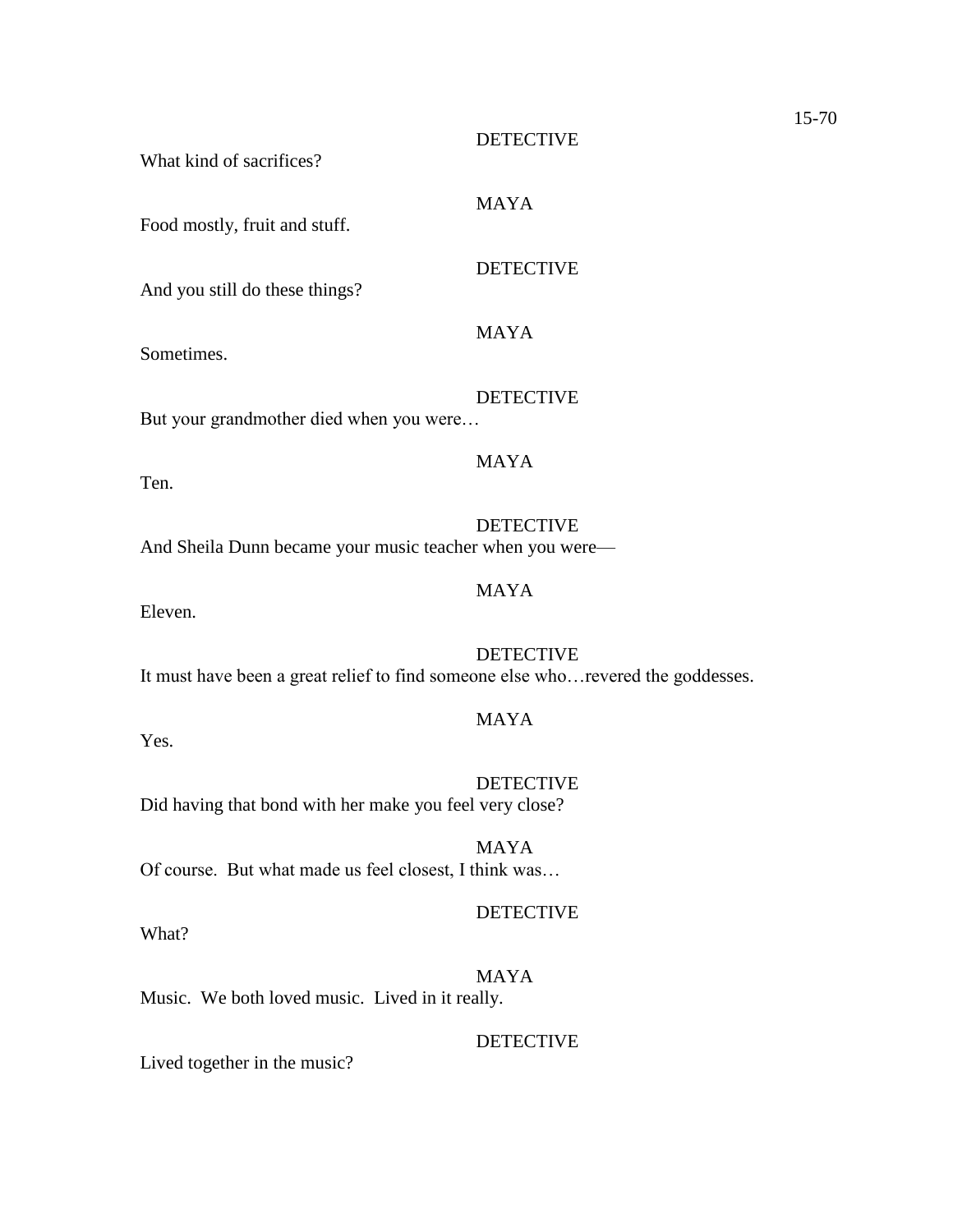DETECTIVE

What kind of sacrifices?

MAYA

Food mostly, fruit and stuff.

DETECTIVE

And you still do these things?

MAYA

Sometimes.

DETECTIVE

But your grandmother died when you were…

MAYA

Ten.

DETECTIVE

And Sheila Dunn became your music teacher when you were—

MAYA

Eleven.

DETECTIVE

It must have been a great relief to find someone else who…revered the goddesses.

MAYA

Yes.

DETECTIVE

Did having that bond with her make you feel very close?

MAYA

Of course. But what made us feel closest, I think was…

DETECTIVE

What?

MAYA

Music. We both loved music. Lived in it really.

DETECTIVE

Lived together in the music?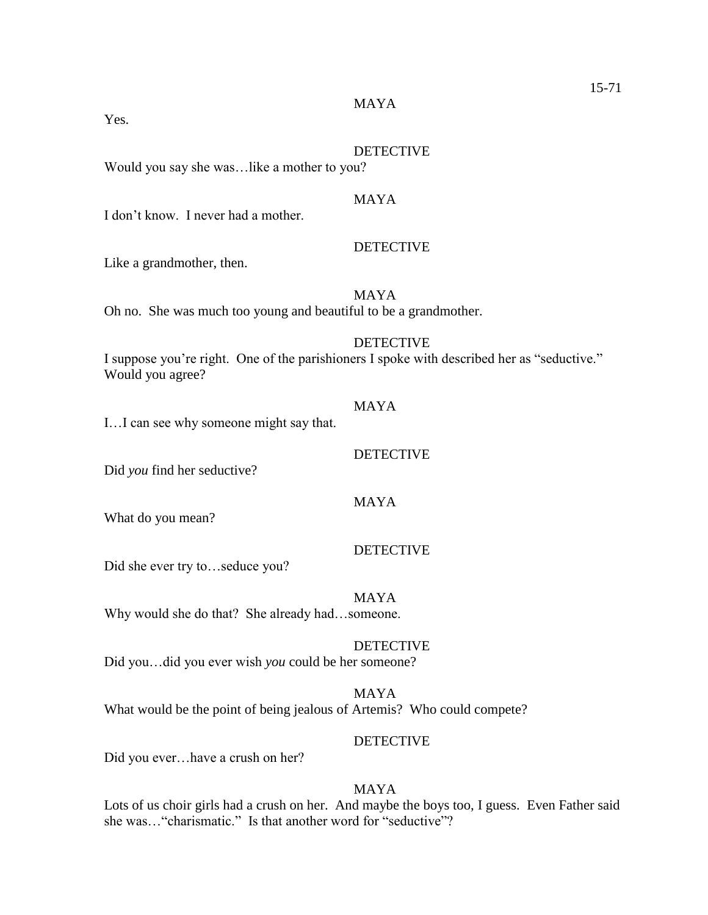MAYA

Yes.

DETECTIVE

Would you say she was…like a mother to you?

MAYA

I don't know. I never had a mother.

DETECTIVE

Like a grandmother, then.

MAYA

Oh no. She was much too young and beautiful to be a grandmother.

DETECTIVE

I suppose you're right. One of the parishioners I spoke with described her as "seductive." Would you agree?

MAYA

I…I can see why someone might say that.

DETECTIVE

Did *you* find her seductive?

MAYA

What do you mean?

DETECTIVE

Did she ever try to…seduce you?

MAYA

Why would she do that? She already had…someone.

DETECTIVE

Did you…did you ever wish *you* could be her someone?

MAYA

What would be the point of being jealous of Artemis? Who could compete?

DETECTIVE

Did you ever…have a crush on her?

MAYA

Lots of us choir girls had a crush on her. And maybe the boys too, I guess. Even Father said she was…"charismatic." Is that another word for "seductive"?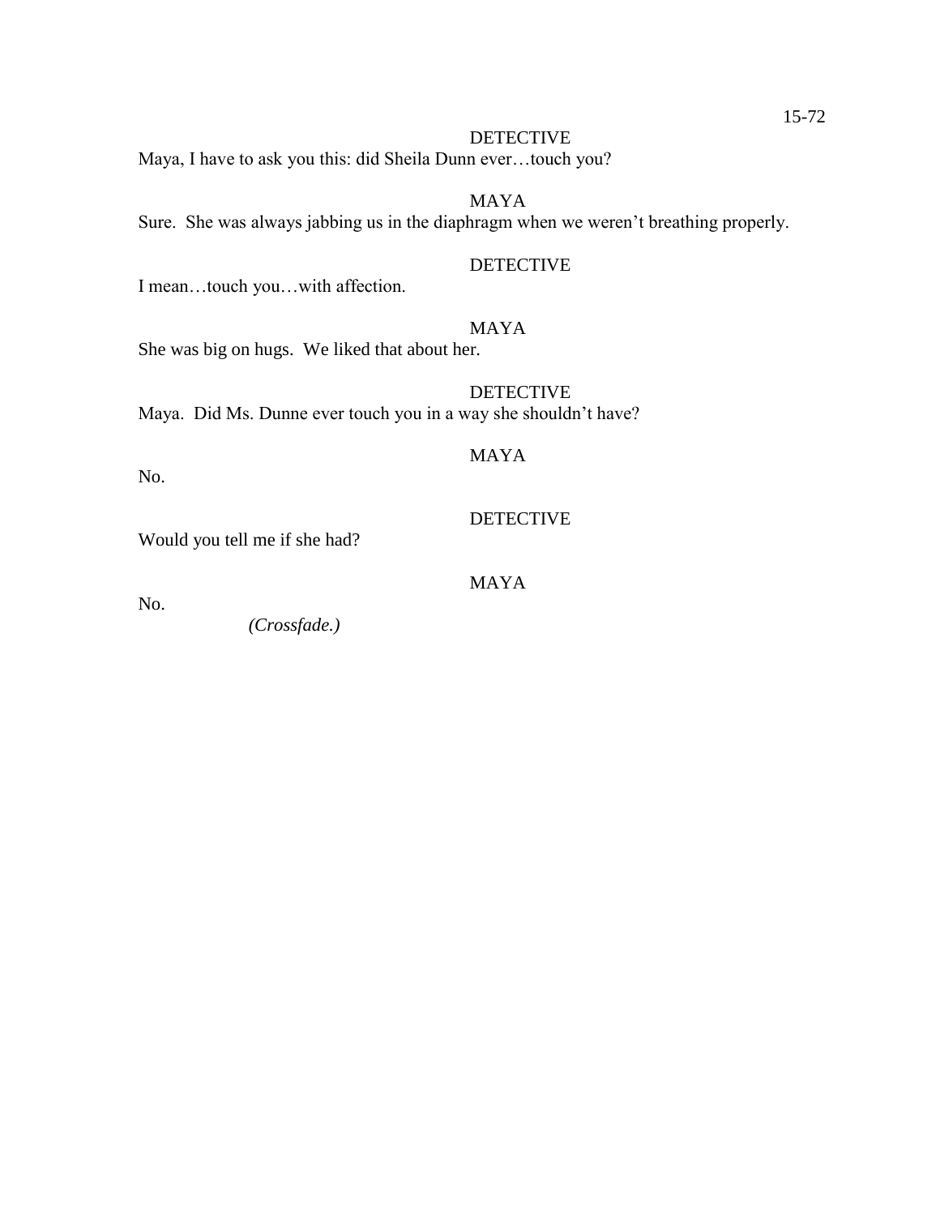DETECTIVE

Maya, I have to ask you this: did Sheila Dunn ever…touch you?

MAYA

Sure. She was always jabbing us in the diaphragm when we weren't breathing properly.

DETECTIVE

I mean…touch you…with affection.

MAYA

She was big on hugs. We liked that about her.

DETECTIVE

Maya. Did Ms. Dunne ever touch you in a way she shouldn't have?

MAYA

No.

DETECTIVE

Would you tell me if she had?

MAYA

No.

*(Crossfade.)*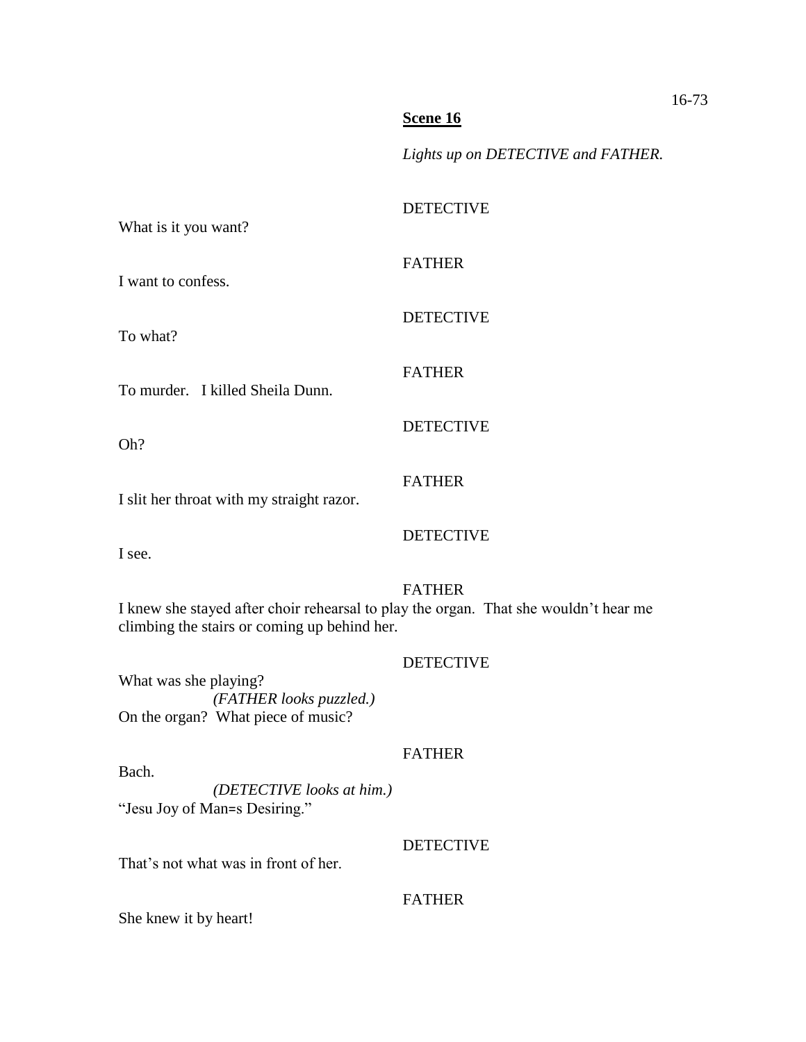**Scene 16**

*Lights up on DETECTIVE and FATHER.*

DETECTIVE

What is it you want?

FATHER

I want to confess.

DETECTIVE

To what?

FATHER

To murder. I killed Sheila Dunn.

DETECTIVE

Oh?

FATHER

I slit her throat with my straight razor.

DETECTIVE

I see.

FATHER

I knew she stayed after choir rehearsal to play the organ. That she wouldn't hear me climbing the stairs or coming up behind her.

DETECTIVE

What was she playing?

*(FATHER looks puzzled.)*

On the organ? What piece of music?

FATHER

Bach.

*(DETECTIVE looks at him.)*

"Jesu Joy of Man=s Desiring."

DETECTIVE

That's not what was in front of her.

FATHER

She knew it by heart!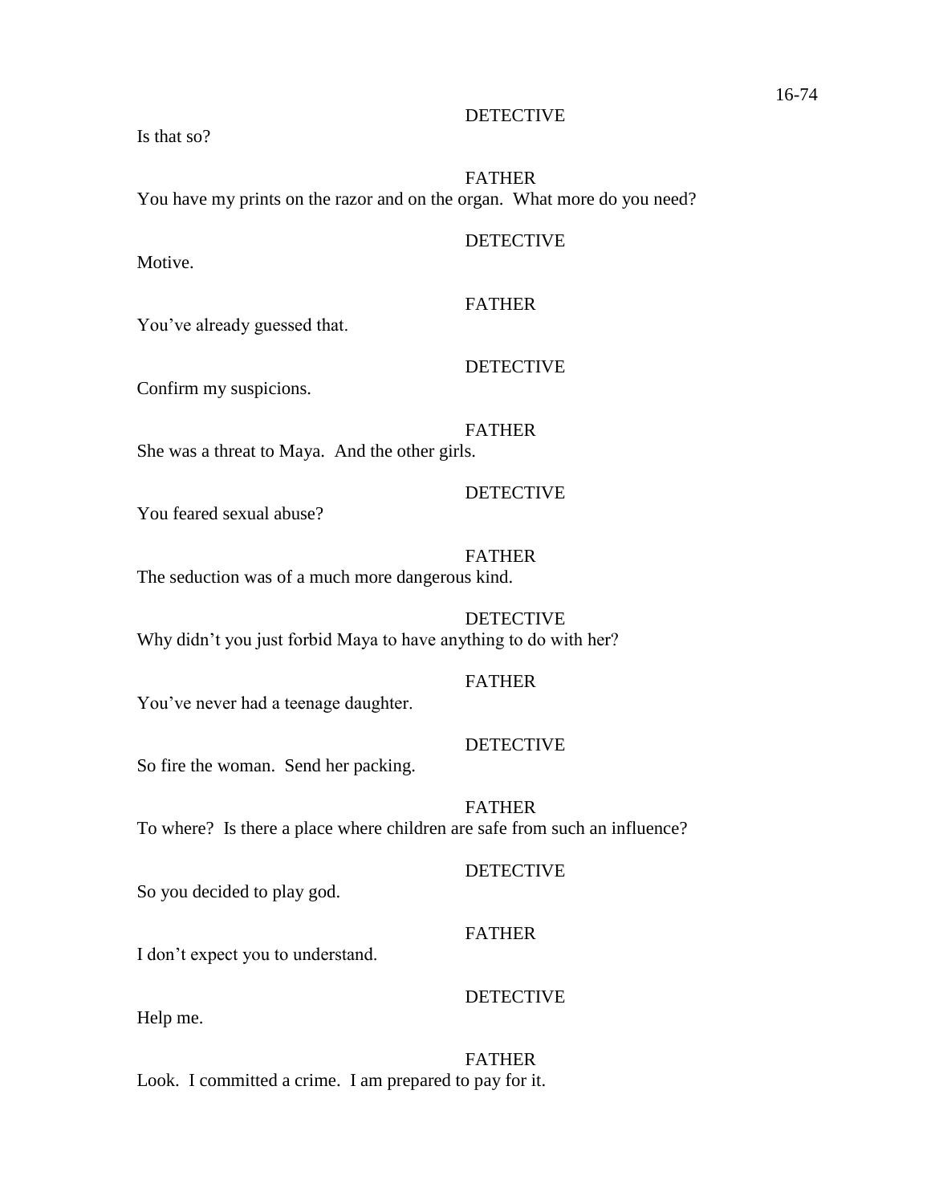DETECTIVE

Is that so?

FATHER

You have my prints on the razor and on the organ.  What more do you need?

DETECTIVE

Motive.

FATHER

You've already guessed that.

DETECTIVE

Confirm my suspicions.

FATHER

She was a threat to Maya.  And the other girls.

DETECTIVE

You feared sexual abuse?

FATHER

The seduction was of a much more dangerous kind.

DETECTIVE

Why didn't you just forbid Maya to have anything to do with her?

FATHER

You've never had a teenage daughter.

DETECTIVE

So fire the woman.  Send her packing.

FATHER

To where?  Is there a place where children are safe from such an influence?

DETECTIVE

So you decided to play god.

FATHER

I don't expect you to understand.

DETECTIVE

Help me.

FATHER

Look.  I committed a crime.  I am prepared to pay for it.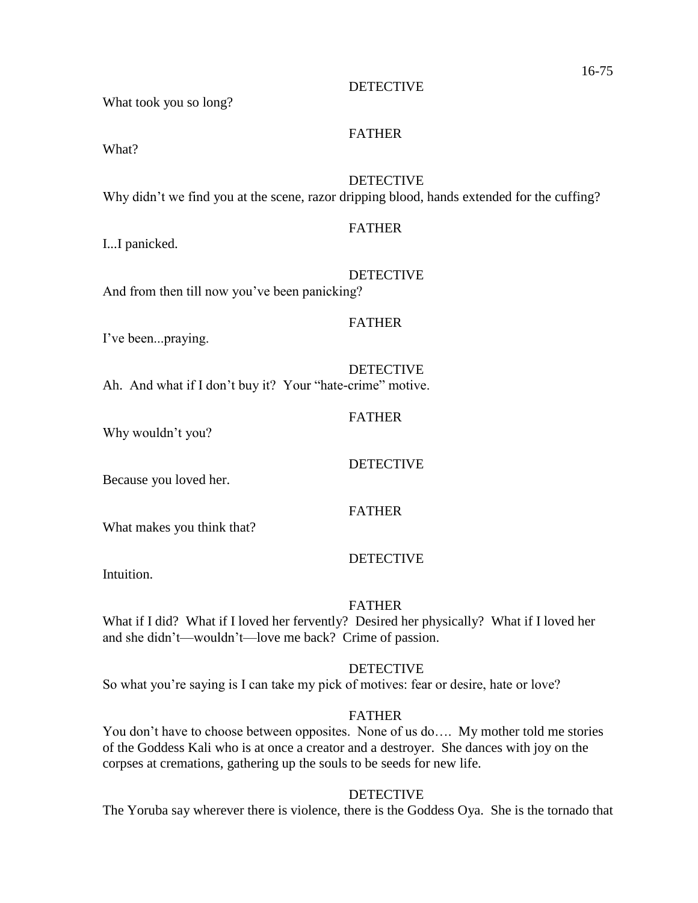DETECTIVE

What took you so long?

FATHER

What?

DETECTIVE

Why didn't we find you at the scene, razor dripping blood, hands extended for the cuffing?

FATHER

I...I panicked.

DETECTIVE

And from then till now you've been panicking?

FATHER

I've been...praying.

DETECTIVE

Ah. And what if I don't buy it? Your "hate-crime" motive.

FATHER

Why wouldn't you?

DETECTIVE

Because you loved her.

FATHER

What makes you think that?

DETECTIVE

Intuition.

FATHER

What if I did? What if I loved her fervently? Desired her physically? What if I loved her and she didn't—wouldn't—love me back? Crime of passion.

DETECTIVE

So what you're saying is I can take my pick of motives: fear or desire, hate or love?

FATHER

You don't have to choose between opposites. None of us do…. My mother told me stories of the Goddess Kali who is at once a creator and a destroyer. She dances with joy on the corpses at cremations, gathering up the souls to be seeds for new life.

DETECTIVE

The Yoruba say wherever there is violence, there is the Goddess Oya. She is the tornado that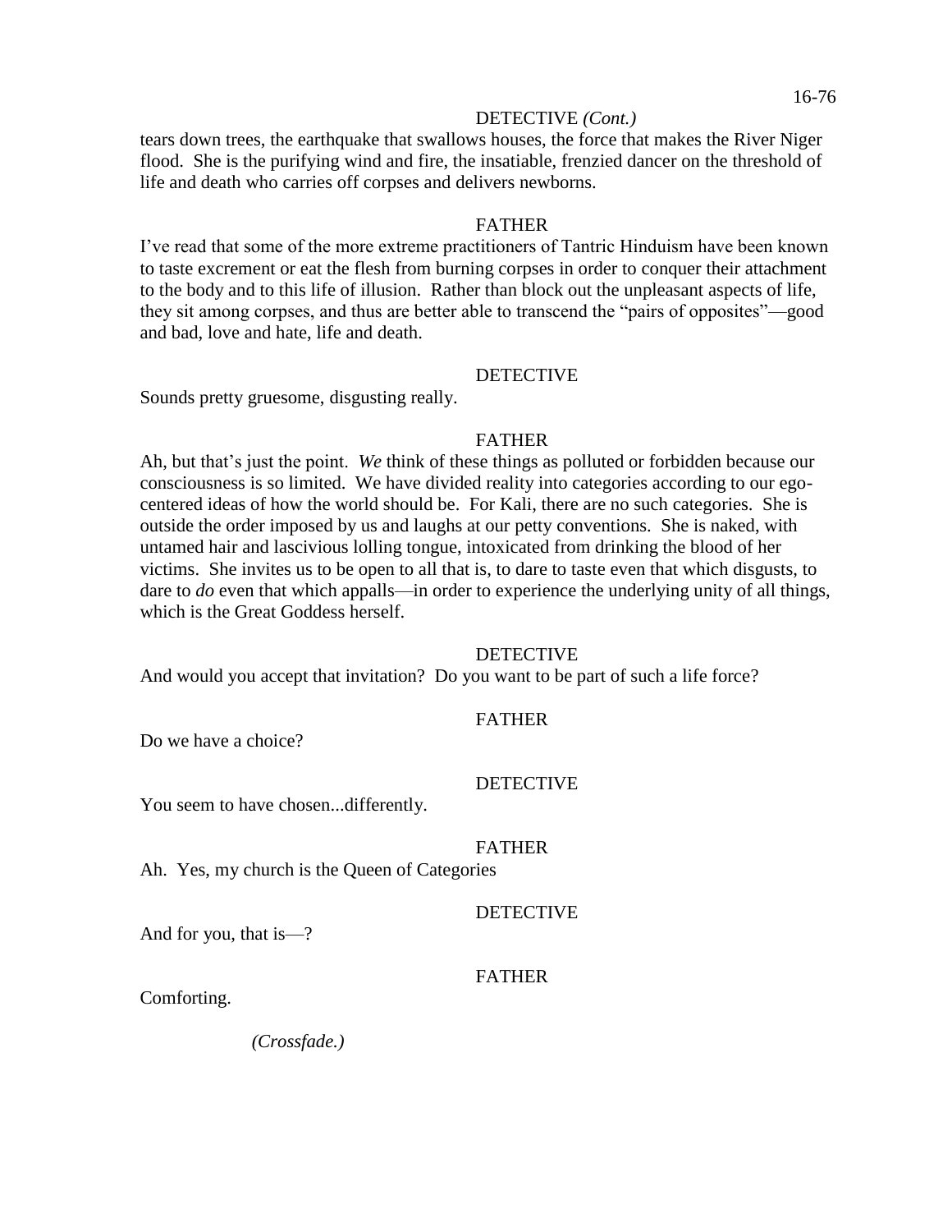DETECTIVE *(Cont.)*

tears down trees, the earthquake that swallows houses, the force that makes the River Niger flood. She is the purifying wind and fire, the insatiable, frenzied dancer on the threshold of life and death who carries off corpses and delivers newborns.

FATHER

I've read that some of the more extreme practitioners of Tantric Hinduism have been known to taste excrement or eat the flesh from burning corpses in order to conquer their attachment to the body and to this life of illusion. Rather than block out the unpleasant aspects of life, they sit among corpses, and thus are better able to transcend the "pairs of opposites"—good and bad, love and hate, life and death.

DETECTIVE

Sounds pretty gruesome, disgusting really.

FATHER

Ah, but that's just the point. *We* think of these things as polluted or forbidden because our consciousness is so limited. We have divided reality into categories according to our ego-centered ideas of how the world should be. For Kali, there are no such categories. She is outside the order imposed by us and laughs at our petty conventions. She is naked, with untamed hair and lascivious lolling tongue, intoxicated from drinking the blood of her victims. She invites us to be open to all that is, to dare to taste even that which disgusts, to dare to *do* even that which appalls—in order to experience the underlying unity of all things, which is the Great Goddess herself.

DETECTIVE

And would you accept that invitation? Do you want to be part of such a life force?

FATHER

Do we have a choice?

DETECTIVE

You seem to have chosen...differently.

FATHER

Ah. Yes, my church is the Queen of Categories

DETECTIVE

And for you, that is—?

FATHER

Comforting.

*(Crossfade.)*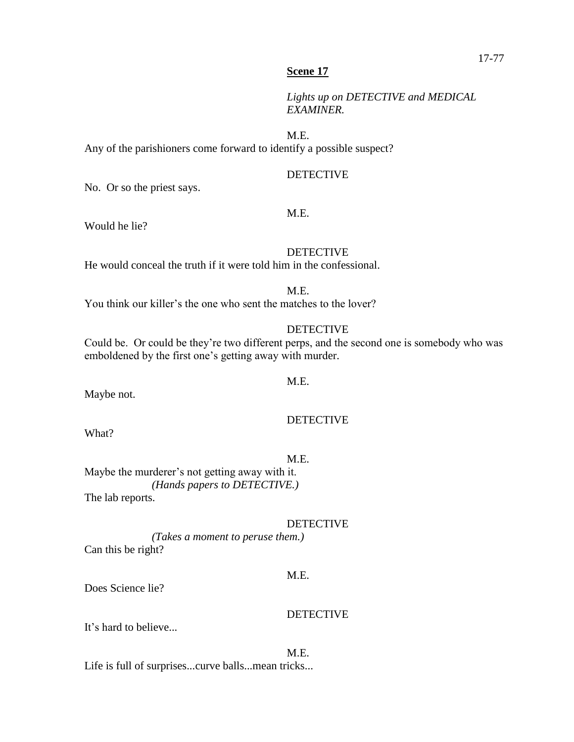**Scene 17**

*Lights up on DETECTIVE and MEDICAL EXAMINER.*

M.E.

Any of the parishioners come forward to identify a possible suspect?

DETECTIVE

No. Or so the priest says.

M.E.

Would he lie?

DETECTIVE

He would conceal the truth if it were told him in the confessional.

M.E.

You think our killer's the one who sent the matches to the lover?

DETECTIVE

Could be. Or could be they're two different perps, and the second one is somebody who was emboldened by the first one's getting away with murder.

M.E.

Maybe not.

DETECTIVE

What?

M.E.

Maybe the murderer's not getting away with it.

*(Hands papers to DETECTIVE.)*

The lab reports.

DETECTIVE

*(Takes a moment to peruse them.)*

Can this be right?

M.E.

Does Science lie?

DETECTIVE

It's hard to believe...

M.E.

Life is full of surprises...curve balls...mean tricks...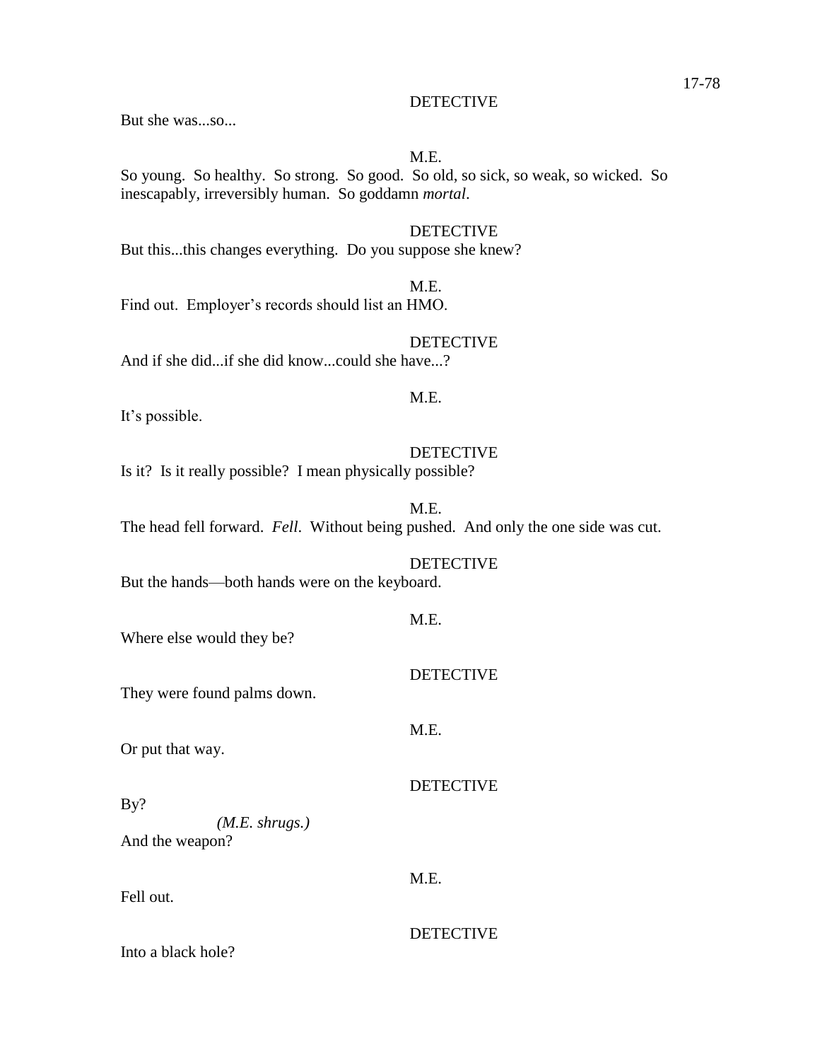DETECTIVE

But she was...so...

M.E.

So young. So healthy. So strong. So good. So old, so sick, so weak, so wicked. So inescapably, irreversibly human. So goddamn *mortal*.

DETECTIVE

But this...this changes everything. Do you suppose she knew?

M.E.

Find out. Employer's records should list an HMO.

DETECTIVE

And if she did...if she did know...could she have...?

M.E.

It's possible.

DETECTIVE

Is it? Is it really possible? I mean physically possible?

M.E.

The head fell forward. *Fell*. Without being pushed. And only the one side was cut.

DETECTIVE

But the hands—both hands were on the keyboard.

M.E.

Where else would they be?

DETECTIVE

They were found palms down.

M.E.

Or put that way.

DETECTIVE

By?

*(M.E. shrugs.)*

And the weapon?

M.E.

Fell out.

DETECTIVE

Into a black hole?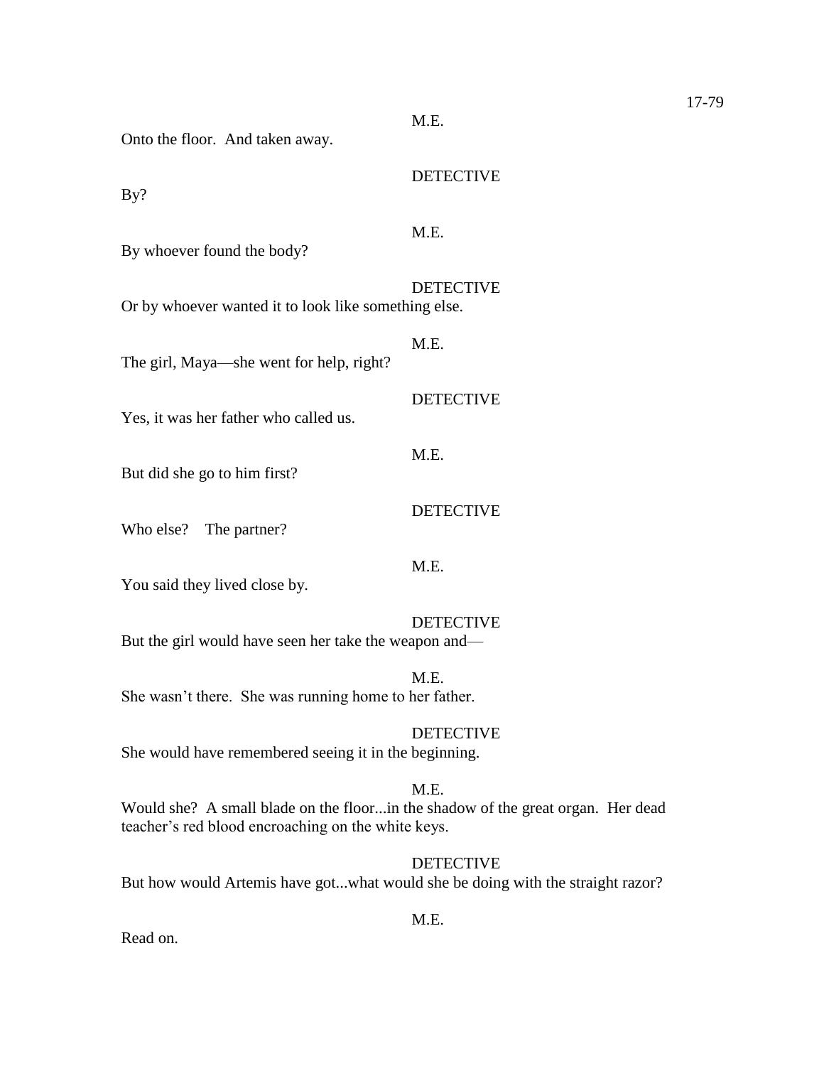M.E.

Onto the floor. And taken away.

DETECTIVE

By?

M.E.

By whoever found the body?

DETECTIVE

Or by whoever wanted it to look like something else.

M.E.

The girl, Maya—she went for help, right?

DETECTIVE

Yes, it was her father who called us.

M.E.

But did she go to him first?

DETECTIVE

Who else? The partner?

M.E.

You said they lived close by.

DETECTIVE

But the girl would have seen her take the weapon and—

M.E.

She wasn't there. She was running home to her father.

DETECTIVE

She would have remembered seeing it in the beginning.

M.E.

Would she? A small blade on the floor...in the shadow of the great organ. Her dead teacher's red blood encroaching on the white keys.

DETECTIVE

But how would Artemis have got...what would she be doing with the straight razor?

M.E.

Read on.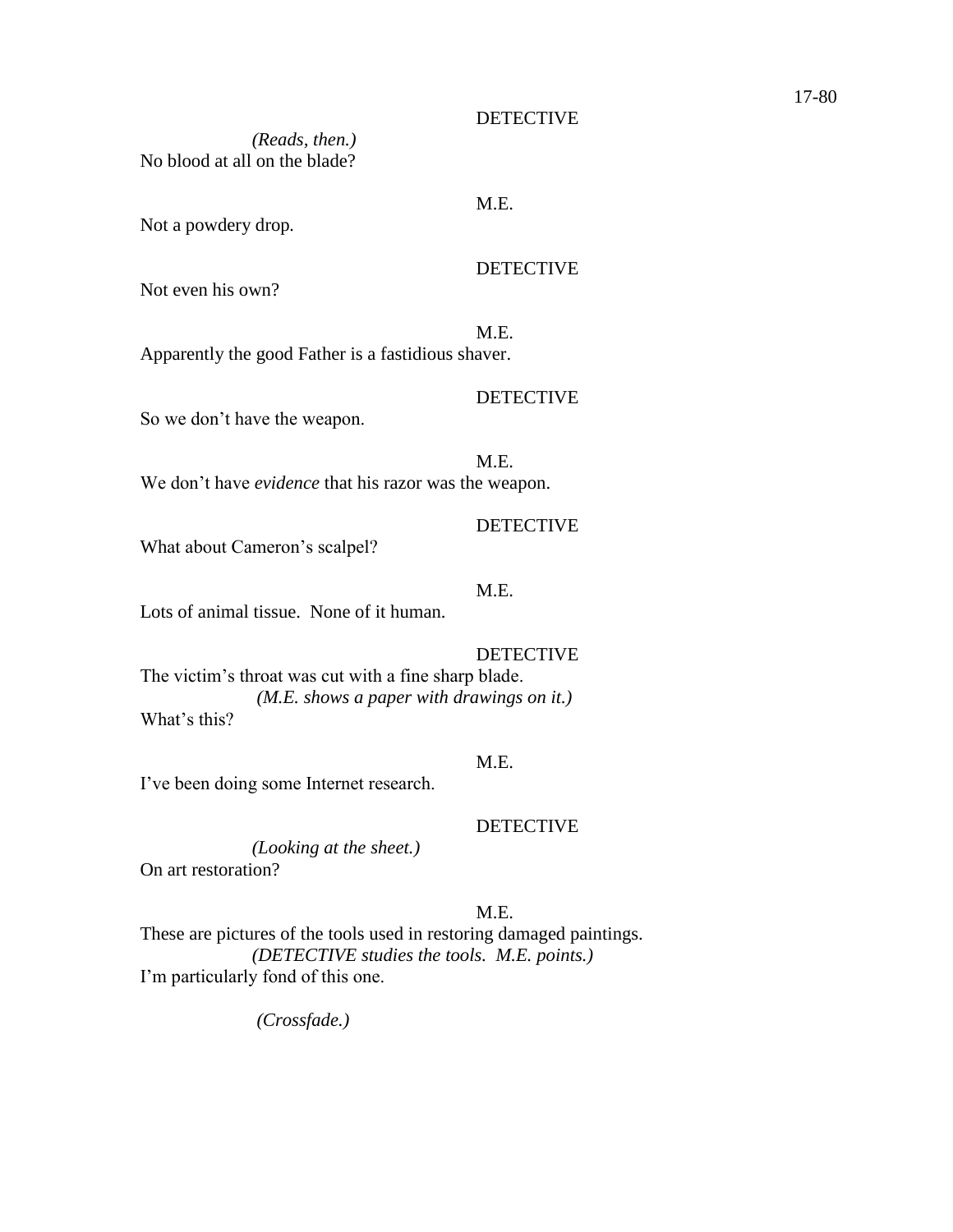DETECTIVE

*(Reads, then.)*
No blood at all on the blade?

M.E.

Not a powdery drop.

DETECTIVE

Not even his own?

M.E.

Apparently the good Father is a fastidious shaver.

DETECTIVE

So we don't have the weapon.

M.E.

We don't have *evidence* that his razor was the weapon.

DETECTIVE

What about Cameron's scalpel?

M.E.

Lots of animal tissue. None of it human.

DETECTIVE

The victim's throat was cut with a fine sharp blade.
*(M.E. shows a paper with drawings on it.)*
What's this?

M.E.

I've been doing some Internet research.

DETECTIVE

*(Looking at the sheet.)*
On art restoration?

M.E.

These are pictures of the tools used in restoring damaged paintings.
*(DETECTIVE studies the tools. M.E. points.)*
I'm particularly fond of this one.

*(Crossfade.)*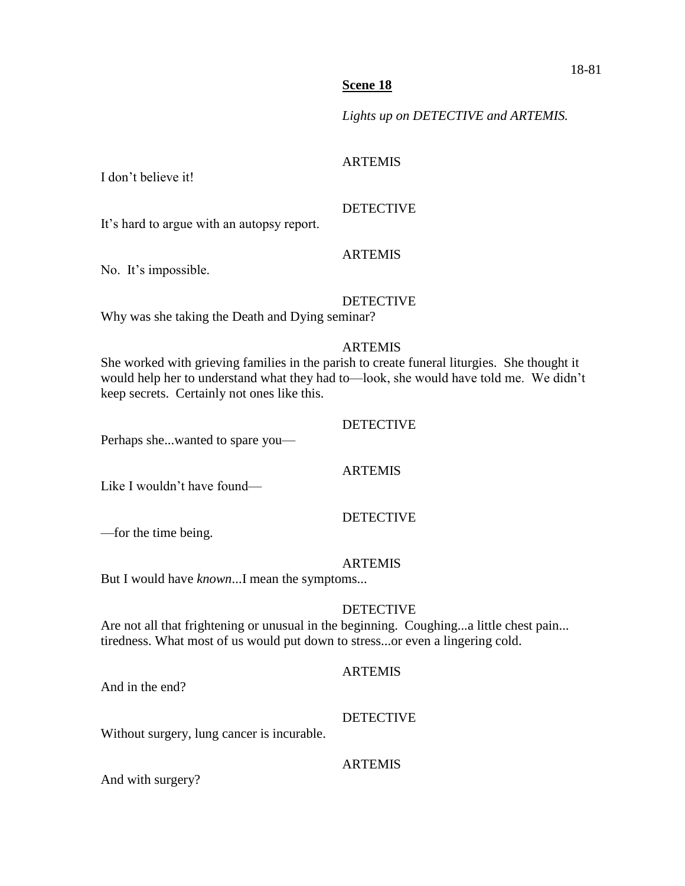**Scene 18**

*Lights up on DETECTIVE and ARTEMIS.*

ARTEMIS

I don't believe it!

DETECTIVE

It's hard to argue with an autopsy report.

ARTEMIS

No. It's impossible.

DETECTIVE

Why was she taking the Death and Dying seminar?

ARTEMIS

She worked with grieving families in the parish to create funeral liturgies. She thought it would help her to understand what they had to—look, she would have told me. We didn't keep secrets. Certainly not ones like this.

DETECTIVE

Perhaps she...wanted to spare you—

ARTEMIS

Like I wouldn't have found—

DETECTIVE

—for the time being.

ARTEMIS

But I would have *known*...I mean the symptoms...

DETECTIVE

Are not all that frightening or unusual in the beginning. Coughing...a little chest pain... tiredness. What most of us would put down to stress...or even a lingering cold.

ARTEMIS

And in the end?

DETECTIVE

Without surgery, lung cancer is incurable.

ARTEMIS

And with surgery?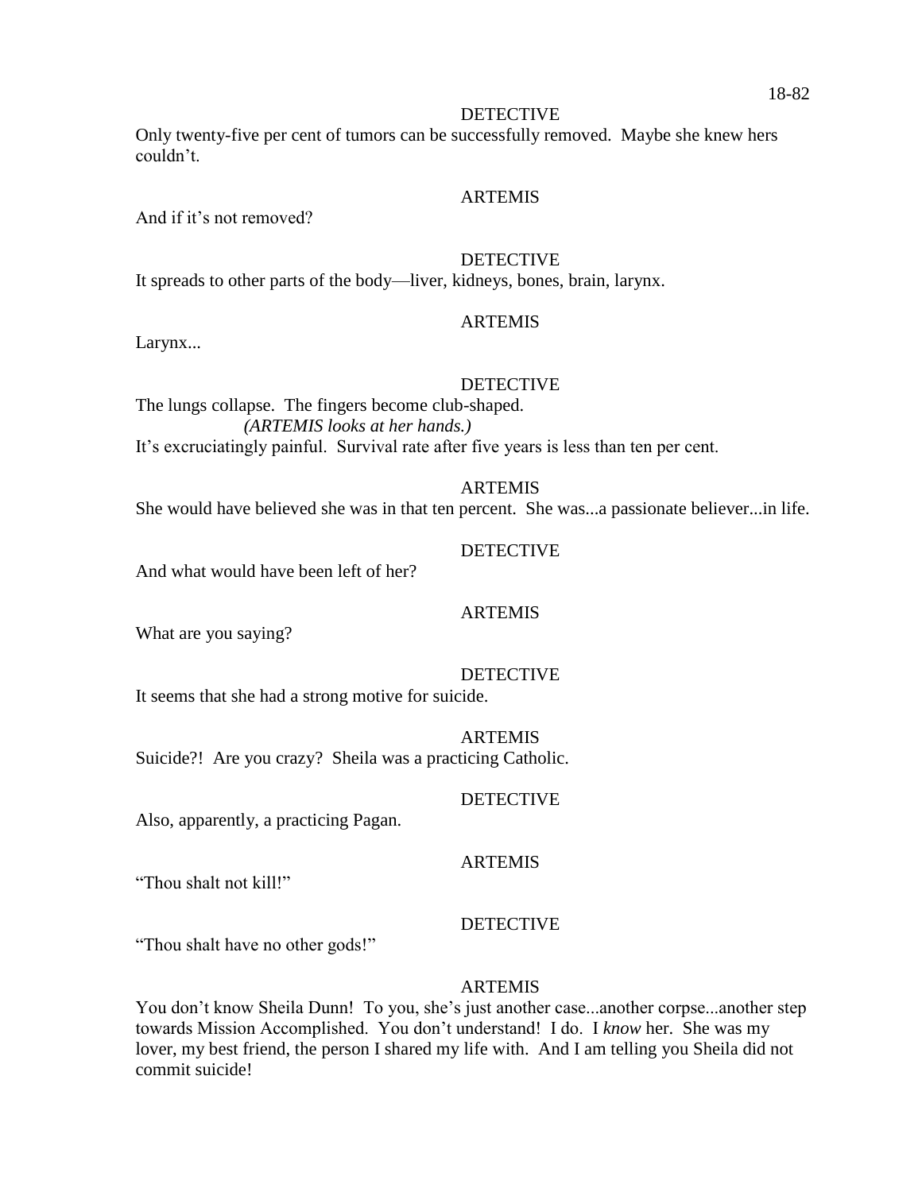DETECTIVE

Only twenty-five per cent of tumors can be successfully removed. Maybe she knew hers couldn't.

ARTEMIS

And if it's not removed?

DETECTIVE

It spreads to other parts of the body—liver, kidneys, bones, brain, larynx.

ARTEMIS

Larynx...

DETECTIVE

The lungs collapse. The fingers become club-shaped.

*(ARTEMIS looks at her hands.)*

It's excruciatingly painful. Survival rate after five years is less than ten per cent.

ARTEMIS

She would have believed she was in that ten percent. She was...a passionate believer...in life.

DETECTIVE

And what would have been left of her?

ARTEMIS

What are you saying?

DETECTIVE

It seems that she had a strong motive for suicide.

ARTEMIS

Suicide?! Are you crazy? Sheila was a practicing Catholic.

DETECTIVE

Also, apparently, a practicing Pagan.

ARTEMIS

"Thou shalt not kill!"

DETECTIVE

"Thou shalt have no other gods!"

ARTEMIS

You don't know Sheila Dunn! To you, she's just another case...another corpse...another step towards Mission Accomplished. You don't understand! I do. I *know* her. She was my lover, my best friend, the person I shared my life with. And I am telling you Sheila did not commit suicide!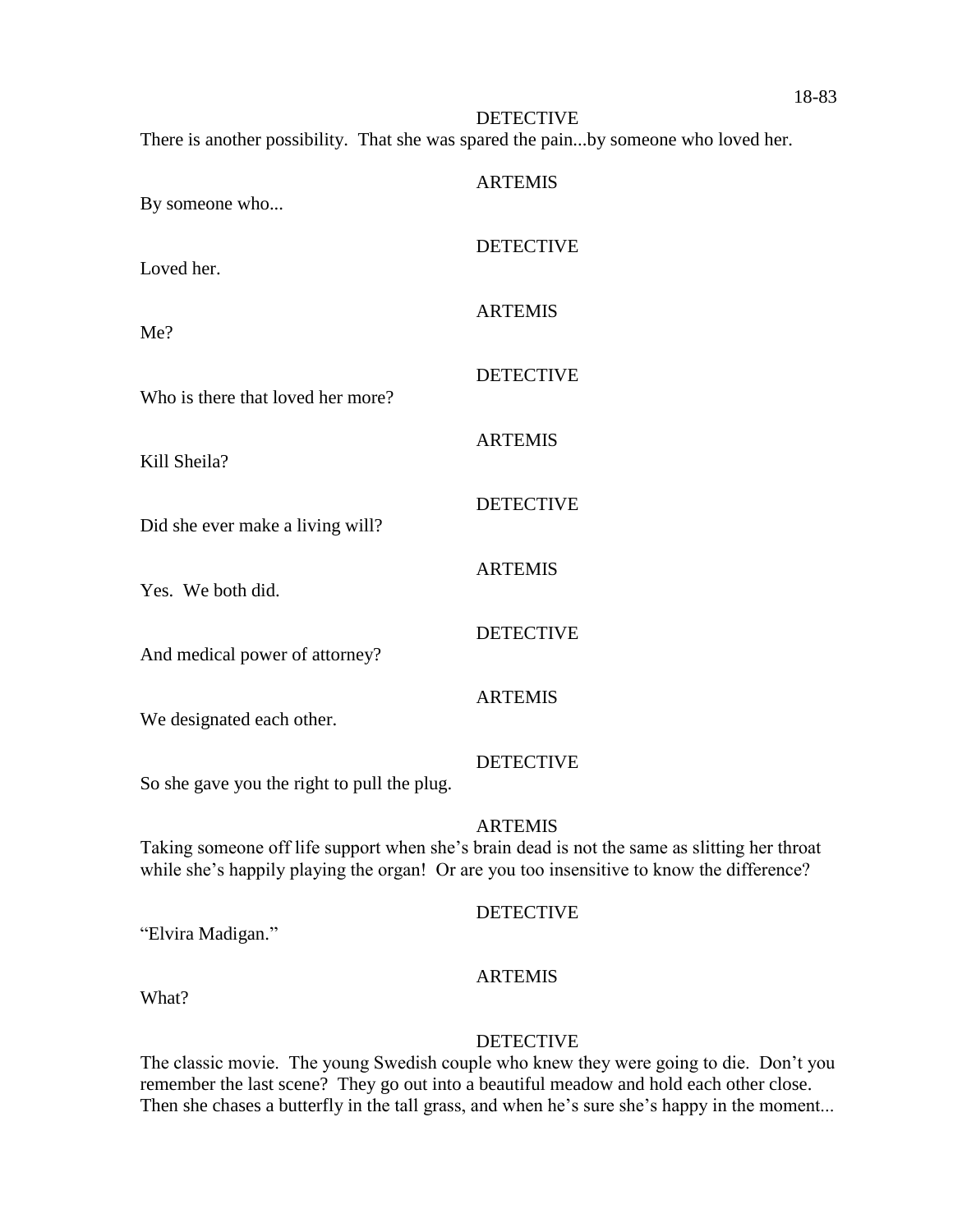DETECTIVE

There is another possibility. That she was spared the pain...by someone who loved her.

ARTEMIS

By someone who...

DETECTIVE

Loved her.

ARTEMIS

Me?

DETECTIVE

Who is there that loved her more?

ARTEMIS

Kill Sheila?

DETECTIVE

Did she ever make a living will?

ARTEMIS

Yes. We both did.

DETECTIVE

And medical power of attorney?

ARTEMIS

We designated each other.

DETECTIVE

So she gave you the right to pull the plug.

ARTEMIS

Taking someone off life support when she's brain dead is not the same as slitting her throat while she's happily playing the organ! Or are you too insensitive to know the difference?

DETECTIVE

"Elvira Madigan."

ARTEMIS

What?

DETECTIVE

The classic movie. The young Swedish couple who knew they were going to die. Don't you remember the last scene? They go out into a beautiful meadow and hold each other close. Then she chases a butterfly in the tall grass, and when he's sure she's happy in the moment...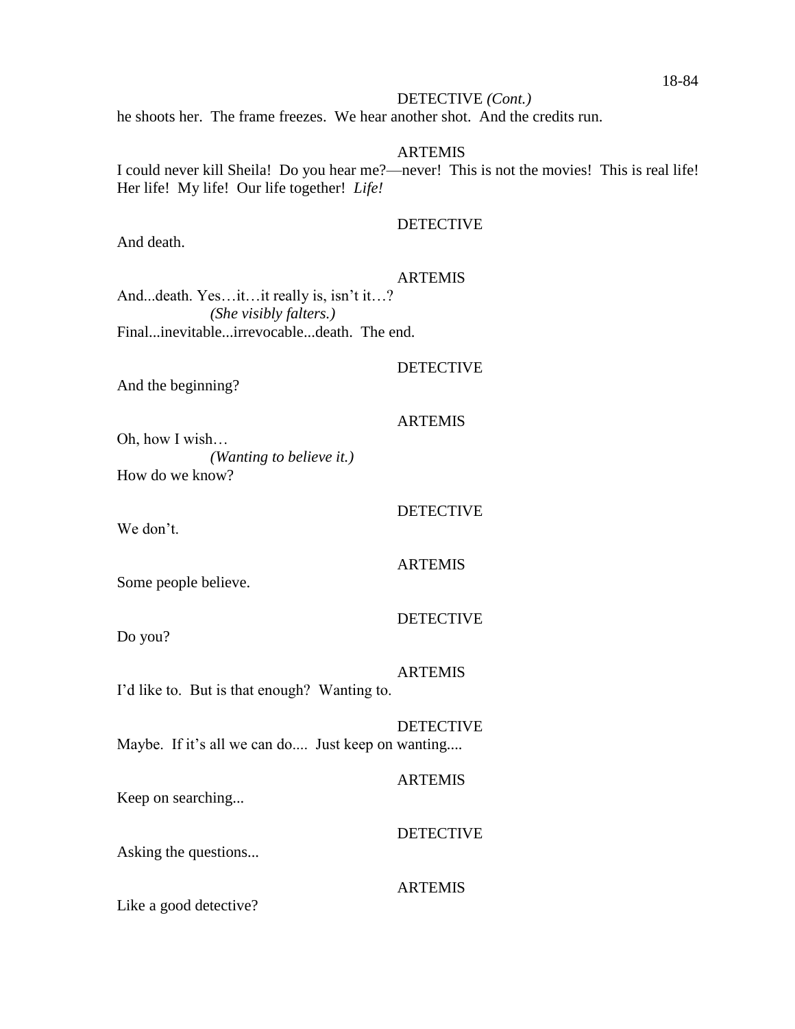DETECTIVE *(Cont.)*

he shoots her. The frame freezes. We hear another shot. And the credits run.

ARTEMIS

I could never kill Sheila! Do you hear me?—never! This is not the movies! This is real life! Her life! My life! Our life together! *Life!*

DETECTIVE

And death.

ARTEMIS

And...death. Yes…it…it really is, isn't it…?

*(She visibly falters.)*

Final...inevitable...irrevocable...death. The end.

DETECTIVE

And the beginning?

ARTEMIS

Oh, how I wish…

*(Wanting to believe it.)*

How do we know?

DETECTIVE

We don't.

ARTEMIS

Some people believe.

DETECTIVE

Do you?

ARTEMIS

I'd like to. But is that enough? Wanting to.

DETECTIVE

Maybe. If it's all we can do.... Just keep on wanting....

ARTEMIS

Keep on searching...

DETECTIVE

Asking the questions...

ARTEMIS

Like a good detective?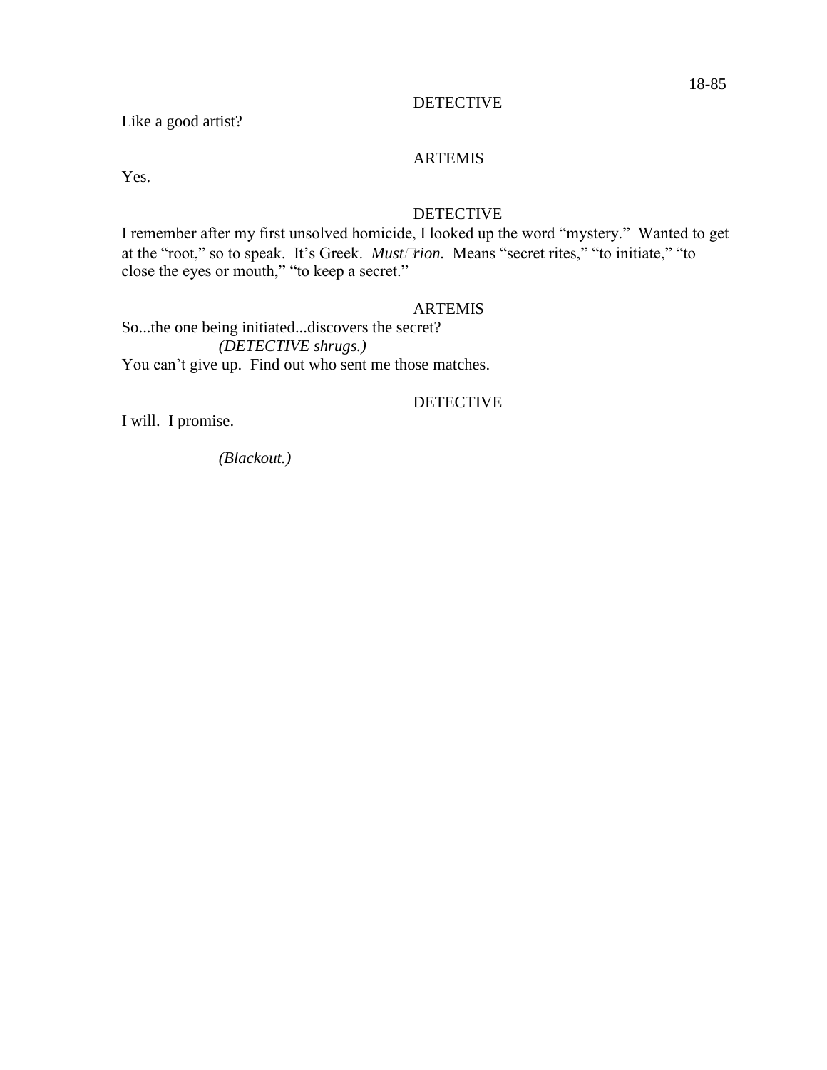DETECTIVE

Like a good artist?

ARTEMIS

Yes.

DETECTIVE

I remember after my first unsolved homicide, I looked up the word “mystery.” Wanted to get at the “root,” so to speak. It’s Greek. *Mustērion.* Means “secret rites,” “to initiate,” “to close the eyes or mouth,” “to keep a secret.”

ARTEMIS

So...the one being initiated...discovers the secret?

*(DETECTIVE shrugs.)*

You can’t give up. Find out who sent me those matches.

DETECTIVE

I will. I promise.

*(Blackout.)*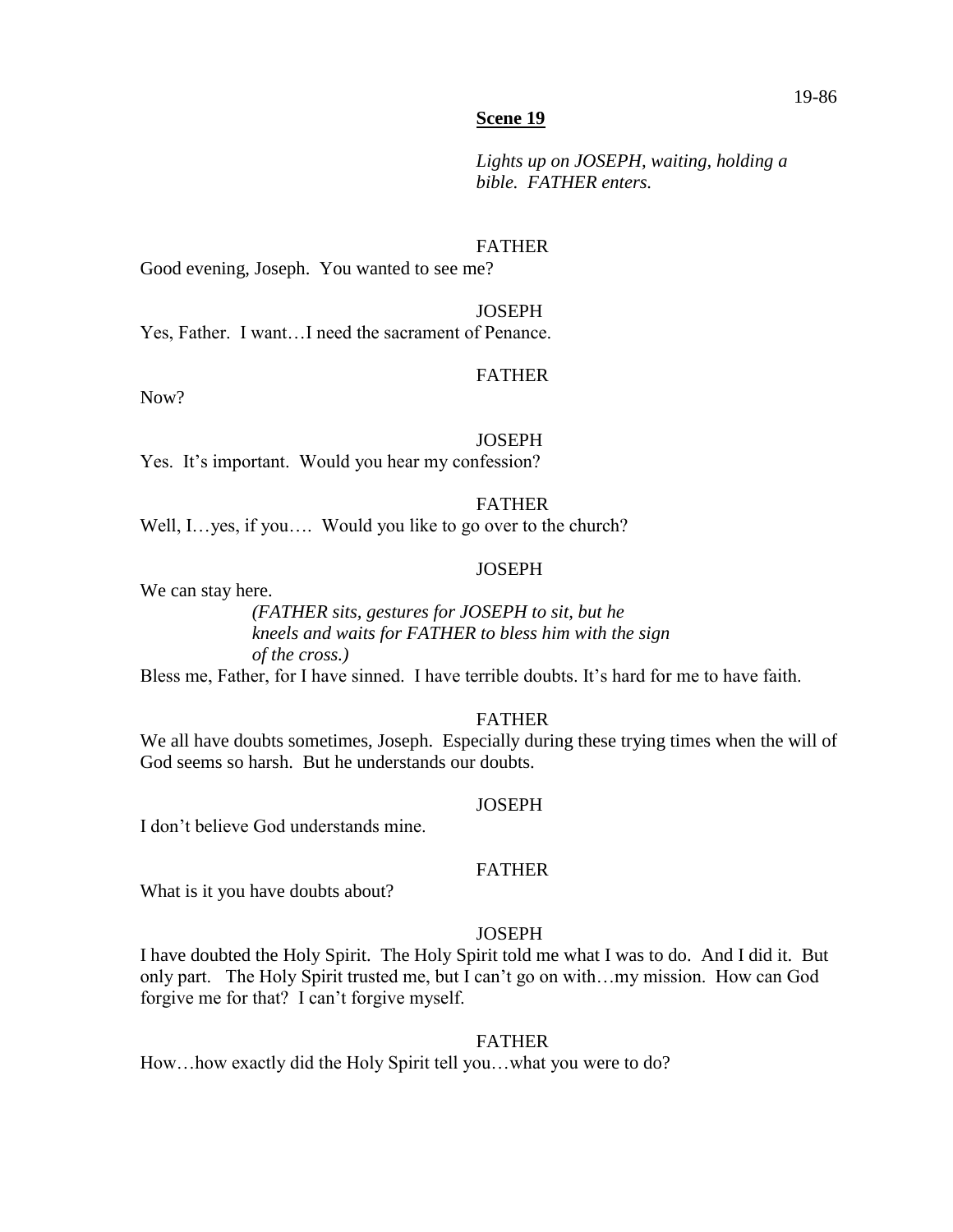## Scene 19

*Lights up on JOSEPH, waiting, holding a bible. FATHER enters.*

FATHER

Good evening, Joseph. You wanted to see me?

JOSEPH

Yes, Father. I want…I need the sacrament of Penance.

FATHER

Now?

JOSEPH

Yes. It's important. Would you hear my confession?

FATHER

Well, I…yes, if you…. Would you like to go over to the church?

JOSEPH

We can stay here.

*(FATHER sits, gestures for JOSEPH to sit, but he kneels and waits for FATHER to bless him with the sign of the cross.)*

Bless me, Father, for I have sinned. I have terrible doubts. It's hard for me to have faith.

FATHER

We all have doubts sometimes, Joseph. Especially during these trying times when the will of God seems so harsh. But he understands our doubts.

JOSEPH

I don't believe God understands mine.

FATHER

What is it you have doubts about?

JOSEPH

I have doubted the Holy Spirit. The Holy Spirit told me what I was to do. And I did it. But only part. The Holy Spirit trusted me, but I can't go on with…my mission. How can God forgive me for that? I can't forgive myself.

FATHER

How…how exactly did the Holy Spirit tell you…what you were to do?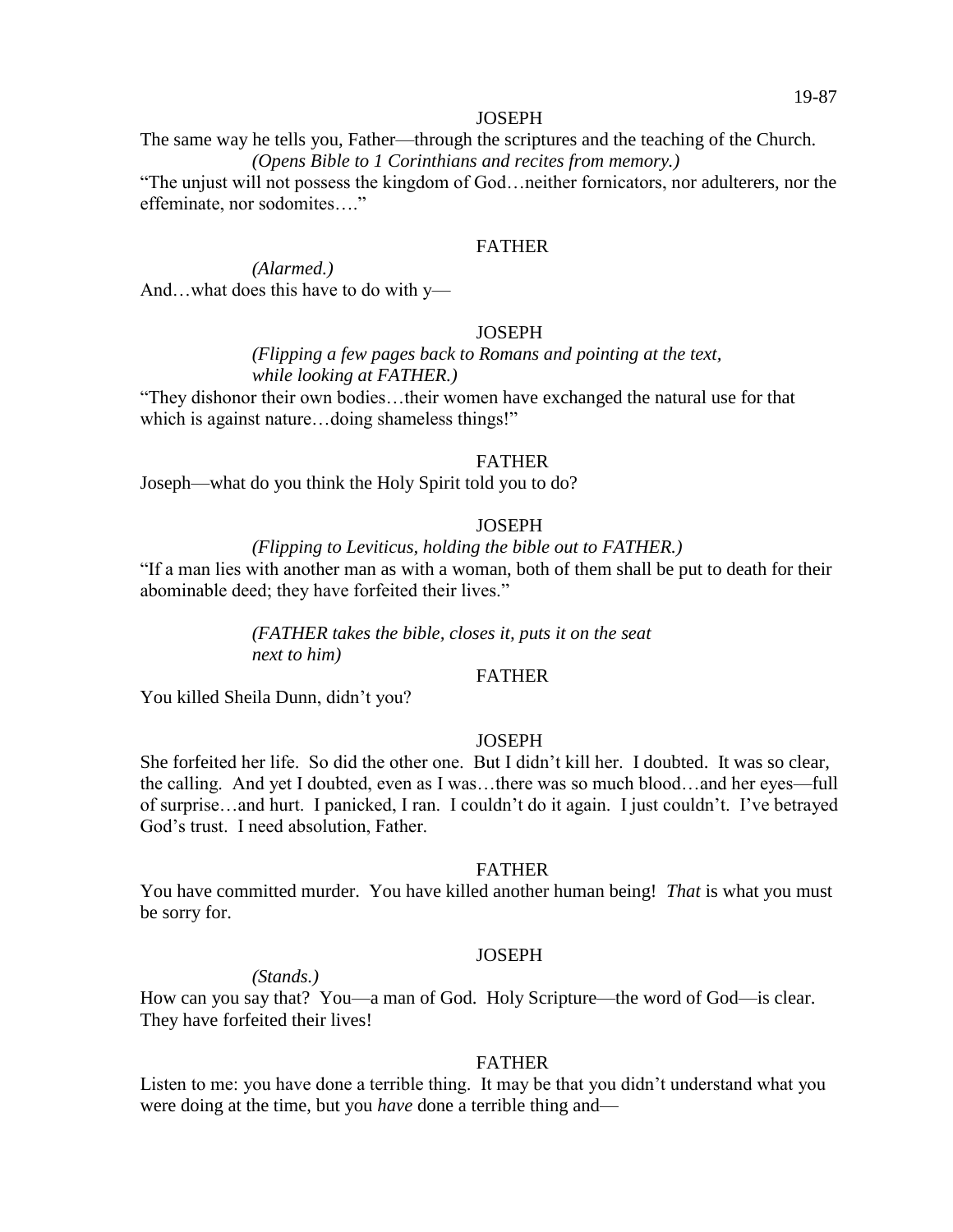JOSEPH

The same way he tells you, Father—through the scriptures and the teaching of the Church.

*(Opens Bible to 1 Corinthians and recites from memory.)*

"The unjust will not possess the kingdom of God…neither fornicators, nor adulterers, nor the effeminate, nor sodomites…."

FATHER

*(Alarmed.)*

And…what does this have to do with y—

JOSEPH

*(Flipping a few pages back to Romans and pointing at the text, while looking at FATHER.)*

"They dishonor their own bodies…their women have exchanged the natural use for that which is against nature…doing shameless things!"

FATHER

Joseph—what do you think the Holy Spirit told you to do?

JOSEPH

*(Flipping to Leviticus, holding the bible out to FATHER.)*

"If a man lies with another man as with a woman, both of them shall be put to death for their abominable deed; they have forfeited their lives."

*(FATHER takes the bible, closes it, puts it on the seat next to him)*

FATHER

You killed Sheila Dunn, didn't you?

JOSEPH

She forfeited her life. So did the other one. But I didn't kill her. I doubted. It was so clear, the calling. And yet I doubted, even as I was…there was so much blood…and her eyes—full of surprise…and hurt. I panicked, I ran. I couldn't do it again. I just couldn't. I've betrayed God's trust. I need absolution, Father.

FATHER

You have committed murder. You have killed another human being! *That* is what you must be sorry for.

JOSEPH

*(Stands.)*

How can you say that? You—a man of God. Holy Scripture—the word of God—is clear. They have forfeited their lives!

FATHER

Listen to me: you have done a terrible thing. It may be that you didn't understand what you were doing at the time, but you *have* done a terrible thing and—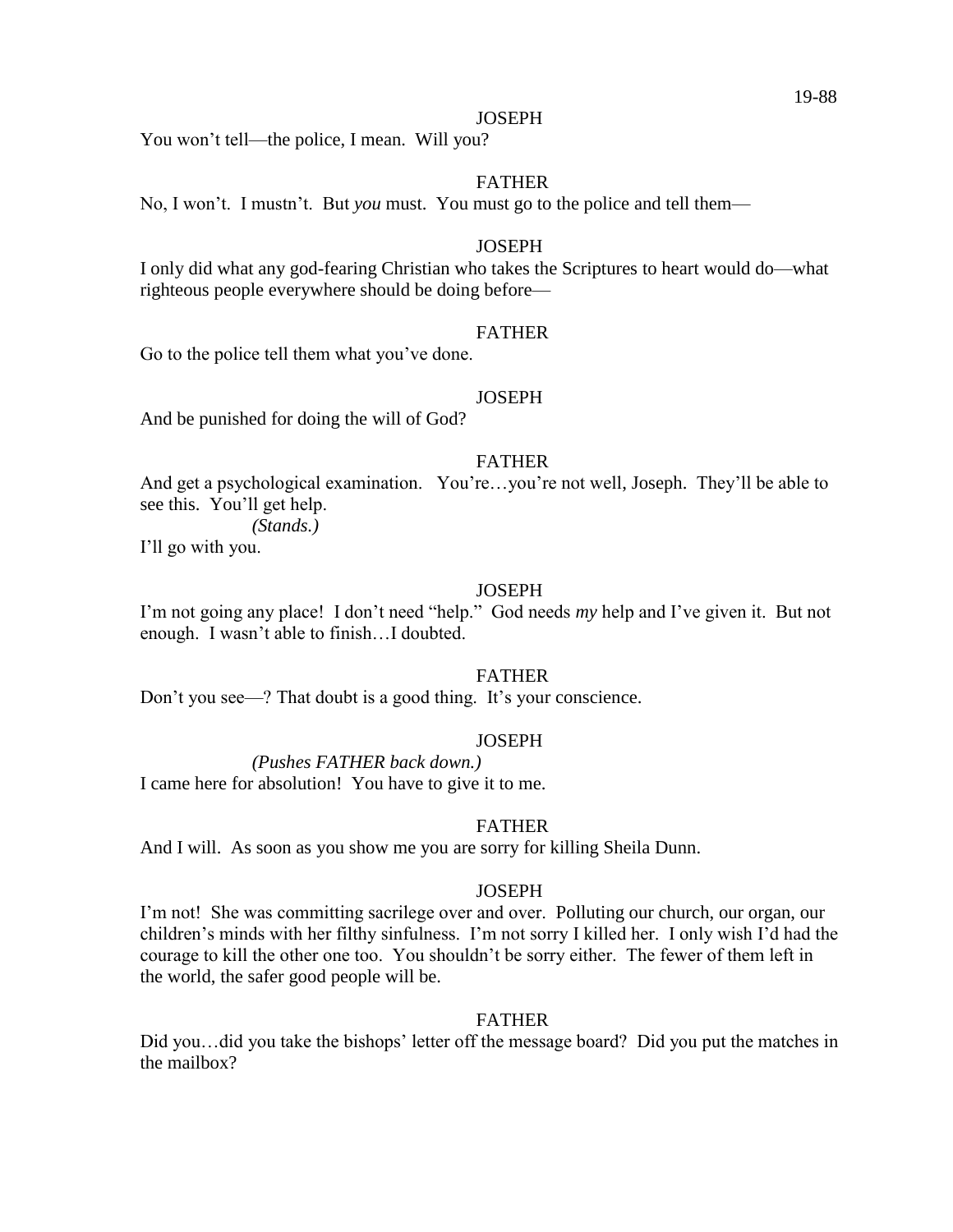JOSEPH

You won't tell—the police, I mean. Will you?

FATHER

No, I won't. I mustn't. But *you* must. You must go to the police and tell them—

JOSEPH

I only did what any god-fearing Christian who takes the Scriptures to heart would do—what righteous people everywhere should be doing before—

FATHER

Go to the police tell them what you've done.

JOSEPH

And be punished for doing the will of God?

FATHER

And get a psychological examination. You're…you're not well, Joseph. They'll be able to see this. You'll get help.

*(Stands.)*

I'll go with you.

JOSEPH

I'm not going any place! I don't need "help." God needs *my* help and I've given it. But not enough. I wasn't able to finish…I doubted.

FATHER

Don't you see—? That doubt is a good thing. It's your conscience.

JOSEPH

*(Pushes FATHER back down.)*

I came here for absolution! You have to give it to me.

FATHER

And I will. As soon as you show me you are sorry for killing Sheila Dunn.

JOSEPH

I'm not! She was committing sacrilege over and over. Polluting our church, our organ, our children's minds with her filthy sinfulness. I'm not sorry I killed her. I only wish I'd had the courage to kill the other one too. You shouldn't be sorry either. The fewer of them left in the world, the safer good people will be.

FATHER

Did you…did you take the bishops' letter off the message board? Did you put the matches in the mailbox?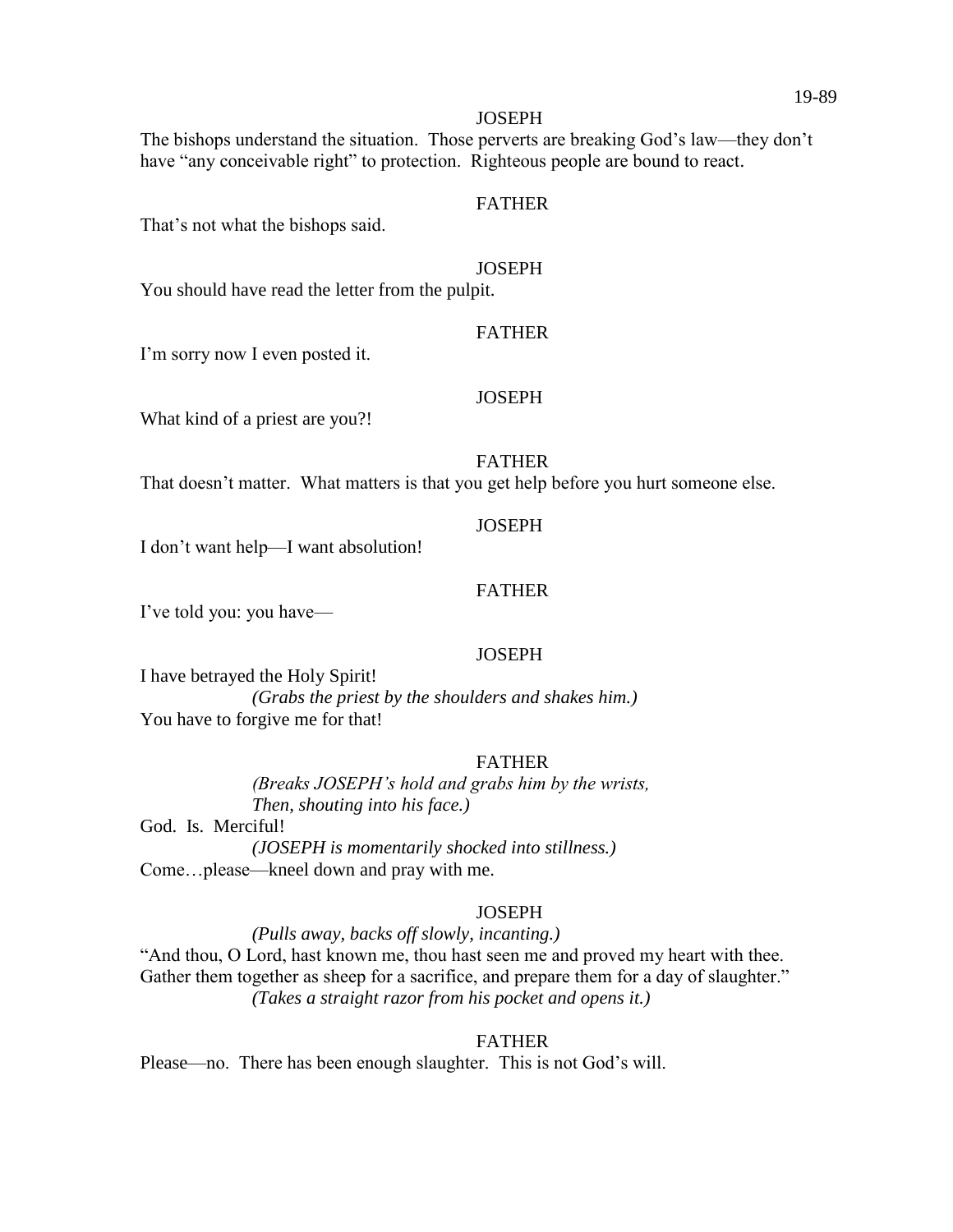JOSEPH

The bishops understand the situation. Those perverts are breaking God's law—they don't have "any conceivable right" to protection. Righteous people are bound to react.

FATHER

That's not what the bishops said.

JOSEPH

You should have read the letter from the pulpit.

FATHER

I'm sorry now I even posted it.

JOSEPH

What kind of a priest are you?!

FATHER

That doesn't matter. What matters is that you get help before you hurt someone else.

JOSEPH

I don't want help—I want absolution!

FATHER

I've told you: you have—

JOSEPH

I have betrayed the Holy Spirit!

*(Grabs the priest by the shoulders and shakes him.)*

You have to forgive me for that!

FATHER

*(Breaks JOSEPH's hold and grabs him by the wrists,*
*Then, shouting into his face.)*

God. Is. Merciful!

*(JOSEPH is momentarily shocked into stillness.)*

Come…please—kneel down and pray with me.

JOSEPH

*(Pulls away, backs off slowly, incanting.)*

"And thou, O Lord, hast known me, thou hast seen me and proved my heart with thee. Gather them together as sheep for a sacrifice, and prepare them for a day of slaughter."

*(Takes a straight razor from his pocket and opens it.)*

FATHER

Please—no. There has been enough slaughter. This is not God's will.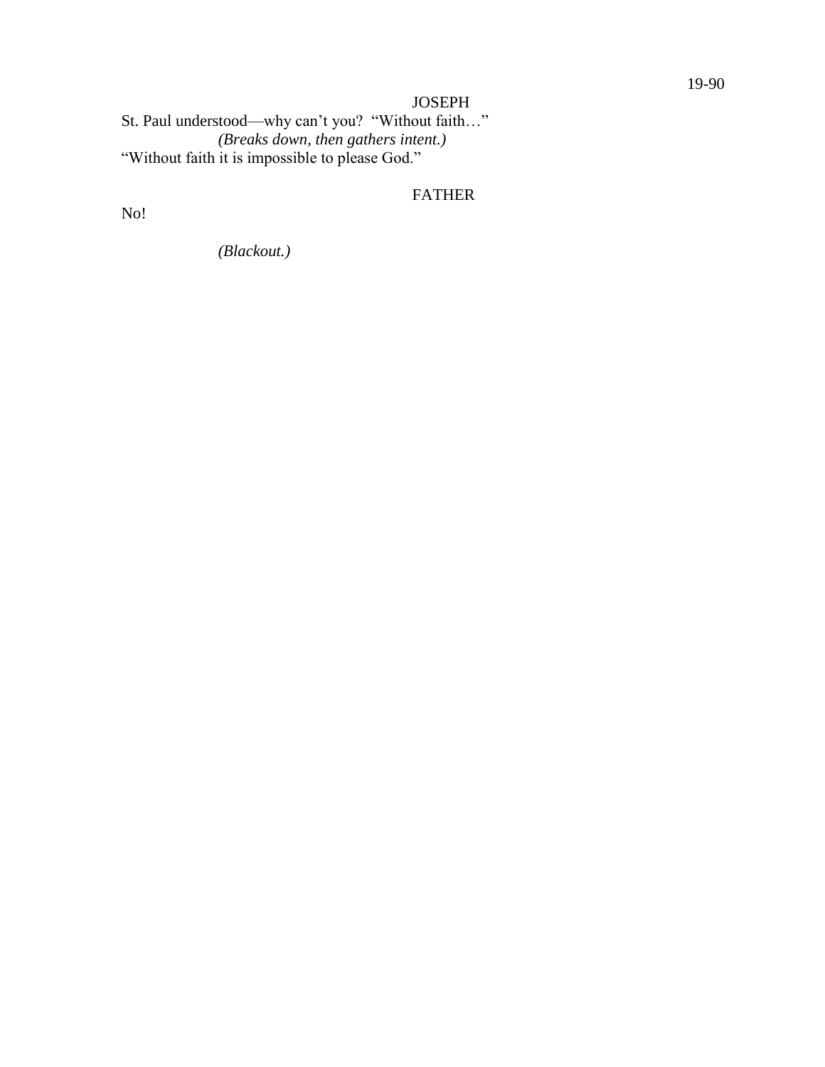JOSEPH

St. Paul understood—why can't you? "Without faith…"

*(Breaks down, then gathers intent.)*

"Without faith it is impossible to please God."

FATHER

No!

*(Blackout.)*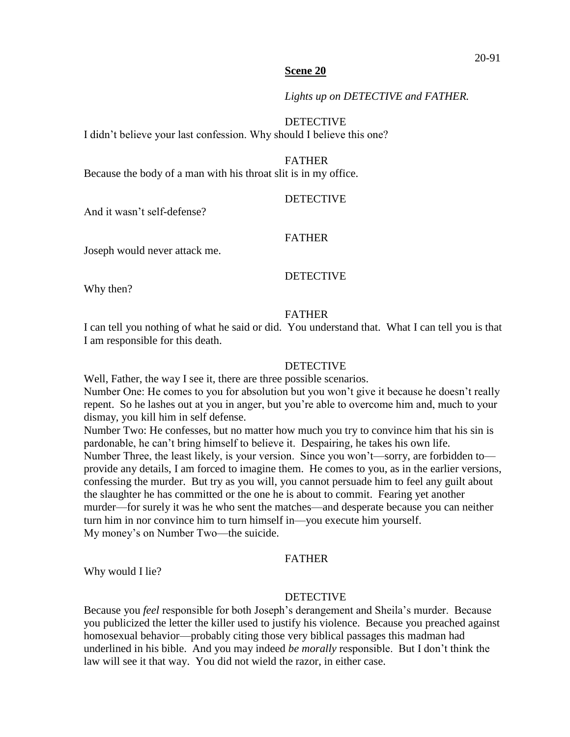**Scene 20**

*Lights up on DETECTIVE and FATHER.*

DETECTIVE

I didn't believe your last confession. Why should I believe this one?

FATHER

Because the body of a man with his throat slit is in my office.

DETECTIVE

And it wasn't self-defense?

FATHER

Joseph would never attack me.

DETECTIVE

Why then?

FATHER

I can tell you nothing of what he said or did. You understand that. What I can tell you is that I am responsible for this death.

DETECTIVE

Well, Father, the way I see it, there are three possible scenarios.
Number One: He comes to you for absolution but you won't give it because he doesn't really repent. So he lashes out at you in anger, but you're able to overcome him and, much to your dismay, you kill him in self defense.
Number Two: He confesses, but no matter how much you try to convince him that his sin is pardonable, he can't bring himself to believe it. Despairing, he takes his own life.
Number Three, the least likely, is your version. Since you won't—sorry, are forbidden to—provide any details, I am forced to imagine them. He comes to you, as in the earlier versions, confessing the murder. But try as you will, you cannot persuade him to feel any guilt about the slaughter he has committed or the one he is about to commit. Fearing yet another murder—for surely it was he who sent the matches—and desperate because you can neither turn him in nor convince him to turn himself in—you execute him yourself.
My money's on Number Two—the suicide.

FATHER

Why would I lie?

DETECTIVE

Because you *feel* responsible for both Joseph's derangement and Sheila's murder. Because you publicized the letter the killer used to justify his violence. Because you preached against homosexual behavior—probably citing those very biblical passages this madman had underlined in his bible. And you may indeed *be morally* responsible. But I don't think the law will see it that way. You did not wield the razor, in either case.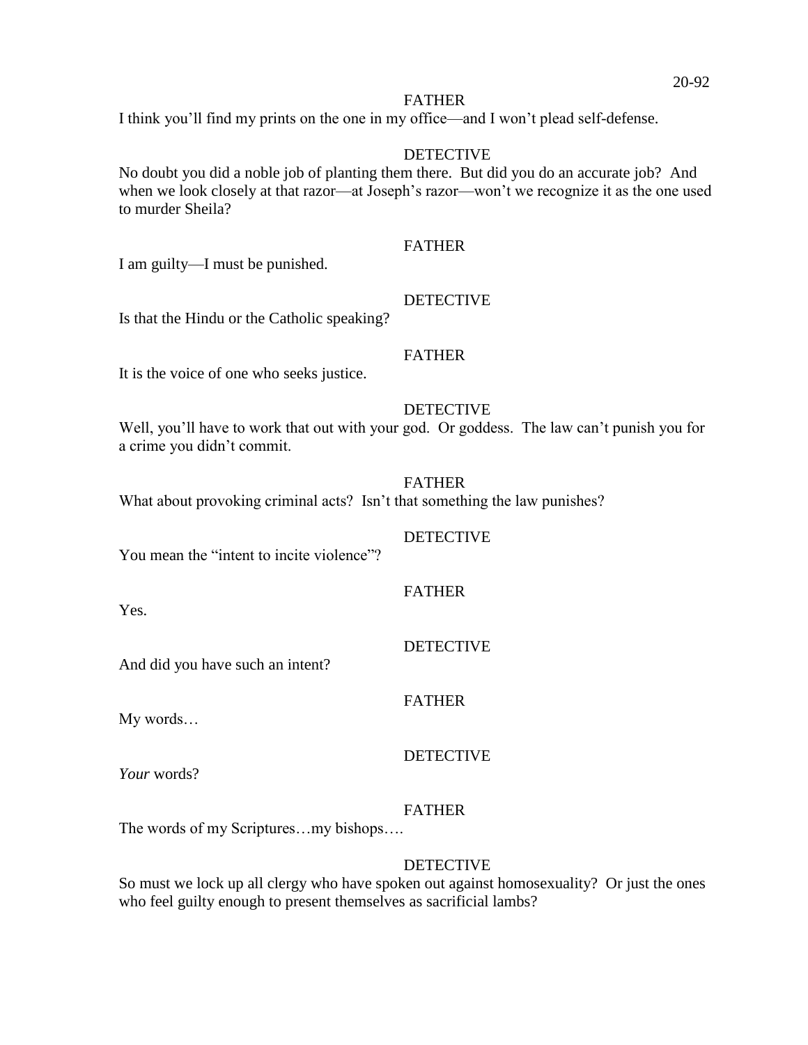FATHER

I think you'll find my prints on the one in my office—and I won't plead self-defense.

DETECTIVE

No doubt you did a noble job of planting them there. But did you do an accurate job? And when we look closely at that razor—at Joseph's razor—won't we recognize it as the one used to murder Sheila?

FATHER

I am guilty—I must be punished.

DETECTIVE

Is that the Hindu or the Catholic speaking?

FATHER

It is the voice of one who seeks justice.

DETECTIVE

Well, you'll have to work that out with your god. Or goddess. The law can't punish you for a crime you didn't commit.

FATHER

What about provoking criminal acts? Isn't that something the law punishes?

DETECTIVE

You mean the "intent to incite violence"?

FATHER

Yes.

DETECTIVE

And did you have such an intent?

FATHER

My words…

DETECTIVE

*Your* words?

FATHER

The words of my Scriptures…my bishops….

DETECTIVE

So must we lock up all clergy who have spoken out against homosexuality? Or just the ones who feel guilty enough to present themselves as sacrificial lambs?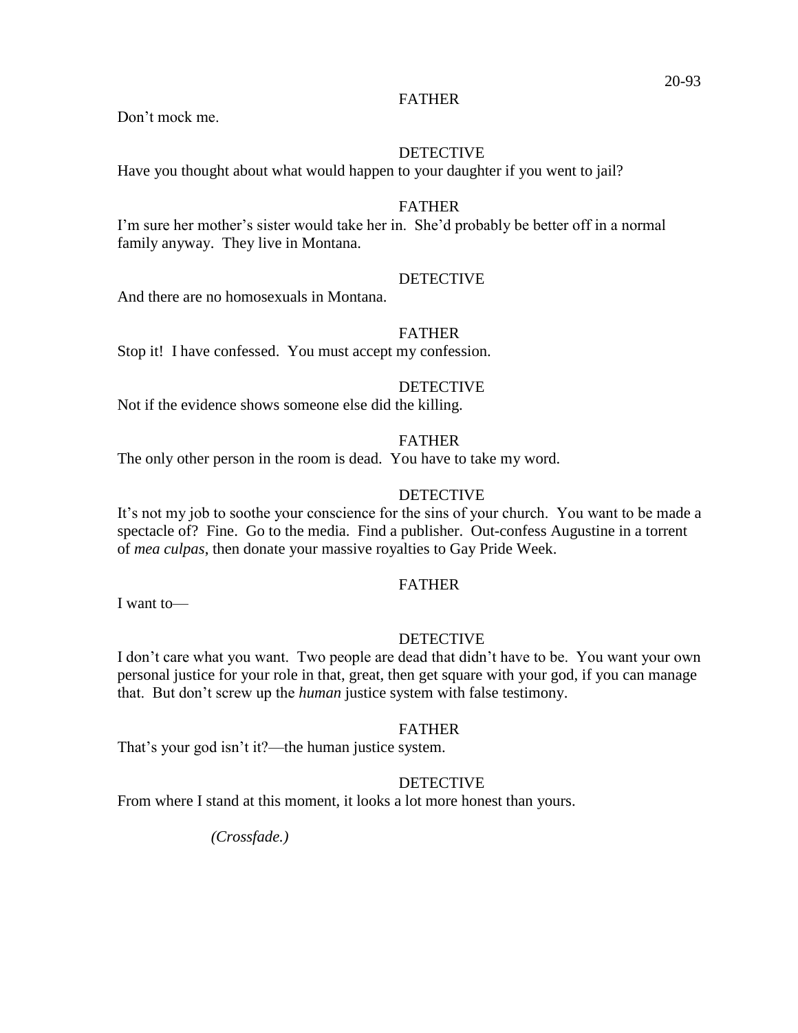FATHER

Don't mock me.

DETECTIVE

Have you thought about what would happen to your daughter if you went to jail?

FATHER

I'm sure her mother's sister would take her in.  She'd probably be better off in a normal family anyway.  They live in Montana.

DETECTIVE

And there are no homosexuals in Montana.

FATHER

Stop it!  I have confessed.  You must accept my confession.

DETECTIVE

Not if the evidence shows someone else did the killing.

FATHER

The only other person in the room is dead.  You have to take my word.

DETECTIVE

It's not my job to soothe your conscience for the sins of your church.  You want to be made a spectacle of?  Fine.  Go to the media.  Find a publisher.  Out-confess Augustine in a torrent of *mea culpas*, then donate your massive royalties to Gay Pride Week.

FATHER

I want to—

DETECTIVE

I don't care what you want.  Two people are dead that didn't have to be.  You want your own personal justice for your role in that, great, then get square with your god, if you can manage that.  But don't screw up the *human* justice system with false testimony.

FATHER

That's your god isn't it?—the human justice system.

DETECTIVE

From where I stand at this moment, it looks a lot more honest than yours.

*(Crossfade.)*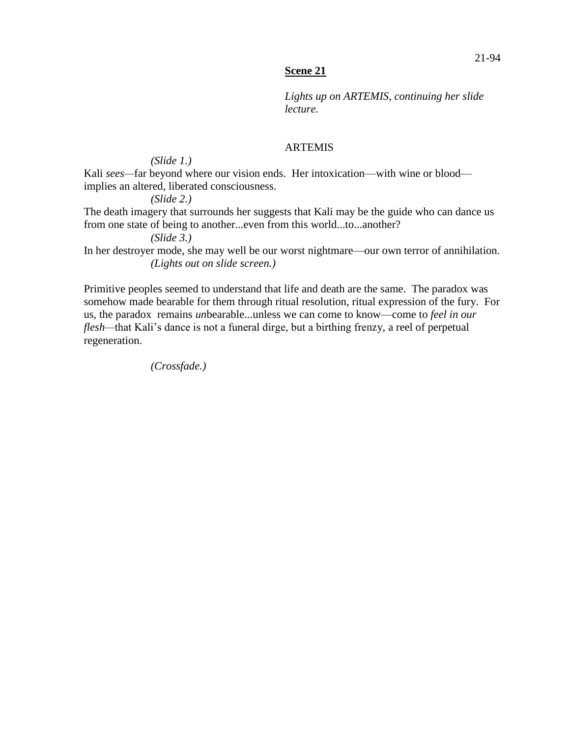**Scene 21**

*Lights up on ARTEMIS, continuing her slide lecture.*

ARTEMIS

*(Slide 1.)*

Kali *sees*—far beyond where our vision ends. Her intoxication—with wine or blood—implies an altered, liberated consciousness.

*(Slide 2.)*

The death imagery that surrounds her suggests that Kali may be the guide who can dance us from one state of being to another...even from this world...to...another?

*(Slide 3.)*

In her destroyer mode, she may well be our worst nightmare—our own terror of annihilation.

*(Lights out on slide screen.)*

Primitive peoples seemed to understand that life and death are the same. The paradox was somehow made bearable for them through ritual resolution, ritual expression of the fury. For us, the paradox remains *un*bearable...unless we can come to know—come to *feel in our flesh*—that Kali's dance is not a funeral dirge, but a birthing frenzy, a reel of perpetual regeneration.

*(Crossfade.)*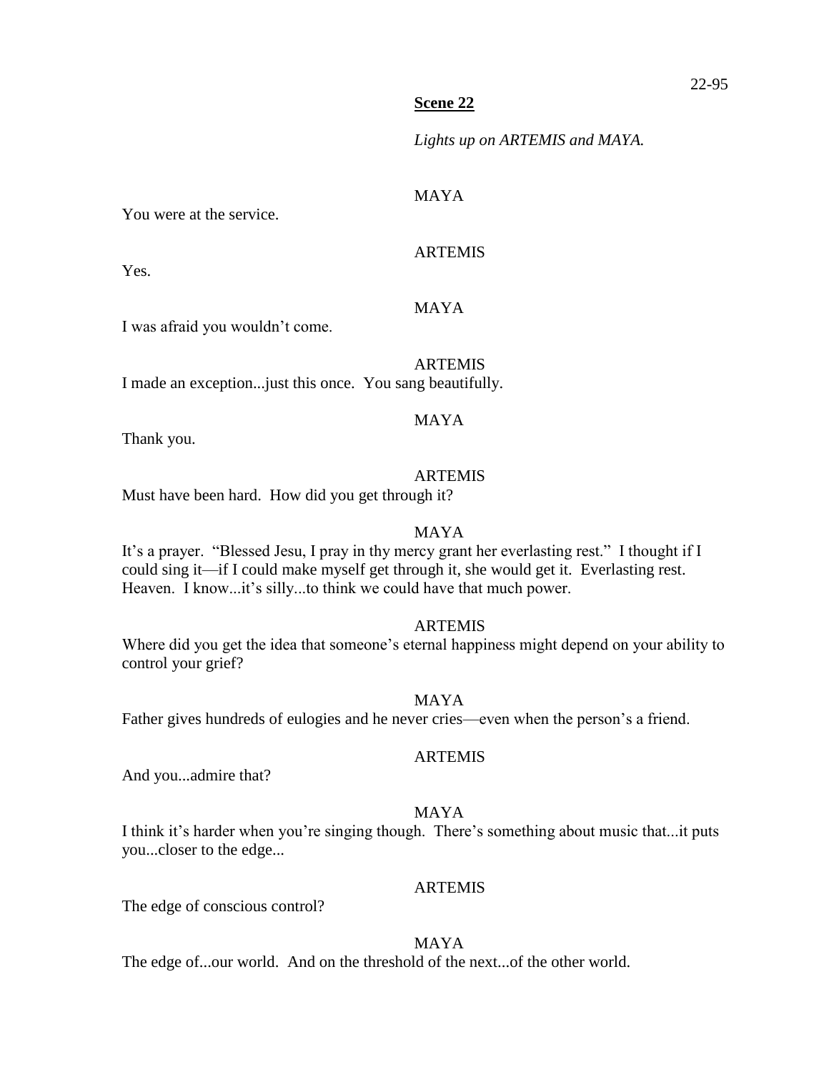**Scene 22**

*Lights up on ARTEMIS and MAYA.*

MAYA

You were at the service.

ARTEMIS

Yes.

MAYA

I was afraid you wouldn't come.

ARTEMIS

I made an exception...just this once. You sang beautifully.

MAYA

Thank you.

ARTEMIS

Must have been hard. How did you get through it?

MAYA

It's a prayer. "Blessed Jesu, I pray in thy mercy grant her everlasting rest." I thought if I could sing it—if I could make myself get through it, she would get it. Everlasting rest. Heaven. I know...it's silly...to think we could have that much power.

ARTEMIS

Where did you get the idea that someone's eternal happiness might depend on your ability to control your grief?

MAYA

Father gives hundreds of eulogies and he never cries—even when the person's a friend.

ARTEMIS

And you...admire that?

MAYA

I think it's harder when you're singing though. There's something about music that...it puts you...closer to the edge...

ARTEMIS

The edge of conscious control?

MAYA

The edge of...our world. And on the threshold of the next...of the other world.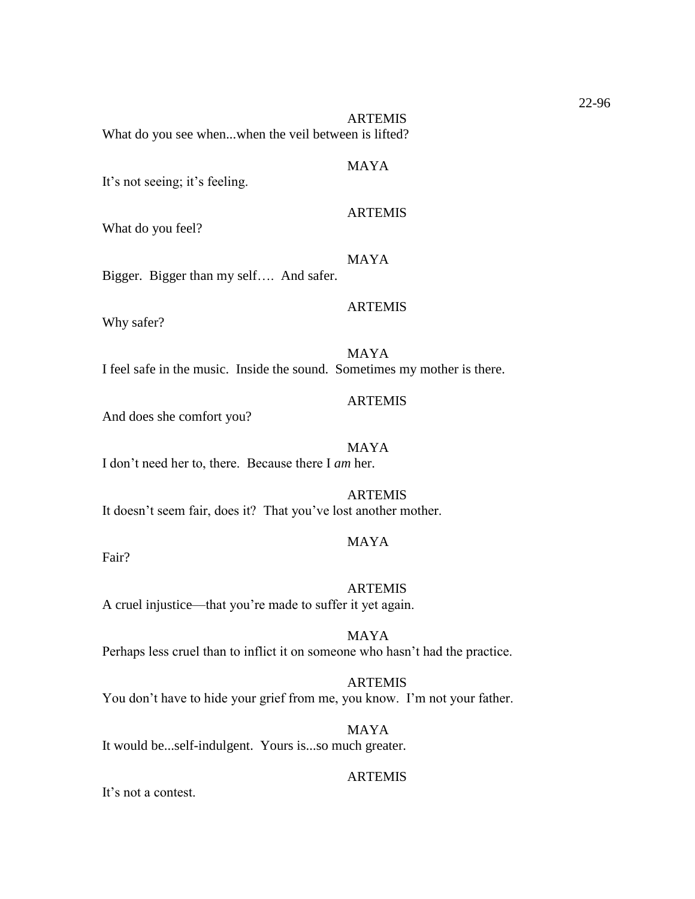ARTEMIS

What do you see when...when the veil between is lifted?

MAYA

It's not seeing; it's feeling.

ARTEMIS

What do you feel?

MAYA

Bigger. Bigger than my self…. And safer.

ARTEMIS

Why safer?

MAYA

I feel safe in the music. Inside the sound. Sometimes my mother is there.

ARTEMIS

And does she comfort you?

MAYA

I don't need her to, there. Because there I *am* her.

ARTEMIS

It doesn't seem fair, does it? That you've lost another mother.

MAYA

Fair?

ARTEMIS

A cruel injustice—that you're made to suffer it yet again.

MAYA

Perhaps less cruel than to inflict it on someone who hasn't had the practice.

ARTEMIS

You don't have to hide your grief from me, you know. I'm not your father.

MAYA

It would be...self-indulgent. Yours is...so much greater.

ARTEMIS

It's not a contest.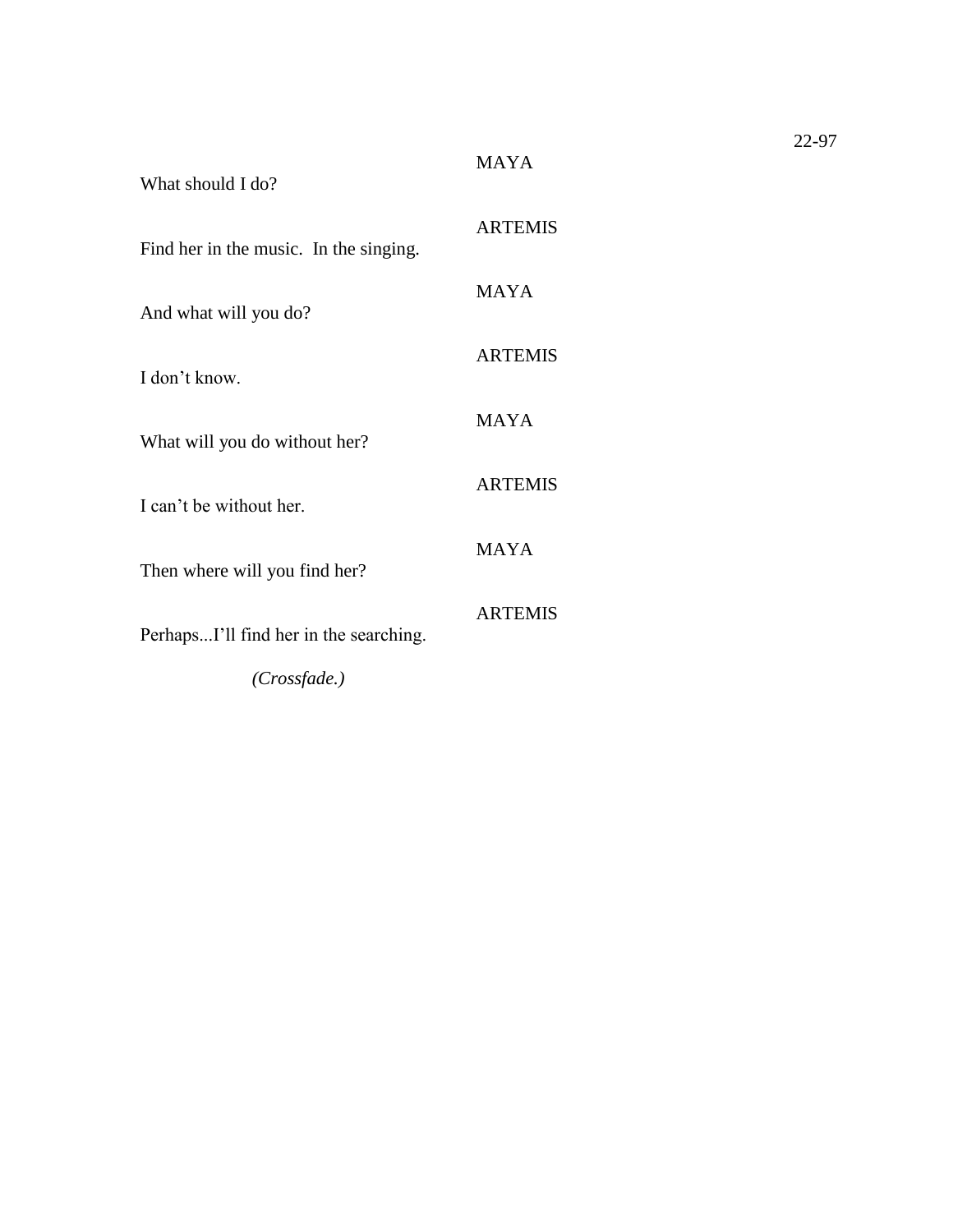MAYA

What should I do?

ARTEMIS

Find her in the music.  In the singing.

MAYA

And what will you do?

ARTEMIS

I don't know.

MAYA

What will you do without her?

ARTEMIS

I can't be without her.

MAYA

Then where will you find her?

ARTEMIS

Perhaps...I'll find her in the searching.

*(Crossfade.)*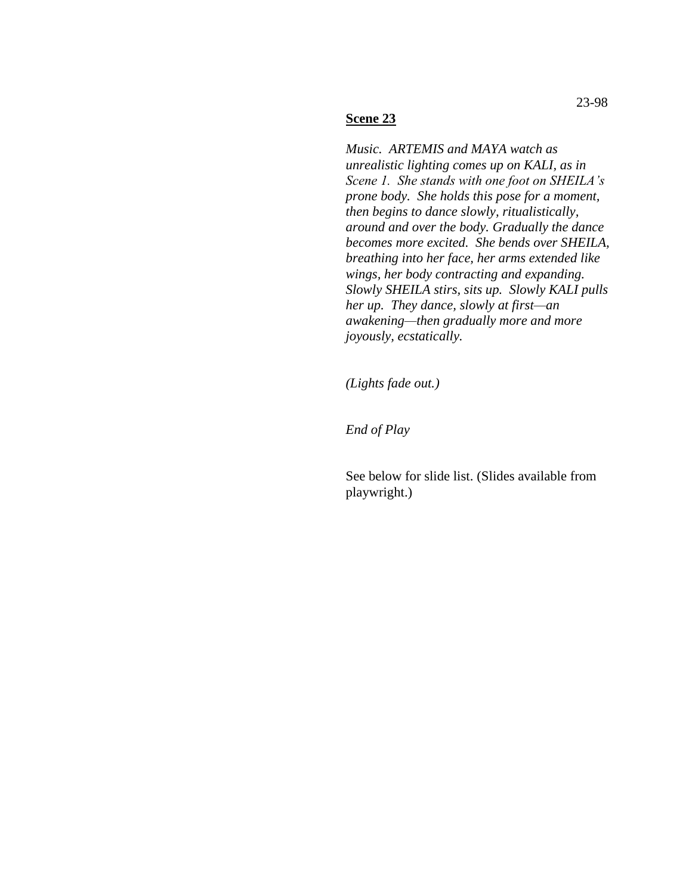**Scene 23**

*Music. ARTEMIS and MAYA watch as unrealistic lighting comes up on KALI, as in Scene 1. She stands with one foot on SHEILA's prone body. She holds this pose for a moment, then begins to dance slowly, ritualistically, around and over the body. Gradually the dance becomes more excited. She bends over SHEILA, breathing into her face, her arms extended like wings, her body contracting and expanding. Slowly SHEILA stirs, sits up. Slowly KALI pulls her up. They dance, slowly at first—an awakening—then gradually more and more joyously, ecstatically.*

*(Lights fade out.)*

*End of Play*

See below for slide list. (Slides available from playwright.)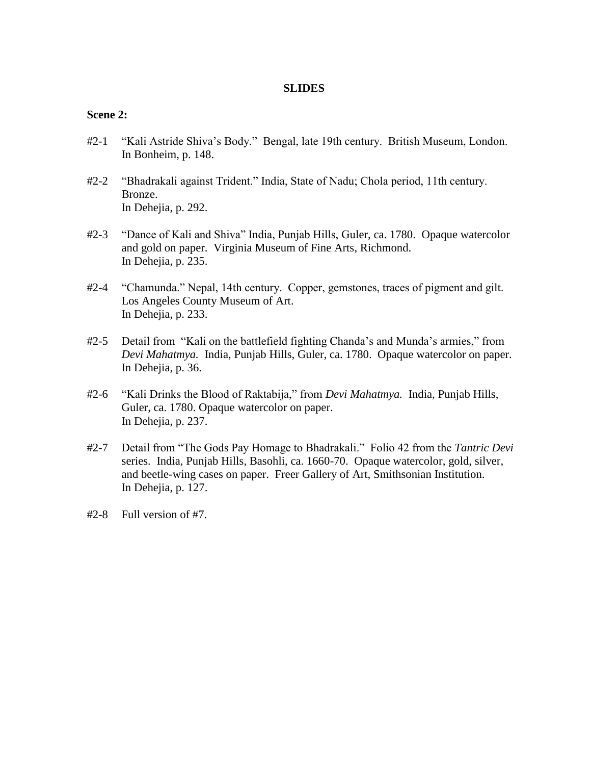## SLIDES

**Scene 2:**

#2-1 "Kali Astride Shiva's Body." Bengal, late 19th century. British Museum, London. In Bonheim, p. 148.

#2-2 "Bhadrakali against Trident." India, State of Nadu; Chola period, 11th century. Bronze.
In Dehejia, p. 292.

#2-3 "Dance of Kali and Shiva" India, Punjab Hills, Guler, ca. 1780. Opaque watercolor and gold on paper. Virginia Museum of Fine Arts, Richmond.
In Dehejia, p. 235.

#2-4 "Chamunda." Nepal, 14th century. Copper, gemstones, traces of pigment and gilt. Los Angeles County Museum of Art.
In Dehejia, p. 233.

#2-5 Detail from "Kali on the battlefield fighting Chanda's and Munda's armies," from *Devi Mahatmya.* India, Punjab Hills, Guler, ca. 1780. Opaque watercolor on paper.
In Dehejia, p. 36.

#2-6 "Kali Drinks the Blood of Raktabija," from *Devi Mahatmya.* India, Punjab Hills, Guler, ca. 1780. Opaque watercolor on paper.
In Dehejia, p. 237.

#2-7 Detail from "The Gods Pay Homage to Bhadrakali." Folio 42 from the *Tantric Devi* series. India, Punjab Hills, Basohli, ca. 1660-70. Opaque watercolor, gold, silver, and beetle-wing cases on paper. Freer Gallery of Art, Smithsonian Institution.
In Dehejia, p. 127.

#2-8 Full version of #7.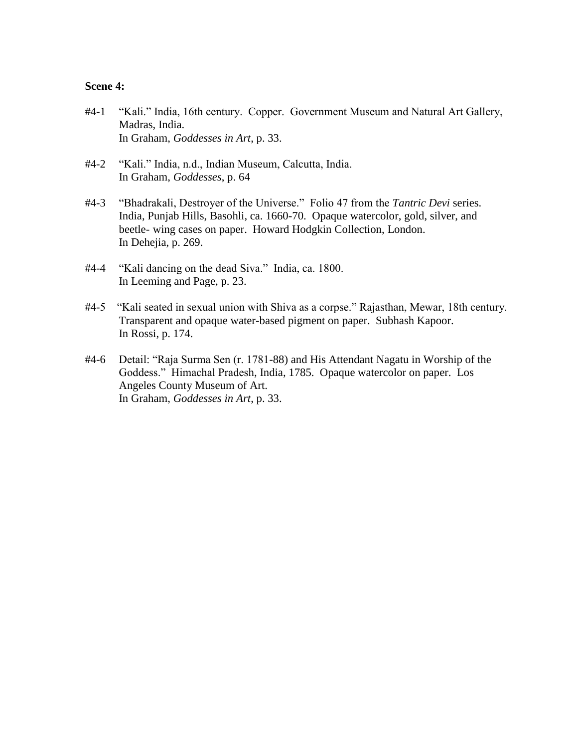**Scene 4:**

#4-1 "Kali." India, 16th century. Copper. Government Museum and Natural Art Gallery, Madras, India.
In Graham, *Goddesses in Art*, p. 33.

#4-2 "Kali." India, n.d., Indian Museum, Calcutta, India.
In Graham, *Goddesses*, p. 64

#4-3 "Bhadrakali, Destroyer of the Universe." Folio 47 from the *Tantric Devi* series. India, Punjab Hills, Basohli, ca. 1660-70. Opaque watercolor, gold, silver, and beetle- wing cases on paper. Howard Hodgkin Collection, London.
In Dehejia, p. 269.

#4-4 "Kali dancing on the dead Siva." India, ca. 1800.
In Leeming and Page, p. 23.

#4-5 "Kali seated in sexual union with Shiva as a corpse." Rajasthan, Mewar, 18th century. Transparent and opaque water-based pigment on paper. Subhash Kapoor.
In Rossi, p. 174.

#4-6 Detail: "Raja Surma Sen (r. 1781-88) and His Attendant Nagatu in Worship of the Goddess." Himachal Pradesh, India, 1785. Opaque watercolor on paper. Los Angeles County Museum of Art.
In Graham, *Goddesses in Art*, p. 33.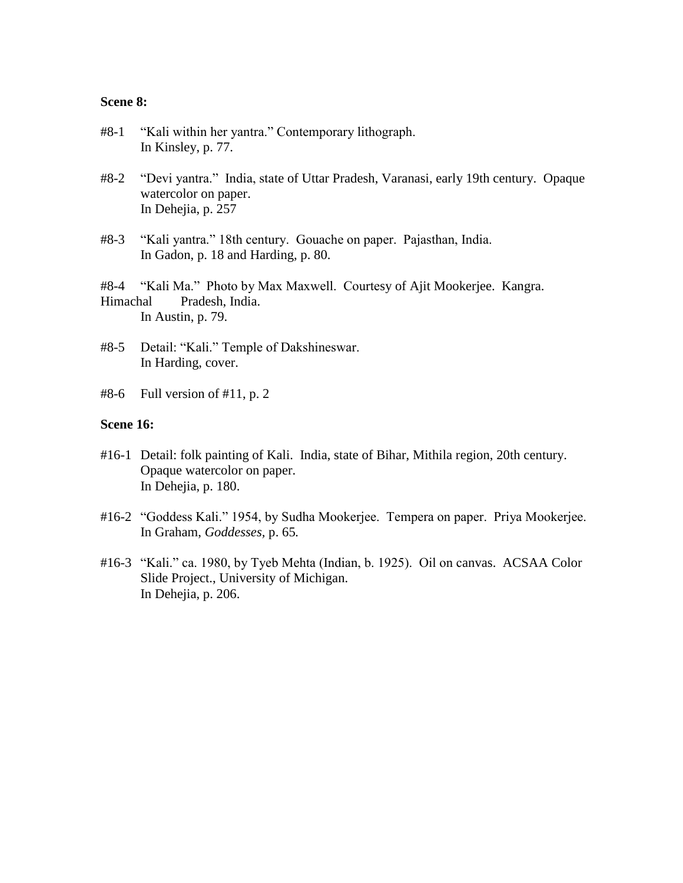**Scene 8:**

#8-1 "Kali within her yantra." Contemporary lithograph.
In Kinsley, p. 77.

#8-2 "Devi yantra." India, state of Uttar Pradesh, Varanasi, early 19th century. Opaque watercolor on paper.
In Dehejia, p. 257

#8-3 "Kali yantra." 18th century. Gouache on paper. Pajasthan, India.
In Gadon, p. 18 and Harding, p. 80.

#8-4 "Kali Ma." Photo by Max Maxwell. Courtesy of Ajit Mookerjee. Kangra. Himachal Pradesh, India.
In Austin, p. 79.

#8-5 Detail: "Kali." Temple of Dakshineswar.
In Harding, cover.

#8-6 Full version of #11, p. 2

**Scene 16:**

#16-1 Detail: folk painting of Kali. India, state of Bihar, Mithila region, 20th century. Opaque watercolor on paper.
In Dehejia, p. 180.

#16-2 "Goddess Kali." 1954, by Sudha Mookerjee. Tempera on paper. Priya Mookerjee.
In Graham, *Goddesses*, p. 65.

#16-3 "Kali." ca. 1980, by Tyeb Mehta (Indian, b. 1925). Oil on canvas. ACSAA Color Slide Project., University of Michigan.
In Dehejia, p. 206.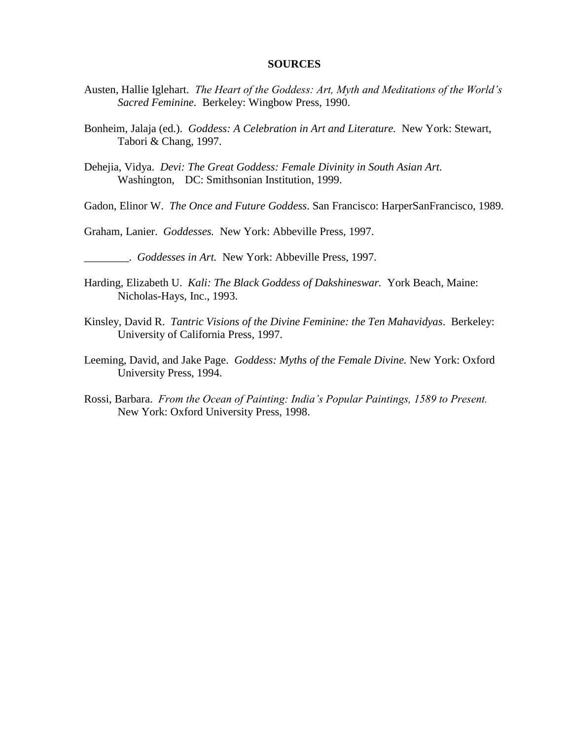**SOURCES**

Austen, Hallie Iglehart. *The Heart of the Goddess: Art, Myth and Meditations of the World's Sacred Feminine.* Berkeley: Wingbow Press, 1990.

Bonheim, Jalaja (ed.). *Goddess: A Celebration in Art and Literature.* New York: Stewart, Tabori & Chang, 1997.

Dehejia, Vidya. *Devi: The Great Goddess: Female Divinity in South Asian Art.* Washington, DC: Smithsonian Institution, 1999.

Gadon, Elinor W. *The Once and Future Goddess*. San Francisco: HarperSanFrancisco, 1989.

Graham, Lanier. *Goddesses.* New York: Abbeville Press, 1997.

________. *Goddesses in Art.* New York: Abbeville Press, 1997.

Harding, Elizabeth U. *Kali: The Black Goddess of Dakshineswar.* York Beach, Maine: Nicholas-Hays, Inc., 1993.

Kinsley, David R. *Tantric Visions of the Divine Feminine: the Ten Mahavidyas*. Berkeley: University of California Press, 1997.

Leeming, David, and Jake Page. *Goddess: Myths of the Female Divine.* New York: Oxford University Press, 1994.

Rossi, Barbara. *From the Ocean of Painting: India's Popular Paintings, 1589 to Present.* New York: Oxford University Press, 1998.